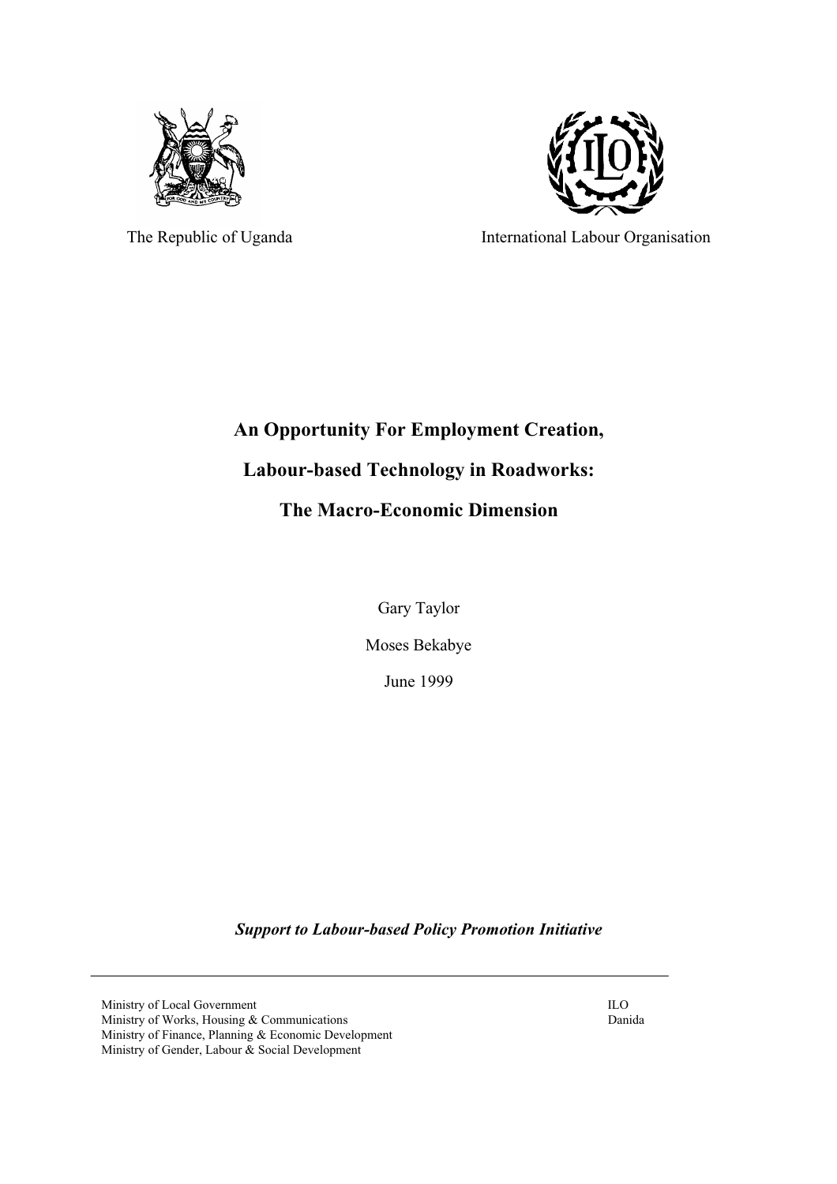The Republic of Uganda

International Labour Organisation

# An Opportunity For Employment Creation,

# Labour-based Technology in Roadworks:

# The Macro-Economic Dimension

Gary Taylor

Moses Bekabye

June 1999

***Support to Labour-based Policy Promotion Initiative***

---

Ministry of Local Government
Ministry of Works, Housing & Communications
Ministry of Finance, Planning & Economic Development
Ministry of Gender, Labour & Social Development

ILO
Danida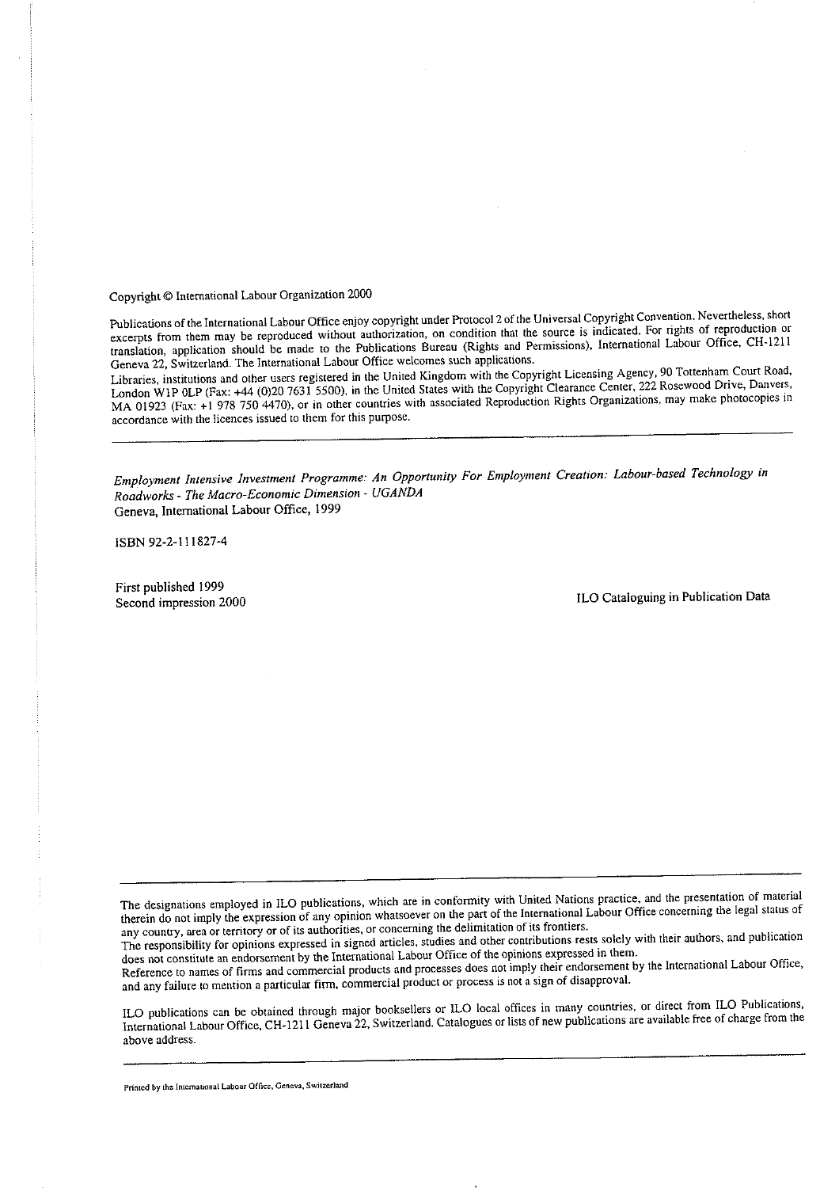Copyright © International Labour Organization 2000

Publications of the International Labour Office enjoy copyright under Protocol 2 of the Universal Copyright Convention. Nevertheless, short excerpts from them may be reproduced without authorization, on condition that the source is indicated. For rights of reproduction or translation, application should be made to the Publications Bureau (Rights and Permissions), International Labour Office, CH-1211 Geneva 22, Switzerland. The International Labour Office welcomes such applications.

Libraries, institutions and other users registered in the United Kingdom with the Copyright Licensing Agency, 90 Tottenham Court Road, London W1P 0LP (Fax: +44 (0)20 7631 5500), in the United States with the Copyright Clearance Center, 222 Rosewood Drive, Danvers, MA 01923 (Fax: +1 978 750 4470), or in other countries with associated Reproduction Rights Organizations, may make photocopies in accordance with the licences issued to them for this purpose.

---

*Employment Intensive Investment Programme: An Opportunity For Employment Creation: Labour-based Technology in Roadworks - The Macro-Economic Dimension - UGANDA*
Geneva, International Labour Office, 1999

ISBN 92-2-111827-4

First published 1999
Second impression 2000

ILO Cataloguing in Publication Data

---

The designations employed in ILO publications, which are in conformity with United Nations practice, and the presentation of material therein do not imply the expression of any opinion whatsoever on the part of the International Labour Office concerning the legal status of any country, area or territory or of its authorities, or concerning the delimitation of its frontiers.

The responsibility for opinions expressed in signed articles, studies and other contributions rests solely with their authors, and publication does not constitute an endorsement by the International Labour Office of the opinions expressed in them.

Reference to names of firms and commercial products and processes does not imply their endorsement by the International Labour Office, and any failure to mention a particular firm, commercial product or process is not a sign of disapproval.

ILO publications can be obtained through major booksellers or ILO local offices in many countries, or direct from ILO Publications, International Labour Office, CH-1211 Geneva 22, Switzerland. Catalogues or lists of new publications are available free of charge from the above address.

---

Printed by the International Labour Office, Geneva, Switzerland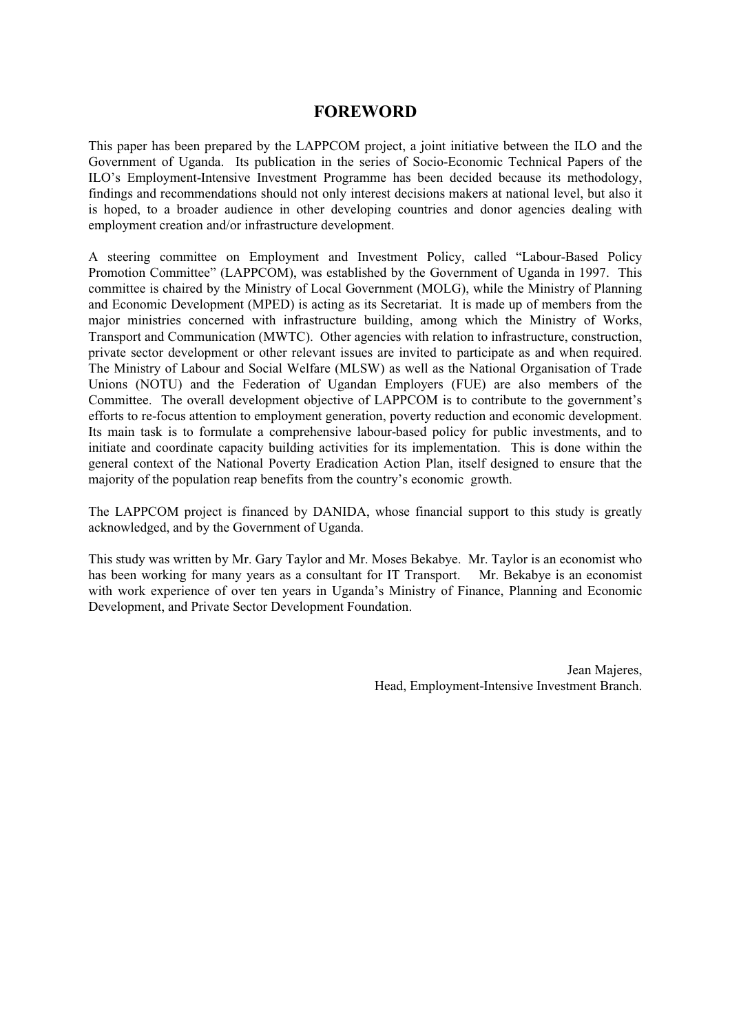# FOREWORD

This paper has been prepared by the LAPPCOM project, a joint initiative between the ILO and the Government of Uganda. Its publication in the series of Socio-Economic Technical Papers of the ILO's Employment-Intensive Investment Programme has been decided because its methodology, findings and recommendations should not only interest decisions makers at national level, but also it is hoped, to a broader audience in other developing countries and donor agencies dealing with employment creation and/or infrastructure development.

A steering committee on Employment and Investment Policy, called "Labour-Based Policy Promotion Committee" (LAPPCOM), was established by the Government of Uganda in 1997. This committee is chaired by the Ministry of Local Government (MOLG), while the Ministry of Planning and Economic Development (MPED) is acting as its Secretariat. It is made up of members from the major ministries concerned with infrastructure building, among which the Ministry of Works, Transport and Communication (MWTC). Other agencies with relation to infrastructure, construction, private sector development or other relevant issues are invited to participate as and when required. The Ministry of Labour and Social Welfare (MLSW) as well as the National Organisation of Trade Unions (NOTU) and the Federation of Ugandan Employers (FUE) are also members of the Committee. The overall development objective of LAPPCOM is to contribute to the government's efforts to re-focus attention to employment generation, poverty reduction and economic development. Its main task is to formulate a comprehensive labour-based policy for public investments, and to initiate and coordinate capacity building activities for its implementation. This is done within the general context of the National Poverty Eradication Action Plan, itself designed to ensure that the majority of the population reap benefits from the country's economic growth.

The LAPPCOM project is financed by DANIDA, whose financial support to this study is greatly acknowledged, and by the Government of Uganda.

This study was written by Mr. Gary Taylor and Mr. Moses Bekabye. Mr. Taylor is an economist who has been working for many years as a consultant for IT Transport. Mr. Bekabye is an economist with work experience of over ten years in Uganda's Ministry of Finance, Planning and Economic Development, and Private Sector Development Foundation.

Jean Majeres,
Head, Employment-Intensive Investment Branch.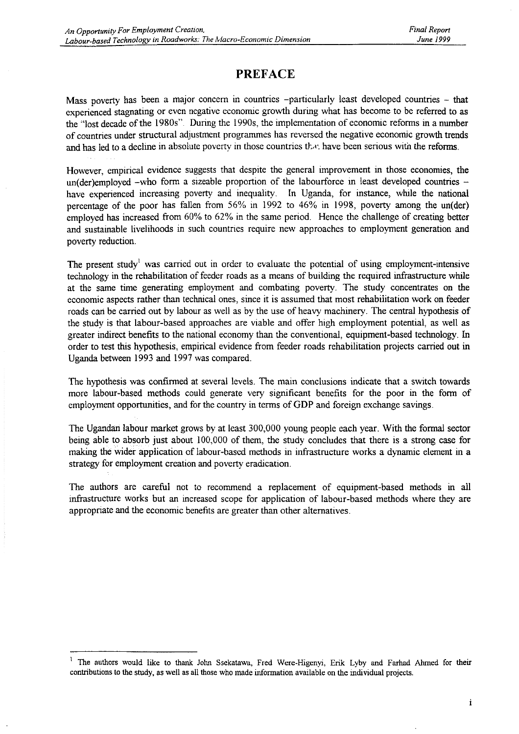# PREFACE

Mass poverty has been a major concern in countries –particularly least developed countries – that experienced stagnating or even negative economic growth during what has become to be referred to as the "lost decade of the 1980s". During the 1990s, the implementation of economic reforms in a number of countries under structural adjustment programmes has reversed the negative economic growth trends and has led to a decline in absolute poverty in those countries that have been serious with the reforms.

However, empirical evidence suggests that despite the general improvement in those economies, the un(der)employed –who form a sizeable proportion of the labourforce in least developed countries – have experienced increasing poverty and inequality. In Uganda, for instance, while the national percentage of the poor has fallen from 56% in 1992 to 46% in 1998, poverty among the un(der) employed has increased from 60% to 62% in the same period. Hence the challenge of creating better and sustainable livelihoods in such countries require new approaches to employment generation and poverty reduction.

The present study[1] was carried out in order to evaluate the potential of using employment-intensive technology in the rehabilitation of feeder roads as a means of building the required infrastructure while at the same time generating employment and combating poverty. The study concentrates on the economic aspects rather than technical ones, since it is assumed that most rehabilitation work on feeder roads can be carried out by labour as well as by the use of heavy machinery. The central hypothesis of the study is that labour-based approaches are viable and offer high employment potential, as well as greater indirect benefits to the national economy than the conventional, equipment-based technology. In order to test this hypothesis, empirical evidence from feeder roads rehabilitation projects carried out in Uganda between 1993 and 1997 was compared.

The hypothesis was confirmed at several levels. The main conclusions indicate that a switch towards more labour-based methods could generate very significant benefits for the poor in the form of employment opportunities, and for the country in terms of GDP and foreign exchange savings.

The Ugandan labour market grows by at least 300,000 young people each year. With the formal sector being able to absorb just about 100,000 of them, the study concludes that there is a strong case for making the wider application of labour-based methods in infrastructure works a dynamic element in a strategy for employment creation and poverty eradication.

The authors are careful not to recommend a replacement of equipment-based methods in all infrastructure works but an increased scope for application of labour-based methods where they are appropriate and the economic benefits are greater than other alternatives.

---

[1] The authors would like to thank John Ssekatawa, Fred Were-Higenyi, Erik Lyby and Farhad Ahmed for their contributions to the study, as well as all those who made information available on the individual projects.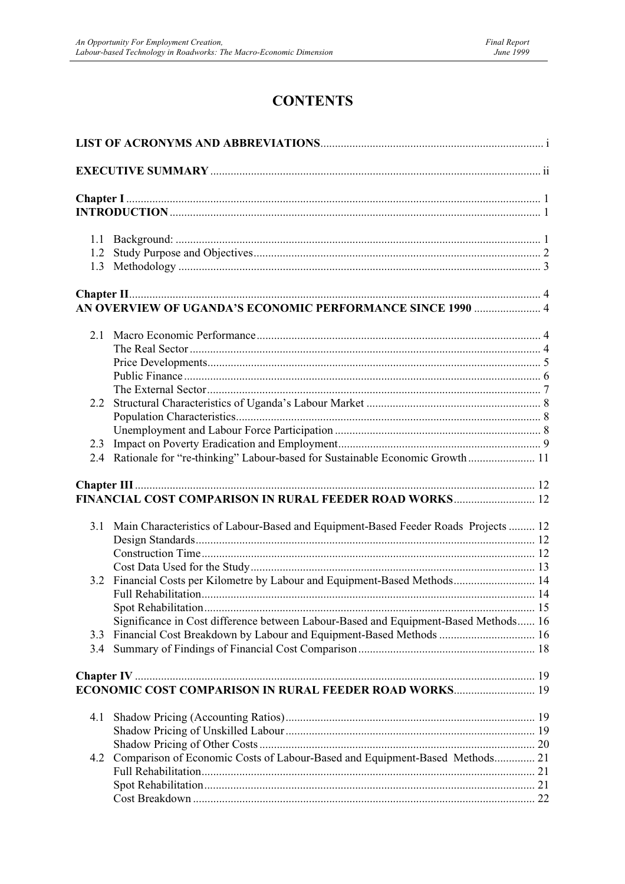# CONTENTS

**LIST OF ACRONYMS AND ABBREVIATIONS** ..... i

**EXECUTIVE SUMMARY** ..... ii

**Chapter I** ..... 1
**INTRODUCTION** ..... 1

1.1 Background: ..... 1
1.2 Study Purpose and Objectives ..... 2
1.3 Methodology ..... 3

**Chapter II** ..... 4
**AN OVERVIEW OF UGANDA'S ECONOMIC PERFORMANCE SINCE 1990** ..... 4

2.1 Macro Economic Performance ..... 4
- The Real Sector ..... 4
- Price Developments ..... 5
- Public Finance ..... 6
- The External Sector ..... 7

2.2 Structural Characteristics of Uganda's Labour Market ..... 8
- Population Characteristics ..... 8
- Unemployment and Labour Force Participation ..... 8

2.3 Impact on Poverty Eradication and Employment ..... 9
2.4 Rationale for "re-thinking" Labour-based for Sustainable Economic Growth ..... 11

**Chapter III** ..... 12
**FINANCIAL COST COMPARISON IN RURAL FEEDER ROAD WORKS** ..... 12

3.1 Main Characteristics of Labour-Based and Equipment-Based Feeder Roads Projects ..... 12
- Design Standards ..... 12
- Construction Time ..... 12
- Cost Data Used for the Study ..... 13

3.2 Financial Costs per Kilometre by Labour and Equipment-Based Methods ..... 14
- Full Rehabilitation ..... 14
- Spot Rehabilitation ..... 15
- Significance in Cost difference between Labour-Based and Equipment-Based Methods ..... 16

3.3 Financial Cost Breakdown by Labour and Equipment-Based Methods ..... 16
3.4 Summary of Findings of Financial Cost Comparison ..... 18

**Chapter IV** ..... 19
**ECONOMIC COST COMPARISON IN RURAL FEEDER ROAD WORKS** ..... 19

4.1 Shadow Pricing (Accounting Ratios) ..... 19
- Shadow Pricing of Unskilled Labour ..... 19
- Shadow Pricing of Other Costs ..... 20

4.2 Comparison of Economic Costs of Labour-Based and Equipment-Based Methods ..... 21
- Full Rehabilitation ..... 21
- Spot Rehabilitation ..... 21
- Cost Breakdown ..... 22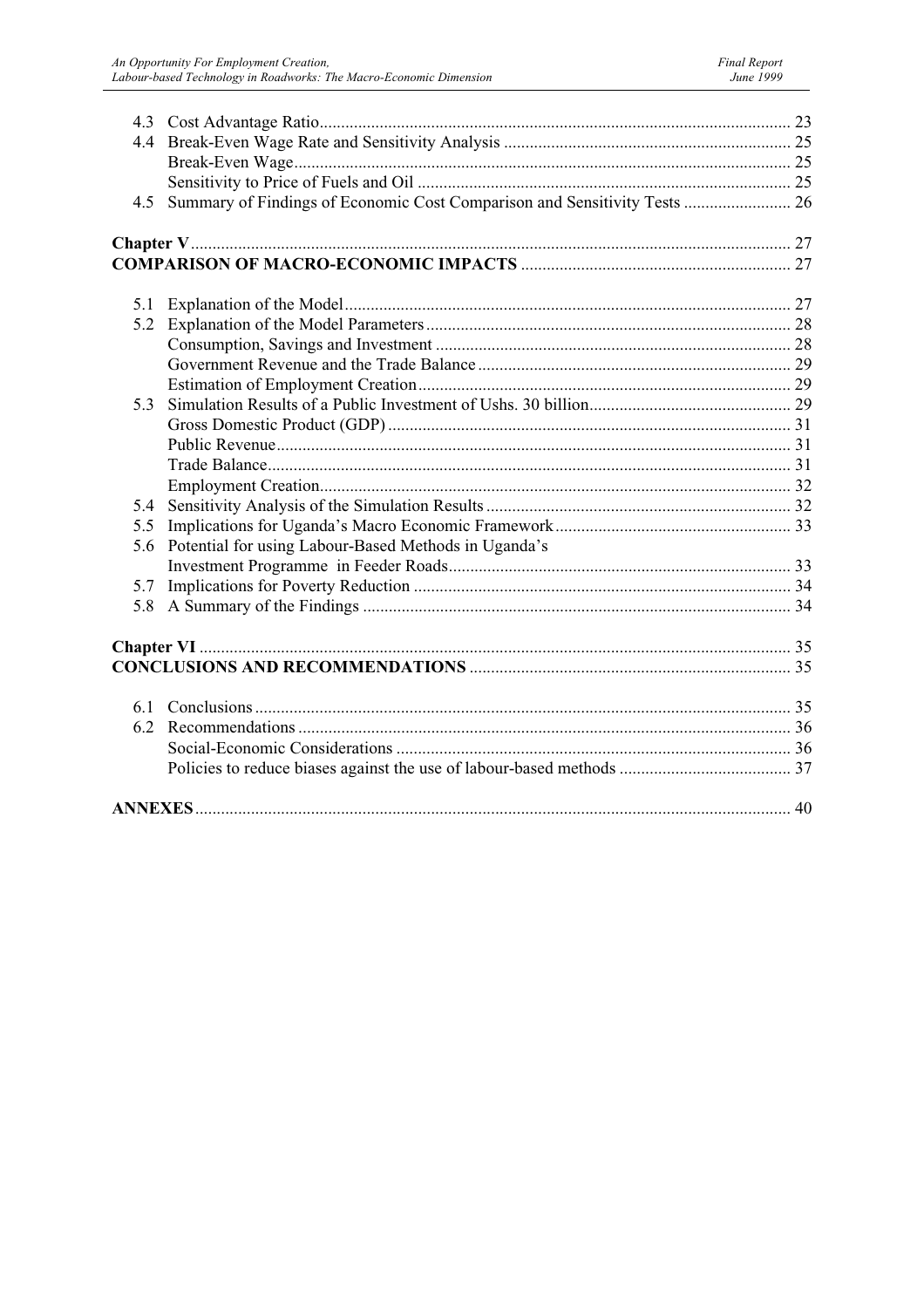4.3 Cost Advantage Ratio ........................................................................................................ 23
4.4 Break-Even Wage Rate and Sensitivity Analysis .................................................................. 25
Break-Even Wage ..................................................................................................................... 25
Sensitivity to Price of Fuels and Oil ......................................................................................... 25
4.5 Summary of Findings of Economic Cost Comparison and Sensitivity Tests ......................... 26

**Chapter V** .................................................................................................................................... 27
**COMPARISON OF MACRO-ECONOMIC IMPACTS** .............................................................. 27

5.1 Explanation of the Model ..................................................................................................... 27
5.2 Explanation of the Model Parameters ................................................................................... 28
Consumption, Savings and Investment ..................................................................................... 28
Government Revenue and the Trade Balance ........................................................................... 29
Estimation of Employment Creation ......................................................................................... 29
5.3 Simulation Results of a Public Investment of Ushs. 30 billion ............................................. 29
Gross Domestic Product (GDP) ................................................................................................ 31
Public Revenue ......................................................................................................................... 31
Trade Balance ........................................................................................................................... 31
Employment Creation ............................................................................................................... 32
5.4 Sensitivity Analysis of the Simulation Results ...................................................................... 32
5.5 Implications for Uganda's Macro Economic Framework ...................................................... 33
5.6 Potential for using Labour-Based Methods in Uganda's Investment Programme in Feeder Roads ............................................................................... 33
5.7 Implications for Poverty Reduction ...................................................................................... 34
5.8 A Summary of the Findings .................................................................................................. 34

**Chapter VI** ................................................................................................................................... 35
**CONCLUSIONS AND RECOMMENDATIONS** ......................................................................... 35

6.1 Conclusions .......................................................................................................................... 35
6.2 Recommendations ................................................................................................................. 36
Social-Economic Considerations .............................................................................................. 36
Policies to reduce biases against the use of labour-based methods .......................................... 37

**ANNEXES** ..................................................................................................................................... 40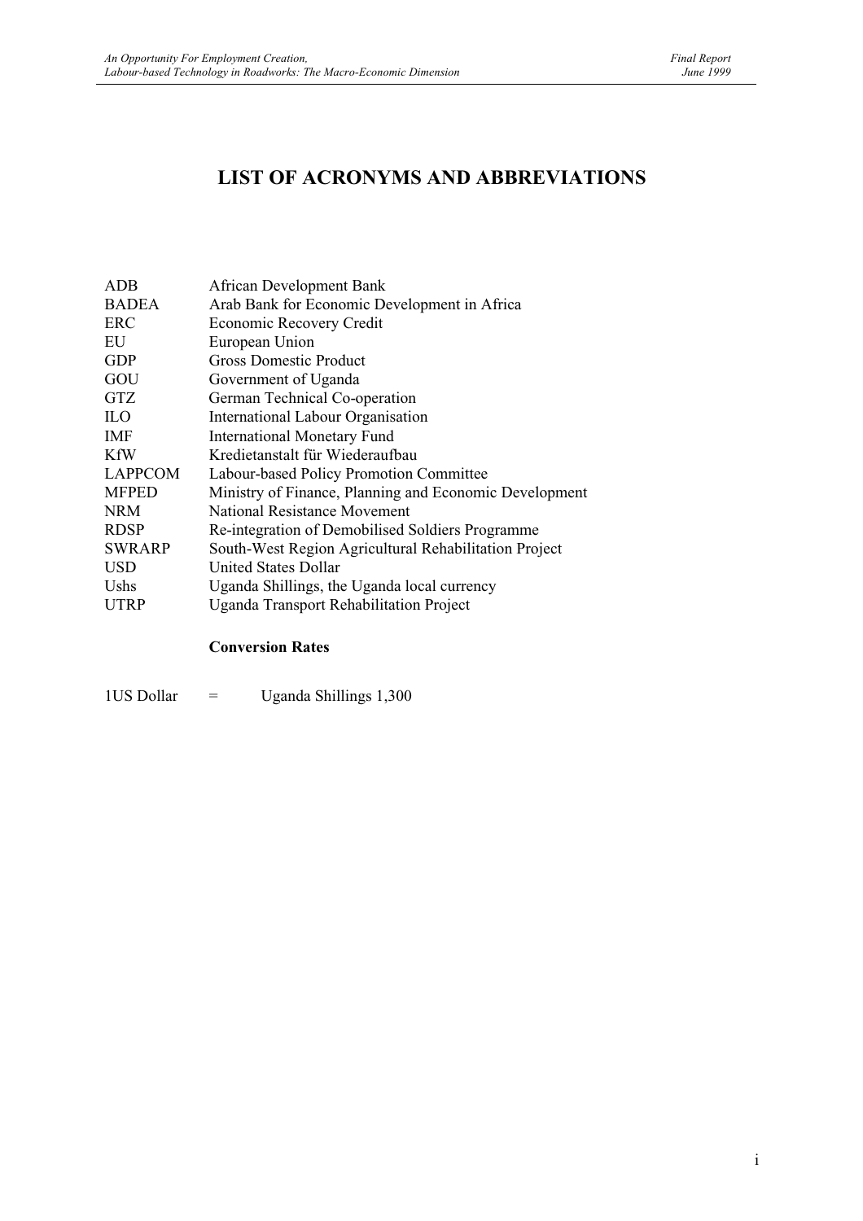# LIST OF ACRONYMS AND ABBREVIATIONS

| | |
|---|---|
| ADB | African Development Bank |
| BADEA | Arab Bank for Economic Development in Africa |
| ERC | Economic Recovery Credit |
| EU | European Union |
| GDP | Gross Domestic Product |
| GOU | Government of Uganda |
| GTZ | German Technical Co-operation |
| ILO | International Labour Organisation |
| IMF | International Monetary Fund |
| KfW | Kredietanstalt für Wiederaufbau |
| LAPPCOM | Labour-based Policy Promotion Committee |
| MFPED | Ministry of Finance, Planning and Economic Development |
| NRM | National Resistance Movement |
| RDSP | Re-integration of Demobilised Soldiers Programme |
| SWRARP | South-West Region Agricultural Rehabilitation Project |
| USD | United States Dollar |
| Ushs | Uganda Shillings, the Uganda local currency |
| UTRP | Uganda Transport Rehabilitation Project |

**Conversion Rates**

1US Dollar = Uganda Shillings 1,300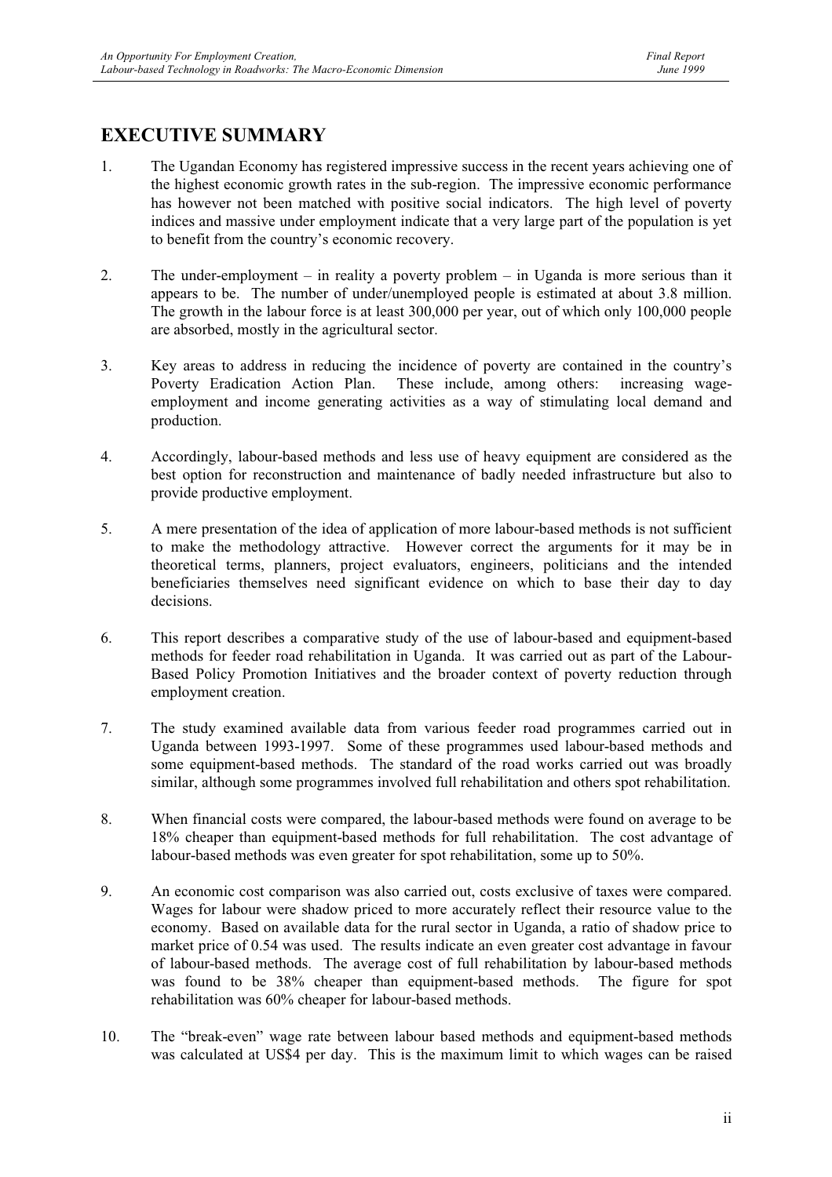## EXECUTIVE SUMMARY

1. The Ugandan Economy has registered impressive success in the recent years achieving one of the highest economic growth rates in the sub-region. The impressive economic performance has however not been matched with positive social indicators. The high level of poverty indices and massive under employment indicate that a very large part of the population is yet to benefit from the country's economic recovery.

2. The under-employment – in reality a poverty problem – in Uganda is more serious than it appears to be. The number of under/unemployed people is estimated at about 3.8 million. The growth in the labour force is at least 300,000 per year, out of which only 100,000 people are absorbed, mostly in the agricultural sector.

3. Key areas to address in reducing the incidence of poverty are contained in the country's Poverty Eradication Action Plan. These include, among others: increasing wage-employment and income generating activities as a way of stimulating local demand and production.

4. Accordingly, labour-based methods and less use of heavy equipment are considered as the best option for reconstruction and maintenance of badly needed infrastructure but also to provide productive employment.

5. A mere presentation of the idea of application of more labour-based methods is not sufficient to make the methodology attractive. However correct the arguments for it may be in theoretical terms, planners, project evaluators, engineers, politicians and the intended beneficiaries themselves need significant evidence on which to base their day to day decisions.

6. This report describes a comparative study of the use of labour-based and equipment-based methods for feeder road rehabilitation in Uganda. It was carried out as part of the Labour-Based Policy Promotion Initiatives and the broader context of poverty reduction through employment creation.

7. The study examined available data from various feeder road programmes carried out in Uganda between 1993-1997. Some of these programmes used labour-based methods and some equipment-based methods. The standard of the road works carried out was broadly similar, although some programmes involved full rehabilitation and others spot rehabilitation.

8. When financial costs were compared, the labour-based methods were found on average to be 18% cheaper than equipment-based methods for full rehabilitation. The cost advantage of labour-based methods was even greater for spot rehabilitation, some up to 50%.

9. An economic cost comparison was also carried out, costs exclusive of taxes were compared. Wages for labour were shadow priced to more accurately reflect their resource value to the economy. Based on available data for the rural sector in Uganda, a ratio of shadow price to market price of 0.54 was used. The results indicate an even greater cost advantage in favour of labour-based methods. The average cost of full rehabilitation by labour-based methods was found to be 38% cheaper than equipment-based methods. The figure for spot rehabilitation was 60% cheaper for labour-based methods.

10. The "break-even" wage rate between labour based methods and equipment-based methods was calculated at US$4 per day. This is the maximum limit to which wages can be raised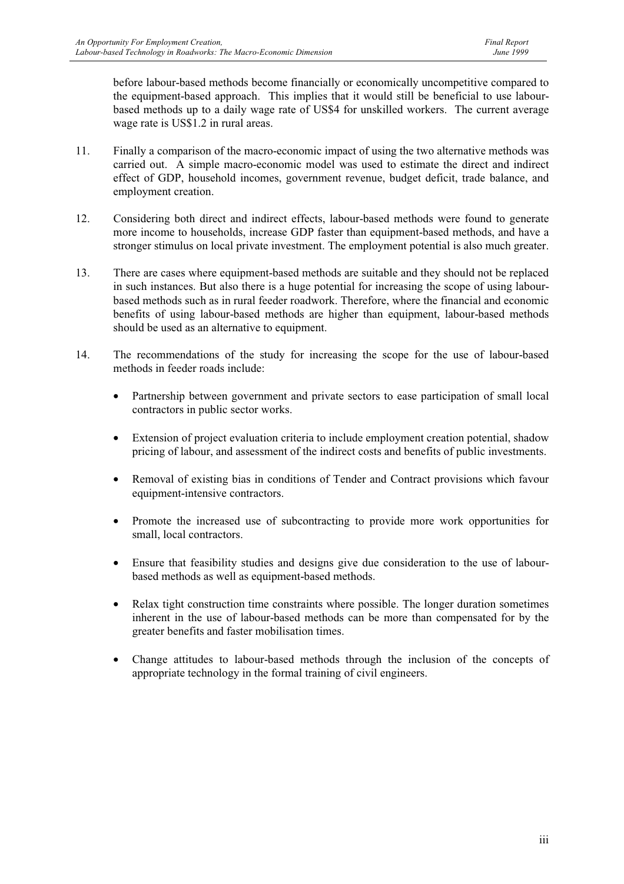before labour-based methods become financially or economically uncompetitive compared to the equipment-based approach. This implies that it would still be beneficial to use labour-based methods up to a daily wage rate of US$4 for unskilled workers. The current average wage rate is US$1.2 in rural areas.

11. Finally a comparison of the macro-economic impact of using the two alternative methods was carried out. A simple macro-economic model was used to estimate the direct and indirect effect of GDP, household incomes, government revenue, budget deficit, trade balance, and employment creation.

12. Considering both direct and indirect effects, labour-based methods were found to generate more income to households, increase GDP faster than equipment-based methods, and have a stronger stimulus on local private investment. The employment potential is also much greater.

13. There are cases where equipment-based methods are suitable and they should not be replaced in such instances. But also there is a huge potential for increasing the scope of using labour-based methods such as in rural feeder roadwork. Therefore, where the financial and economic benefits of using labour-based methods are higher than equipment, labour-based methods should be used as an alternative to equipment.

14. The recommendations of the study for increasing the scope for the use of labour-based methods in feeder roads include:

- Partnership between government and private sectors to ease participation of small local contractors in public sector works.
- Extension of project evaluation criteria to include employment creation potential, shadow pricing of labour, and assessment of the indirect costs and benefits of public investments.
- Removal of existing bias in conditions of Tender and Contract provisions which favour equipment-intensive contractors.
- Promote the increased use of subcontracting to provide more work opportunities for small, local contractors.
- Ensure that feasibility studies and designs give due consideration to the use of labour-based methods as well as equipment-based methods.
- Relax tight construction time constraints where possible. The longer duration sometimes inherent in the use of labour-based methods can be more than compensated for by the greater benefits and faster mobilisation times.
- Change attitudes to labour-based methods through the inclusion of the concepts of appropriate technology in the formal training of civil engineers.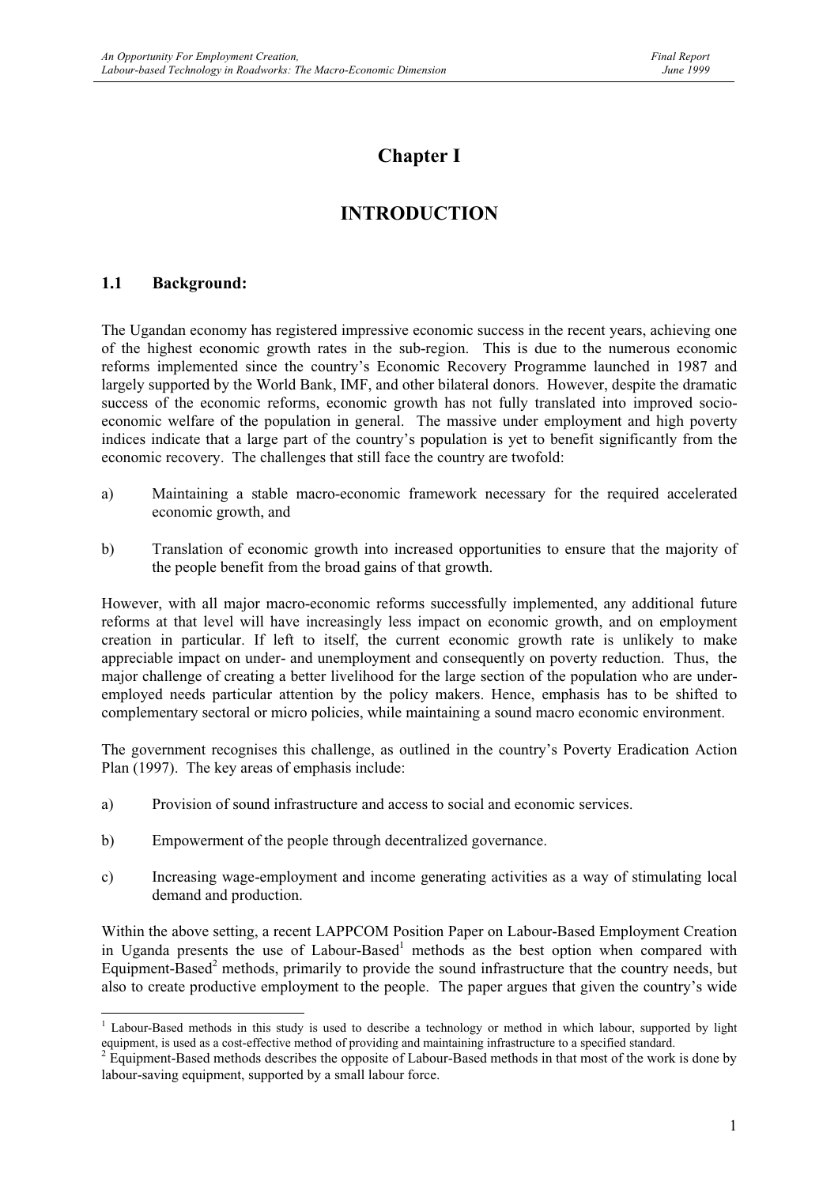# Chapter I

# INTRODUCTION

## 1.1 Background:

The Ugandan economy has registered impressive economic success in the recent years, achieving one of the highest economic growth rates in the sub-region. This is due to the numerous economic reforms implemented since the country's Economic Recovery Programme launched in 1987 and largely supported by the World Bank, IMF, and other bilateral donors. However, despite the dramatic success of the economic reforms, economic growth has not fully translated into improved socio-economic welfare of the population in general. The massive under employment and high poverty indices indicate that a large part of the country's population is yet to benefit significantly from the economic recovery. The challenges that still face the country are twofold:

a) Maintaining a stable macro-economic framework necessary for the required accelerated economic growth, and

b) Translation of economic growth into increased opportunities to ensure that the majority of the people benefit from the broad gains of that growth.

However, with all major macro-economic reforms successfully implemented, any additional future reforms at that level will have increasingly less impact on economic growth, and on employment creation in particular. If left to itself, the current economic growth rate is unlikely to make appreciable impact on under- and unemployment and consequently on poverty reduction. Thus, the major challenge of creating a better livelihood for the large section of the population who are under-employed needs particular attention by the policy makers. Hence, emphasis has to be shifted to complementary sectoral or micro policies, while maintaining a sound macro economic environment.

The government recognises this challenge, as outlined in the country's Poverty Eradication Action Plan (1997). The key areas of emphasis include:

a) Provision of sound infrastructure and access to social and economic services.

b) Empowerment of the people through decentralized governance.

c) Increasing wage-employment and income generating activities as a way of stimulating local demand and production.

Within the above setting, a recent LAPPCOM Position Paper on Labour-Based Employment Creation in Uganda presents the use of Labour-Based[1] methods as the best option when compared with Equipment-Based[2] methods, primarily to provide the sound infrastructure that the country needs, but also to create productive employment to the people. The paper argues that given the country's wide

---

[1] Labour-Based methods in this study is used to describe a technology or method in which labour, supported by light equipment, is used as a cost-effective method of providing and maintaining infrastructure to a specified standard.

[2] Equipment-Based methods describes the opposite of Labour-Based methods in that most of the work is done by labour-saving equipment, supported by a small labour force.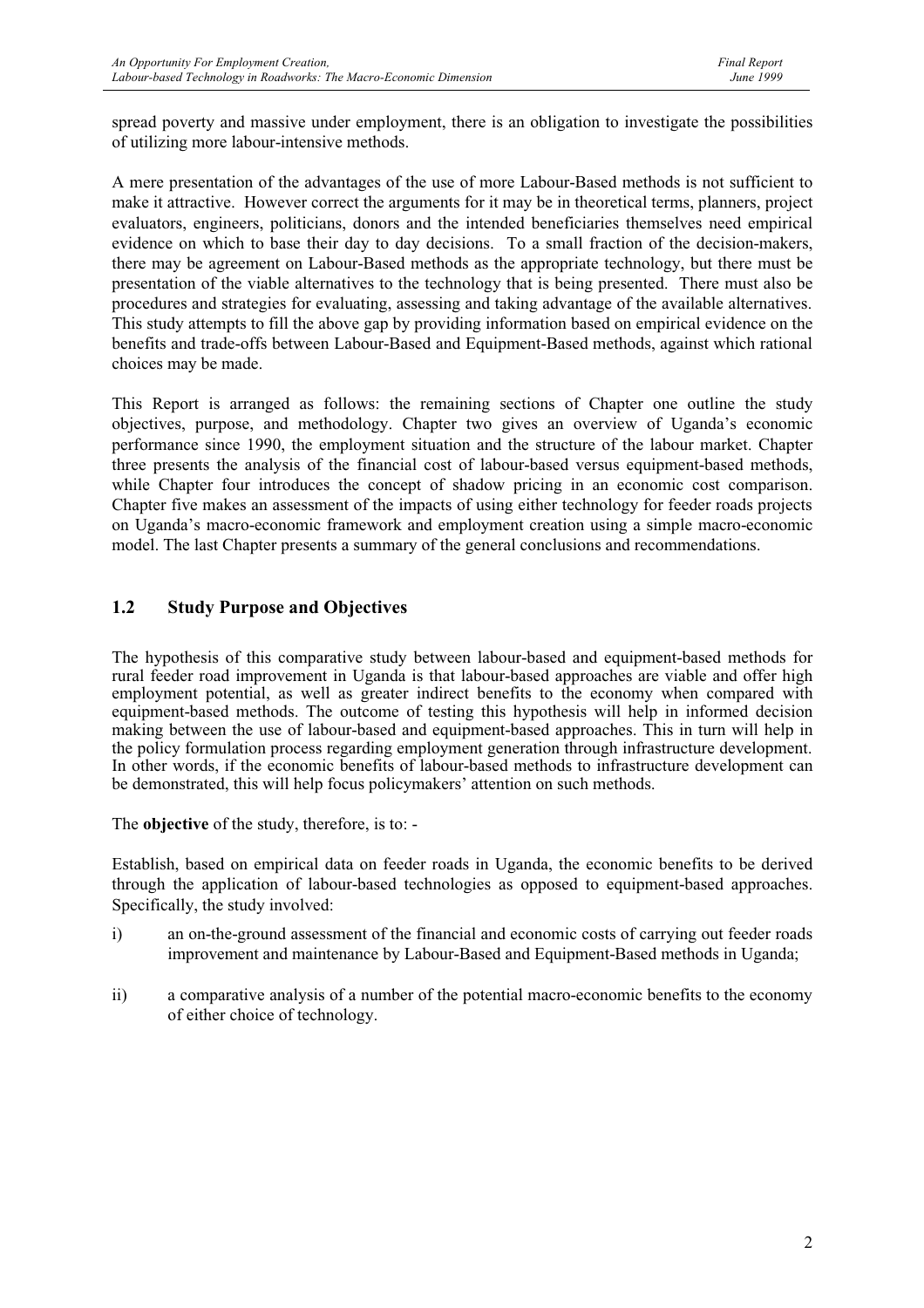spread poverty and massive under employment, there is an obligation to investigate the possibilities of utilizing more labour-intensive methods.

A mere presentation of the advantages of the use of more Labour-Based methods is not sufficient to make it attractive. However correct the arguments for it may be in theoretical terms, planners, project evaluators, engineers, politicians, donors and the intended beneficiaries themselves need empirical evidence on which to base their day to day decisions. To a small fraction of the decision-makers, there may be agreement on Labour-Based methods as the appropriate technology, but there must be presentation of the viable alternatives to the technology that is being presented. There must also be procedures and strategies for evaluating, assessing and taking advantage of the available alternatives. This study attempts to fill the above gap by providing information based on empirical evidence on the benefits and trade-offs between Labour-Based and Equipment-Based methods, against which rational choices may be made.

This Report is arranged as follows: the remaining sections of Chapter one outline the study objectives, purpose, and methodology. Chapter two gives an overview of Uganda's economic performance since 1990, the employment situation and the structure of the labour market. Chapter three presents the analysis of the financial cost of labour-based versus equipment-based methods, while Chapter four introduces the concept of shadow pricing in an economic cost comparison. Chapter five makes an assessment of the impacts of using either technology for feeder roads projects on Uganda's macro-economic framework and employment creation using a simple macro-economic model. The last Chapter presents a summary of the general conclusions and recommendations.

## 1.2 Study Purpose and Objectives

The hypothesis of this comparative study between labour-based and equipment-based methods for rural feeder road improvement in Uganda is that labour-based approaches are viable and offer high employment potential, as well as greater indirect benefits to the economy when compared with equipment-based methods. The outcome of testing this hypothesis will help in informed decision making between the use of labour-based and equipment-based approaches. This in turn will help in the policy formulation process regarding employment generation through infrastructure development. In other words, if the economic benefits of labour-based methods to infrastructure development can be demonstrated, this will help focus policymakers' attention on such methods.

The **objective** of the study, therefore, is to: -

Establish, based on empirical data on feeder roads in Uganda, the economic benefits to be derived through the application of labour-based technologies as opposed to equipment-based approaches. Specifically, the study involved:

i) an on-the-ground assessment of the financial and economic costs of carrying out feeder roads improvement and maintenance by Labour-Based and Equipment-Based methods in Uganda;

ii) a comparative analysis of a number of the potential macro-economic benefits to the economy of either choice of technology.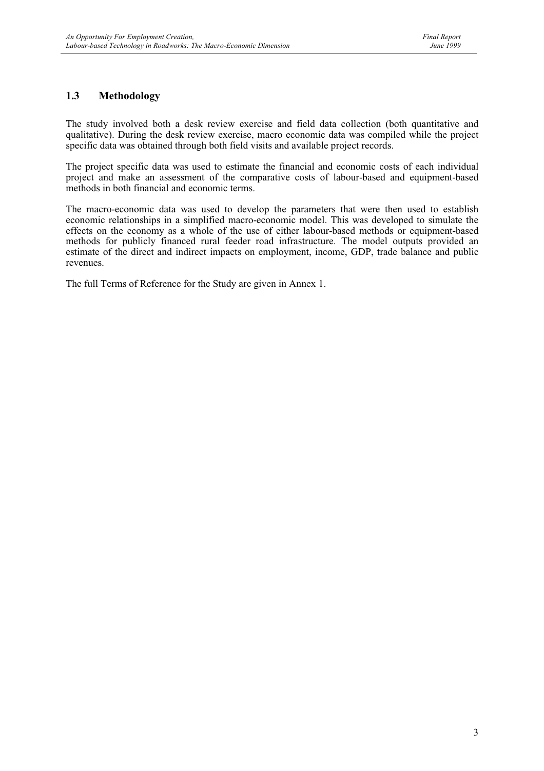## 1.3 Methodology

The study involved both a desk review exercise and field data collection (both quantitative and qualitative). During the desk review exercise, macro economic data was compiled while the project specific data was obtained through both field visits and available project records.

The project specific data was used to estimate the financial and economic costs of each individual project and make an assessment of the comparative costs of labour-based and equipment-based methods in both financial and economic terms.

The macro-economic data was used to develop the parameters that were then used to establish economic relationships in a simplified macro-economic model. This was developed to simulate the effects on the economy as a whole of the use of either labour-based methods or equipment-based methods for publicly financed rural feeder road infrastructure. The model outputs provided an estimate of the direct and indirect impacts on employment, income, GDP, trade balance and public revenues.

The full Terms of Reference for the Study are given in Annex 1.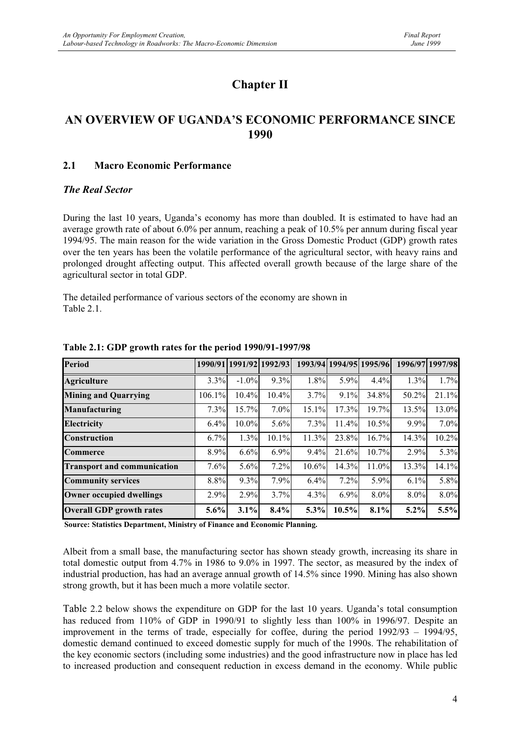# Chapter II

# AN OVERVIEW OF UGANDA'S ECONOMIC PERFORMANCE SINCE 1990

## 2.1 Macro Economic Performance

### *The Real Sector*

During the last 10 years, Uganda's economy has more than doubled. It is estimated to have had an average growth rate of about 6.0% per annum, reaching a peak of 10.5% per annum during fiscal year 1994/95. The main reason for the wide variation in the Gross Domestic Product (GDP) growth rates over the ten years has been the volatile performance of the agricultural sector, with heavy rains and prolonged drought affecting output. This affected overall growth because of the large share of the agricultural sector in total GDP.

The detailed performance of various sectors of the economy are shown in Table 2.1.

**Table 2.1: GDP growth rates for the period 1990/91-1997/98**

| Period | 1990/91 | 1991/92 | 1992/93 | 1993/94 | 1994/95 | 1995/96 | 1996/97 | 1997/98 |
|---|---|---|---|---|---|---|---|---|
| **Agriculture** | 3.3% | -1.0% | 9.3% | 1.8% | 5.9% | 4.4% | 1.3% | 1.7% |
| **Mining and Quarrying** | 106.1% | 10.4% | 10.4% | 3.7% | 9.1% | 34.8% | 50.2% | 21.1% |
| **Manufacturing** | 7.3% | 15.7% | 7.0% | 15.1% | 17.3% | 19.7% | 13.5% | 13.0% |
| **Electricity** | 6.4% | 10.0% | 5.6% | 7.3% | 11.4% | 10.5% | 9.9% | 7.0% |
| **Construction** | 6.7% | 1.3% | 10.1% | 11.3% | 23.8% | 16.7% | 14.3% | 10.2% |
| **Commerce** | 8.9% | 6.6% | 6.9% | 9.4% | 21.6% | 10.7% | 2.9% | 5.3% |
| **Transport and communication** | 7.6% | 5.6% | 7.2% | 10.6% | 14.3% | 11.0% | 13.3% | 14.1% |
| **Community services** | 8.8% | 9.3% | 7.9% | 6.4% | 7.2% | 5.9% | 6.1% | 5.8% |
| **Owner occupied dwellings** | 2.9% | 2.9% | 3.7% | 4.3% | 6.9% | 8.0% | 8.0% | 8.0% |
| **Overall GDP growth rates** | **5.6%** | **3.1%** | **8.4%** | **5.3%** | **10.5%** | **8.1%** | **5.2%** | **5.5%** |

**Source: Statistics Department, Ministry of Finance and Economic Planning.**

Albeit from a small base, the manufacturing sector has shown steady growth, increasing its share in total domestic output from 4.7% in 1986 to 9.0% in 1997. The sector, as measured by the index of industrial production, has had an average annual growth of 14.5% since 1990. Mining has also shown strong growth, but it has been much a more volatile sector.

Table 2.2 below shows the expenditure on GDP for the last 10 years. Uganda's total consumption has reduced from 110% of GDP in 1990/91 to slightly less than 100% in 1996/97. Despite an improvement in the terms of trade, especially for coffee, during the period 1992/93 – 1994/95, domestic demand continued to exceed domestic supply for much of the 1990s. The rehabilitation of the key economic sectors (including some industries) and the good infrastructure now in place has led to increased production and consequent reduction in excess demand in the economy. While public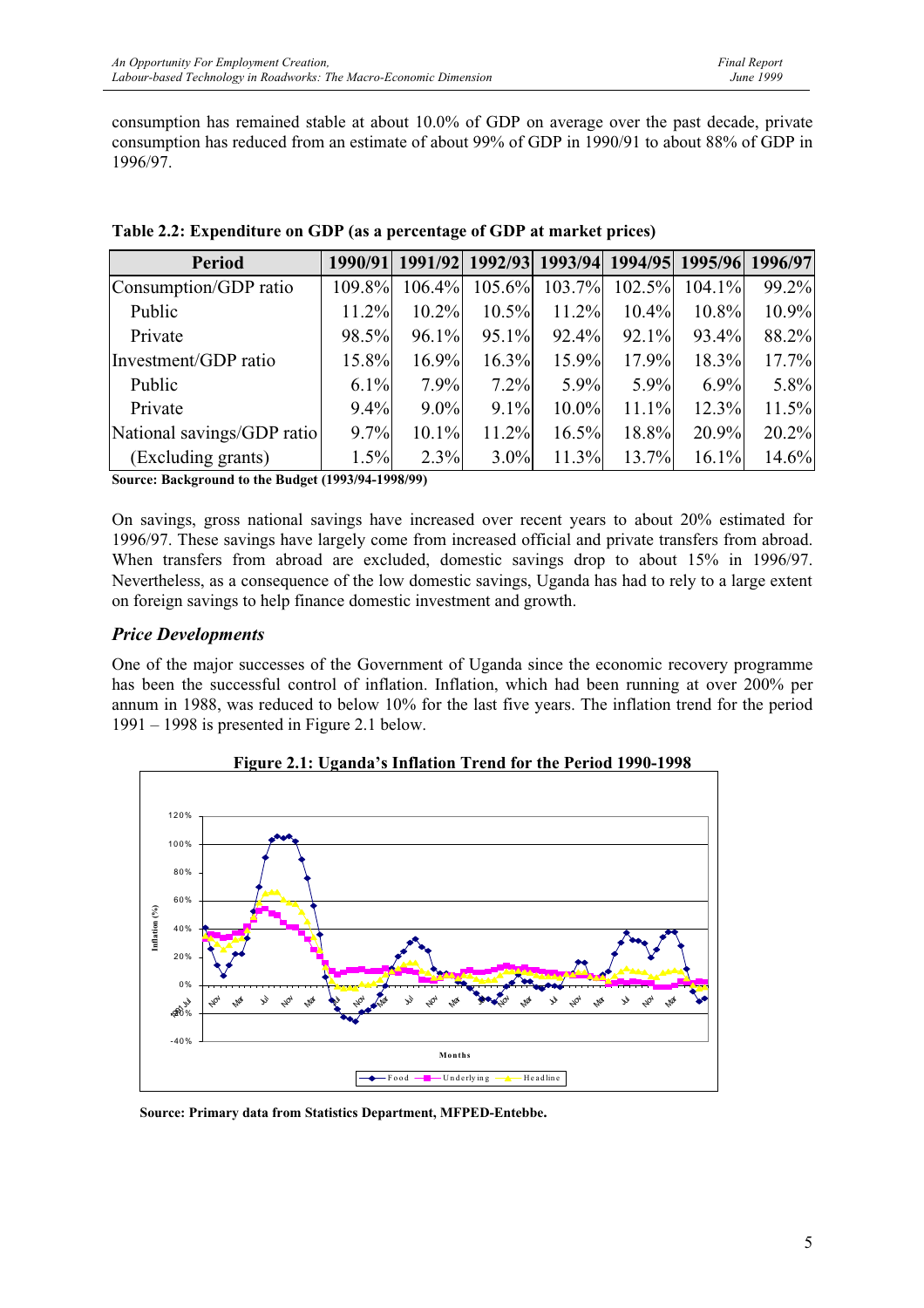consumption has remained stable at about 10.0% of GDP on average over the past decade, private consumption has reduced from an estimate of about 99% of GDP in 1990/91 to about 88% of GDP in 1996/97.

**Table 2.2: Expenditure on GDP (as a percentage of GDP at market prices)**

| Period | 1990/91 | 1991/92 | 1992/93 | 1993/94 | 1994/95 | 1995/96 | 1996/97 |
|---|---|---|---|---|---|---|---|
| Consumption/GDP ratio | 109.8% | 106.4% | 105.6% | 103.7% | 102.5% | 104.1% | 99.2% |
| Public | 11.2% | 10.2% | 10.5% | 11.2% | 10.4% | 10.8% | 10.9% |
| Private | 98.5% | 96.1% | 95.1% | 92.4% | 92.1% | 93.4% | 88.2% |
| Investment/GDP ratio | 15.8% | 16.9% | 16.3% | 15.9% | 17.9% | 18.3% | 17.7% |
| Public | 6.1% | 7.9% | 7.2% | 5.9% | 5.9% | 6.9% | 5.8% |
| Private | 9.4% | 9.0% | 9.1% | 10.0% | 11.1% | 12.3% | 11.5% |
| National savings/GDP ratio | 9.7% | 10.1% | 11.2% | 16.5% | 18.8% | 20.9% | 20.2% |
| (Excluding grants) | 1.5% | 2.3% | 3.0% | 11.3% | 13.7% | 16.1% | 14.6% |

**Source: Background to the Budget (1993/94-1998/99)**

On savings, gross national savings have increased over recent years to about 20% estimated for 1996/97. These savings have largely come from increased official and private transfers from abroad. When transfers from abroad are excluded, domestic savings drop to about 15% in 1996/97. Nevertheless, as a consequence of the low domestic savings, Uganda has had to rely to a large extent on foreign savings to help finance domestic investment and growth.

### *Price Developments*

One of the major successes of the Government of Uganda since the economic recovery programme has been the successful control of inflation. Inflation, which had been running at over 200% per annum in 1988, was reduced to below 10% for the last five years. The inflation trend for the period 1991 – 1998 is presented in Figure 2.1 below.

**Figure 2.1: Uganda's Inflation Trend for the Period 1990-1998**

Inflation (%)

120%
100%
80%
60%
40%
20%
0%
-20%
-40%

1990 Jul, Nov, Mar, Jul, Nov, Mar, Jul, Nov, Mar, Jul, Nov, Mar, Jul, Nov, Mar, Jul, Nov, Mar, Jul, Nov, Mar

Months

Food — Underlying — Headline

**Source: Primary data from Statistics Department, MFPED-Entebbe.**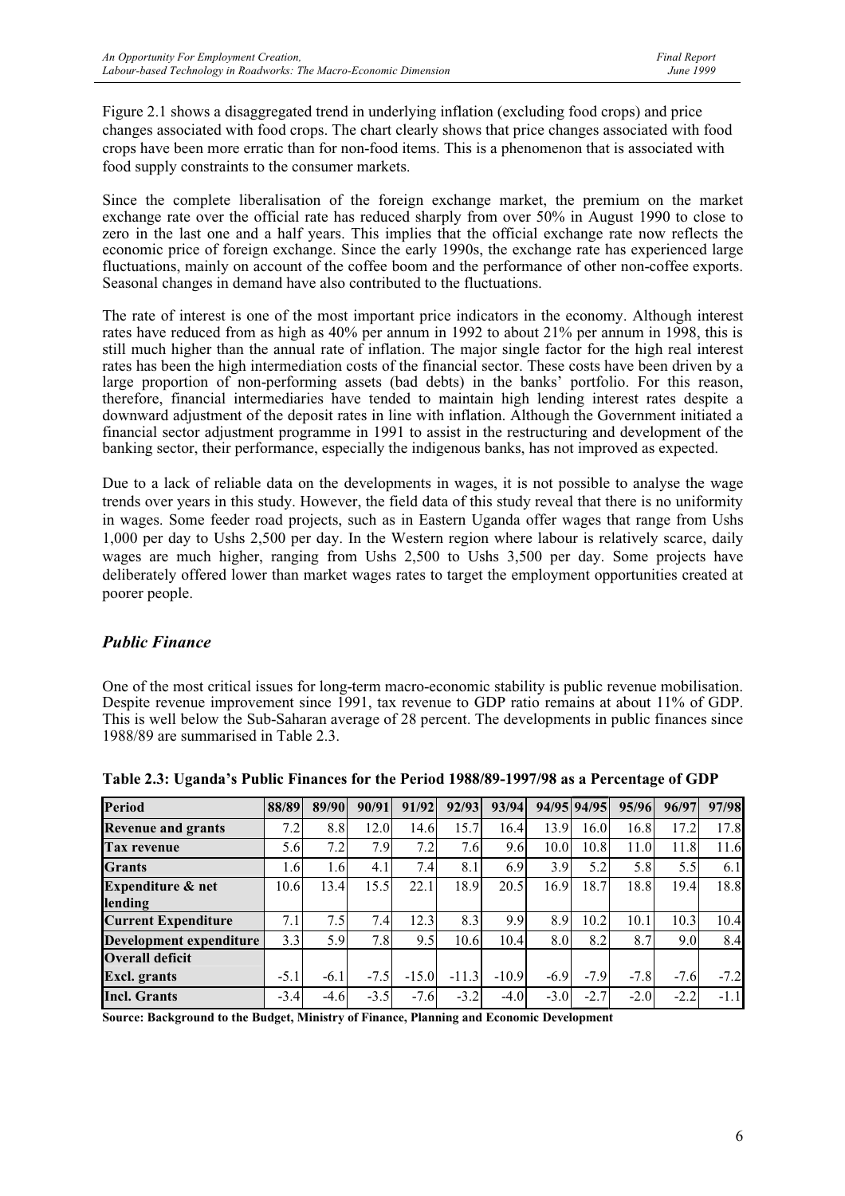Figure 2.1 shows a disaggregated trend in underlying inflation (excluding food crops) and price changes associated with food crops. The chart clearly shows that price changes associated with food crops have been more erratic than for non-food items. This is a phenomenon that is associated with food supply constraints to the consumer markets.

Since the complete liberalisation of the foreign exchange market, the premium on the market exchange rate over the official rate has reduced sharply from over 50% in August 1990 to close to zero in the last one and a half years. This implies that the official exchange rate now reflects the economic price of foreign exchange. Since the early 1990s, the exchange rate has experienced large fluctuations, mainly on account of the coffee boom and the performance of other non-coffee exports. Seasonal changes in demand have also contributed to the fluctuations.

The rate of interest is one of the most important price indicators in the economy. Although interest rates have reduced from as high as 40% per annum in 1992 to about 21% per annum in 1998, this is still much higher than the annual rate of inflation. The major single factor for the high real interest rates has been the high intermediation costs of the financial sector. These costs have been driven by a large proportion of non-performing assets (bad debts) in the banks' portfolio. For this reason, therefore, financial intermediaries have tended to maintain high lending interest rates despite a downward adjustment of the deposit rates in line with inflation. Although the Government initiated a financial sector adjustment programme in 1991 to assist in the restructuring and development of the banking sector, their performance, especially the indigenous banks, has not improved as expected.

Due to a lack of reliable data on the developments in wages, it is not possible to analyse the wage trends over years in this study. However, the field data of this study reveal that there is no uniformity in wages. Some feeder road projects, such as in Eastern Uganda offer wages that range from Ushs 1,000 per day to Ushs 2,500 per day. In the Western region where labour is relatively scarce, daily wages are much higher, ranging from Ushs 2,500 to Ushs 3,500 per day. Some projects have deliberately offered lower than market wages rates to target the employment opportunities created at poorer people.

## *Public Finance*

One of the most critical issues for long-term macro-economic stability is public revenue mobilisation. Despite revenue improvement since 1991, tax revenue to GDP ratio remains at about 11% of GDP. This is well below the Sub-Saharan average of 28 percent. The developments in public finances since 1988/89 are summarised in Table 2.3.

**Table 2.3: Uganda's Public Finances for the Period 1988/89-1997/98 as a Percentage of GDP**

| Period | 88/89 | 89/90 | 90/91 | 91/92 | 92/93 | 93/94 | 94/95 | 94/95 | 95/96 | 96/97 | 97/98 |
|---|---|---|---|---|---|---|---|---|---|---|---|
| Revenue and grants | 7.2 | 8.8 | 12.0 | 14.6 | 15.7 | 16.4 | 13.9 | 16.0 | 16.8 | 17.2 | 17.8 |
| Tax revenue | 5.6 | 7.2 | 7.9 | 7.2 | 7.6 | 9.6 | 10.0 | 10.8 | 11.0 | 11.8 | 11.6 |
| Grants | 1.6 | 1.6 | 4.1 | 7.4 | 8.1 | 6.9 | 3.9 | 5.2 | 5.8 | 5.5 | 6.1 |
| Expenditure & net lending | 10.6 | 13.4 | 15.5 | 22.1 | 18.9 | 20.5 | 16.9 | 18.7 | 18.8 | 19.4 | 18.8 |
| Current Expenditure | 7.1 | 7.5 | 7.4 | 12.3 | 8.3 | 9.9 | 8.9 | 10.2 | 10.1 | 10.3 | 10.4 |
| Development expenditure | 3.3 | 5.9 | 7.8 | 9.5 | 10.6 | 10.4 | 8.0 | 8.2 | 8.7 | 9.0 | 8.4 |
| Overall deficit | | | | | | | | | | | |
| Excl. grants | -5.1 | -6.1 | -7.5 | -15.0 | -11.3 | -10.9 | -6.9 | -7.9 | -7.8 | -7.6 | -7.2 |
| Incl. Grants | -3.4 | -4.6 | -3.5 | -7.6 | -3.2 | -4.0 | -3.0 | -2.7 | -2.0 | -2.2 | -1.1 |

**Source: Background to the Budget, Ministry of Finance, Planning and Economic Development**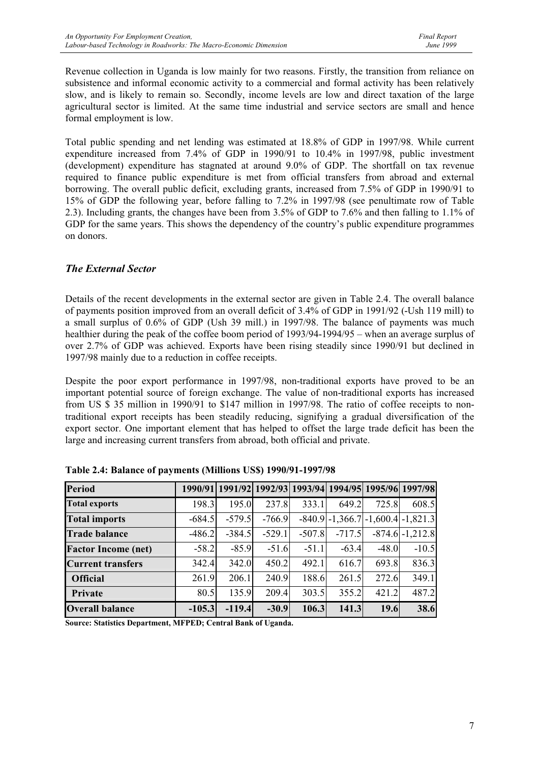Revenue collection in Uganda is low mainly for two reasons. Firstly, the transition from reliance on subsistence and informal economic activity to a commercial and formal activity has been relatively slow, and is likely to remain so. Secondly, income levels are low and direct taxation of the large agricultural sector is limited. At the same time industrial and service sectors are small and hence formal employment is low.

Total public spending and net lending was estimated at 18.8% of GDP in 1997/98. While current expenditure increased from 7.4% of GDP in 1990/91 to 10.4% in 1997/98, public investment (development) expenditure has stagnated at around 9.0% of GDP. The shortfall on tax revenue required to finance public expenditure is met from official transfers from abroad and external borrowing. The overall public deficit, excluding grants, increased from 7.5% of GDP in 1990/91 to 15% of GDP the following year, before falling to 7.2% in 1997/98 (see penultimate row of Table 2.3). Including grants, the changes have been from 3.5% of GDP to 7.6% and then falling to 1.1% of GDP for the same years. This shows the dependency of the country's public expenditure programmes on donors.

### *The External Sector*

Details of the recent developments in the external sector are given in Table 2.4. The overall balance of payments position improved from an overall deficit of 3.4% of GDP in 1991/92 (-Ush 119 mill) to a small surplus of 0.6% of GDP (Ush 39 mill.) in 1997/98. The balance of payments was much healthier during the peak of the coffee boom period of 1993/94-1994/95 – when an average surplus of over 2.7% of GDP was achieved. Exports have been rising steadily since 1990/91 but declined in 1997/98 mainly due to a reduction in coffee receipts.

Despite the poor export performance in 1997/98, non-traditional exports have proved to be an important potential source of foreign exchange. The value of non-traditional exports has increased from US $ 35 million in 1990/91 to $147 million in 1997/98. The ratio of coffee receipts to non-traditional export receipts has been steadily reducing, signifying a gradual diversification of the export sector. One important element that has helped to offset the large trade deficit has been the large and increasing current transfers from abroad, both official and private.

**Table 2.4: Balance of payments (Millions US$) 1990/91-1997/98**

| Period | 1990/91 | 1991/92 | 1992/93 | 1993/94 | 1994/95 | 1995/96 | 1997/98 |
|---|---|---|---|---|---|---|---|
| **Total exports** | 198.3 | 195.0 | 237.8 | 333.1 | 649.2 | 725.8 | 608.5 |
| **Total imports** | -684.5 | -579.5 | -766.9 | -840.9 | -1,366.7 | -1,600.4 | -1,821.3 |
| **Trade balance** | -486.2 | -384.5 | -529.1 | -507.8 | -717.5 | -874.6 | -1,212.8 |
| **Factor Income (net)** | -58.2 | -85.9 | -51.6 | -51.1 | -63.4 | -48.0 | -10.5 |
| **Current transfers** | 342.4 | 342.0 | 450.2 | 492.1 | 616.7 | 693.8 | 836.3 |
| **Official** | 261.9 | 206.1 | 240.9 | 188.6 | 261.5 | 272.6 | 349.1 |
| **Private** | 80.5 | 135.9 | 209.4 | 303.5 | 355.2 | 421.2 | 487.2 |
| **Overall balance** | **-105.3** | **-119.4** | **-30.9** | **106.3** | **141.3** | **19.6** | **38.6** |

**Source: Statistics Department, MFPED; Central Bank of Uganda.**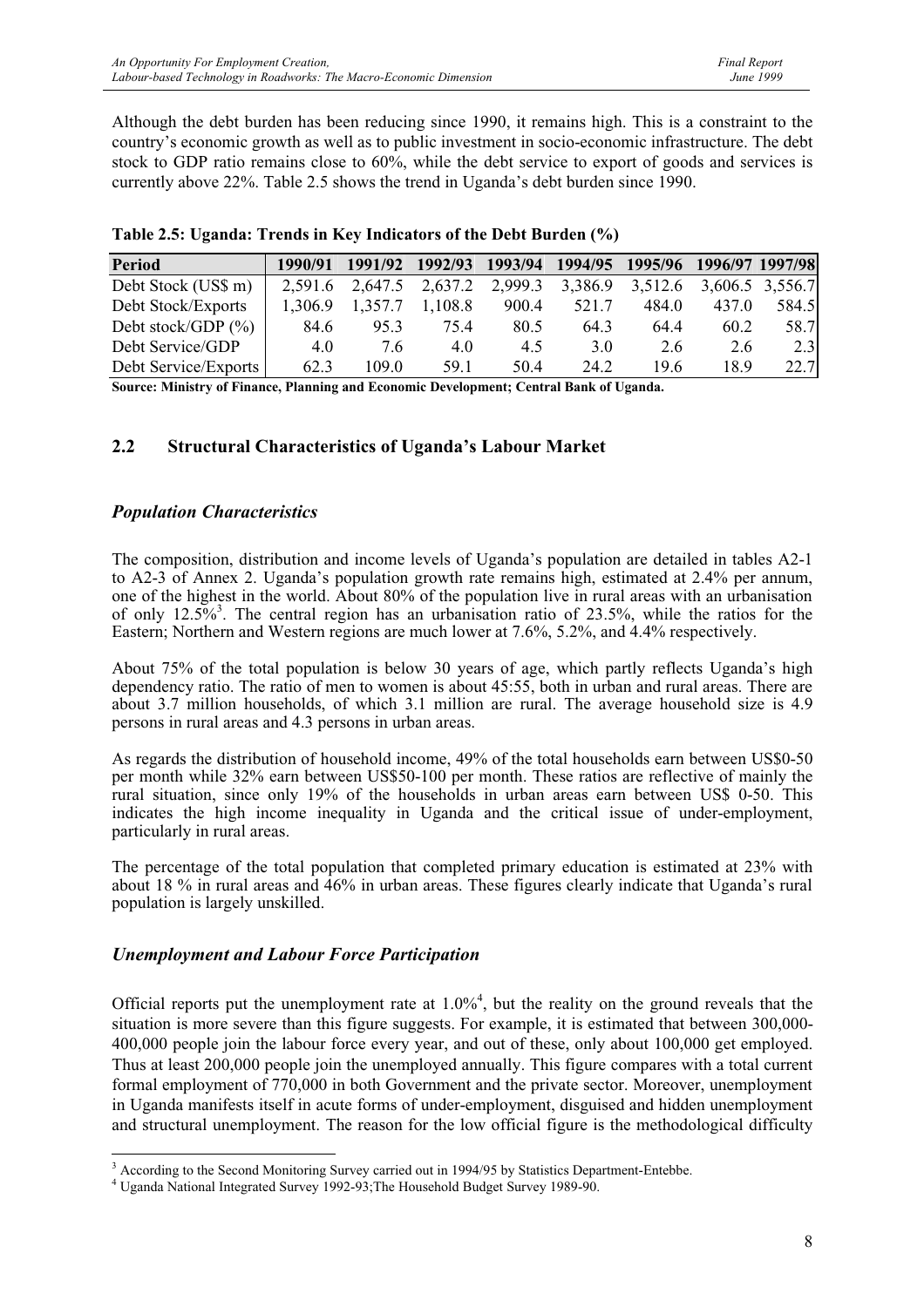Although the debt burden has been reducing since 1990, it remains high. This is a constraint to the country's economic growth as well as to public investment in socio-economic infrastructure. The debt stock to GDP ratio remains close to 60%, while the debt service to export of goods and services is currently above 22%. Table 2.5 shows the trend in Uganda's debt burden since 1990.

**Table 2.5: Uganda: Trends in Key Indicators of the Debt Burden (%)**

| Period | 1990/91 | 1991/92 | 1992/93 | 1993/94 | 1994/95 | 1995/96 | 1996/97 | 1997/98 |
|---|---|---|---|---|---|---|---|---|
| Debt Stock (US$ m) | 2,591.6 | 2,647.5 | 2,637.2 | 2,999.3 | 3,386.9 | 3,512.6 | 3,606.5 | 3,556.7 |
| Debt Stock/Exports | 1,306.9 | 1,357.7 | 1,108.8 | 900.4 | 521.7 | 484.0 | 437.0 | 584.5 |
| Debt stock/GDP (%) | 84.6 | 95.3 | 75.4 | 80.5 | 64.3 | 64.4 | 60.2 | 58.7 |
| Debt Service/GDP | 4.0 | 7.6 | 4.0 | 4.5 | 3.0 | 2.6 | 2.6 | 2.3 |
| Debt Service/Exports | 62.3 | 109.0 | 59.1 | 50.4 | 24.2 | 19.6 | 18.9 | 22.7 |

**Source: Ministry of Finance, Planning and Economic Development; Central Bank of Uganda.**

## 2.2 Structural Characteristics of Uganda's Labour Market

### *Population Characteristics*

The composition, distribution and income levels of Uganda's population are detailed in tables A2-1 to A2-3 of Annex 2. Uganda's population growth rate remains high, estimated at 2.4% per annum, one of the highest in the world. About 80% of the population live in rural areas with an urbanisation of only 12.5%[3]. The central region has an urbanisation ratio of 23.5%, while the ratios for the Eastern; Northern and Western regions are much lower at 7.6%, 5.2%, and 4.4% respectively.

About 75% of the total population is below 30 years of age, which partly reflects Uganda's high dependency ratio. The ratio of men to women is about 45:55, both in urban and rural areas. There are about 3.7 million households, of which 3.1 million are rural. The average household size is 4.9 persons in rural areas and 4.3 persons in urban areas.

As regards the distribution of household income, 49% of the total households earn between US$0-50 per month while 32% earn between US$50-100 per month. These ratios are reflective of mainly the rural situation, since only 19% of the households in urban areas earn between US$ 0-50. This indicates the high income inequality in Uganda and the critical issue of under-employment, particularly in rural areas.

The percentage of the total population that completed primary education is estimated at 23% with about 18 % in rural areas and 46% in urban areas. These figures clearly indicate that Uganda's rural population is largely unskilled.

### *Unemployment and Labour Force Participation*

Official reports put the unemployment rate at 1.0%[4], but the reality on the ground reveals that the situation is more severe than this figure suggests. For example, it is estimated that between 300,000-400,000 people join the labour force every year, and out of these, only about 100,000 get employed. Thus at least 200,000 people join the unemployed annually. This figure compares with a total current formal employment of 770,000 in both Government and the private sector. Moreover, unemployment in Uganda manifests itself in acute forms of under-employment, disguised and hidden unemployment and structural unemployment. The reason for the low official figure is the methodological difficulty

---

[3] According to the Second Monitoring Survey carried out in 1994/95 by Statistics Department-Entebbe.

[4] Uganda National Integrated Survey 1992-93;The Household Budget Survey 1989-90.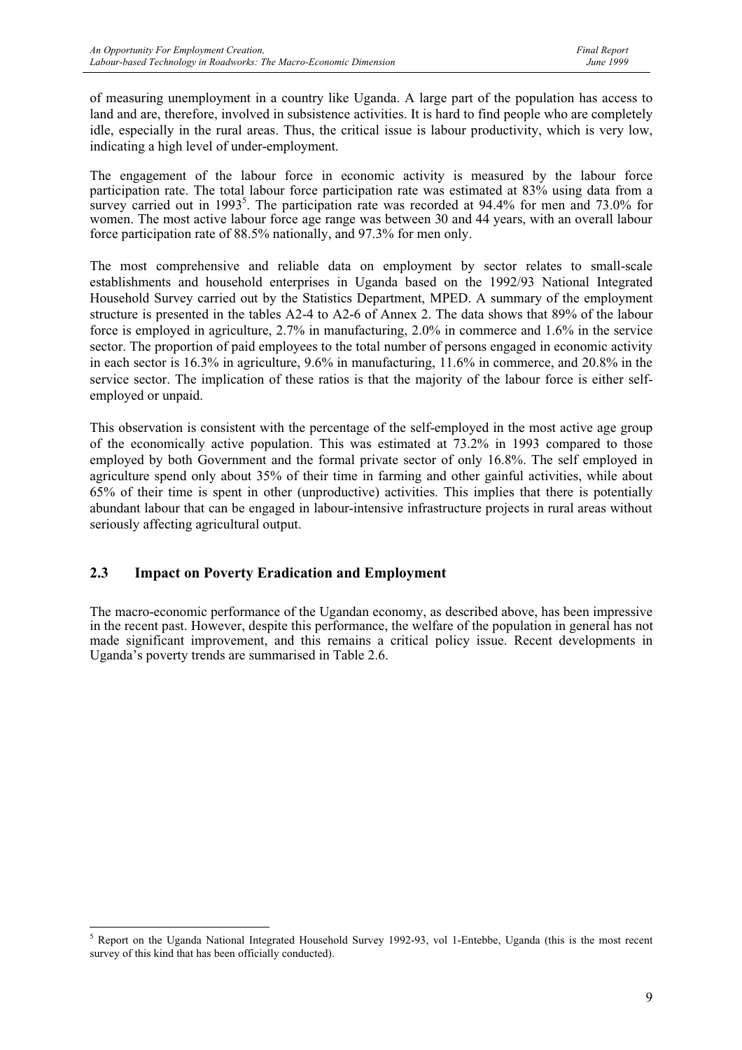of measuring unemployment in a country like Uganda. A large part of the population has access to land and are, therefore, involved in subsistence activities. It is hard to find people who are completely idle, especially in the rural areas. Thus, the critical issue is labour productivity, which is very low, indicating a high level of under-employment.

The engagement of the labour force in economic activity is measured by the labour force participation rate. The total labour force participation rate was estimated at 83% using data from a survey carried out in 1993[5]. The participation rate was recorded at 94.4% for men and 73.0% for women. The most active labour force age range was between 30 and 44 years, with an overall labour force participation rate of 88.5% nationally, and 97.3% for men only.

The most comprehensive and reliable data on employment by sector relates to small-scale establishments and household enterprises in Uganda based on the 1992/93 National Integrated Household Survey carried out by the Statistics Department, MPED. A summary of the employment structure is presented in the tables A2-4 to A2-6 of Annex 2. The data shows that 89% of the labour force is employed in agriculture, 2.7% in manufacturing, 2.0% in commerce and 1.6% in the service sector. The proportion of paid employees to the total number of persons engaged in economic activity in each sector is 16.3% in agriculture, 9.6% in manufacturing, 11.6% in commerce, and 20.8% in the service sector. The implication of these ratios is that the majority of the labour force is either self-employed or unpaid.

This observation is consistent with the percentage of the self-employed in the most active age group of the economically active population. This was estimated at 73.2% in 1993 compared to those employed by both Government and the formal private sector of only 16.8%. The self employed in agriculture spend only about 35% of their time in farming and other gainful activities, while about 65% of their time is spent in other (unproductive) activities. This implies that there is potentially abundant labour that can be engaged in labour-intensive infrastructure projects in rural areas without seriously affecting agricultural output.

## 2.3 Impact on Poverty Eradication and Employment

The macro-economic performance of the Ugandan economy, as described above, has been impressive in the recent past. However, despite this performance, the welfare of the population in general has not made significant improvement, and this remains a critical policy issue. Recent developments in Uganda's poverty trends are summarised in Table 2.6.

---

[5] Report on the Uganda National Integrated Household Survey 1992-93, vol 1-Entebbe, Uganda (this is the most recent survey of this kind that has been officially conducted).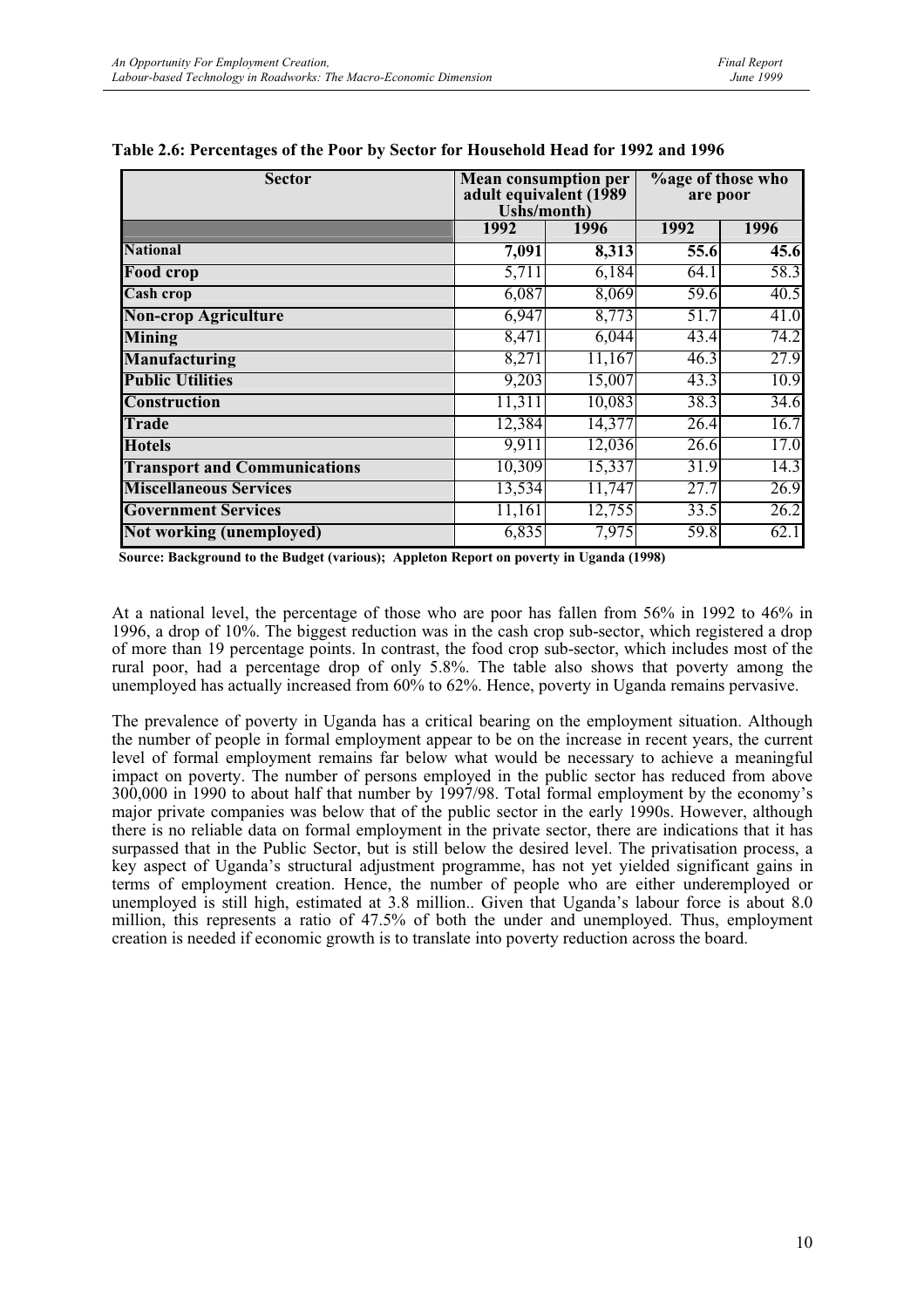**Table 2.6: Percentages of the Poor by Sector for Household Head for 1992 and 1996**

| Sector | Mean consumption per adult equivalent (1989 Ushs/month) | | %age of those who are poor | |
|---|---|---|---|---|
| | 1992 | 1996 | 1992 | 1996 |
| **National** | **7,091** | **8,313** | **55.6** | **45.6** |
| **Food crop** | 5,711 | 6,184 | 64.1 | 58.3 |
| **Cash crop** | 6,087 | 8,069 | 59.6 | 40.5 |
| **Non-crop Agriculture** | 6,947 | 8,773 | 51.7 | 41.0 |
| **Mining** | 8,471 | 6,044 | 43.4 | 74.2 |
| **Manufacturing** | 8,271 | 11,167 | 46.3 | 27.9 |
| **Public Utilities** | 9,203 | 15,007 | 43.3 | 10.9 |
| **Construction** | 11,311 | 10,083 | 38.3 | 34.6 |
| **Trade** | 12,384 | 14,377 | 26.4 | 16.7 |
| **Hotels** | 9,911 | 12,036 | 26.6 | 17.0 |
| **Transport and Communications** | 10,309 | 15,337 | 31.9 | 14.3 |
| **Miscellaneous Services** | 13,534 | 11,747 | 27.7 | 26.9 |
| **Government Services** | 11,161 | 12,755 | 33.5 | 26.2 |
| **Not working (unemployed)** | 6,835 | 7,975 | 59.8 | 62.1 |

**Source: Background to the Budget (various); Appleton Report on poverty in Uganda (1998)**

At a national level, the percentage of those who are poor has fallen from 56% in 1992 to 46% in 1996, a drop of 10%. The biggest reduction was in the cash crop sub-sector, which registered a drop of more than 19 percentage points. In contrast, the food crop sub-sector, which includes most of the rural poor, had a percentage drop of only 5.8%. The table also shows that poverty among the unemployed has actually increased from 60% to 62%. Hence, poverty in Uganda remains pervasive.

The prevalence of poverty in Uganda has a critical bearing on the employment situation. Although the number of people in formal employment appear to be on the increase in recent years, the current level of formal employment remains far below what would be necessary to achieve a meaningful impact on poverty. The number of persons employed in the public sector has reduced from above 300,000 in 1990 to about half that number by 1997/98. Total formal employment by the economy's major private companies was below that of the public sector in the early 1990s. However, although there is no reliable data on formal employment in the private sector, there are indications that it has surpassed that in the Public Sector, but is still below the desired level. The privatisation process, a key aspect of Uganda's structural adjustment programme, has not yet yielded significant gains in terms of employment creation. Hence, the number of people who are either underemployed or unemployed is still high, estimated at 3.8 million.. Given that Uganda's labour force is about 8.0 million, this represents a ratio of 47.5% of both the under and unemployed. Thus, employment creation is needed if economic growth is to translate into poverty reduction across the board.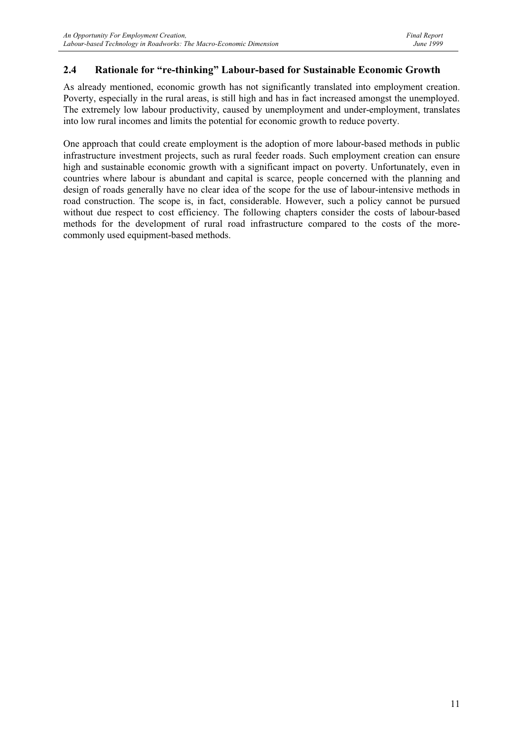## 2.4 Rationale for "re-thinking" Labour-based for Sustainable Economic Growth

As already mentioned, economic growth has not significantly translated into employment creation. Poverty, especially in the rural areas, is still high and has in fact increased amongst the unemployed. The extremely low labour productivity, caused by unemployment and under-employment, translates into low rural incomes and limits the potential for economic growth to reduce poverty.

One approach that could create employment is the adoption of more labour-based methods in public infrastructure investment projects, such as rural feeder roads. Such employment creation can ensure high and sustainable economic growth with a significant impact on poverty. Unfortunately, even in countries where labour is abundant and capital is scarce, people concerned with the planning and design of roads generally have no clear idea of the scope for the use of labour-intensive methods in road construction. The scope is, in fact, considerable. However, such a policy cannot be pursued without due respect to cost efficiency. The following chapters consider the costs of labour-based methods for the development of rural road infrastructure compared to the costs of the more-commonly used equipment-based methods.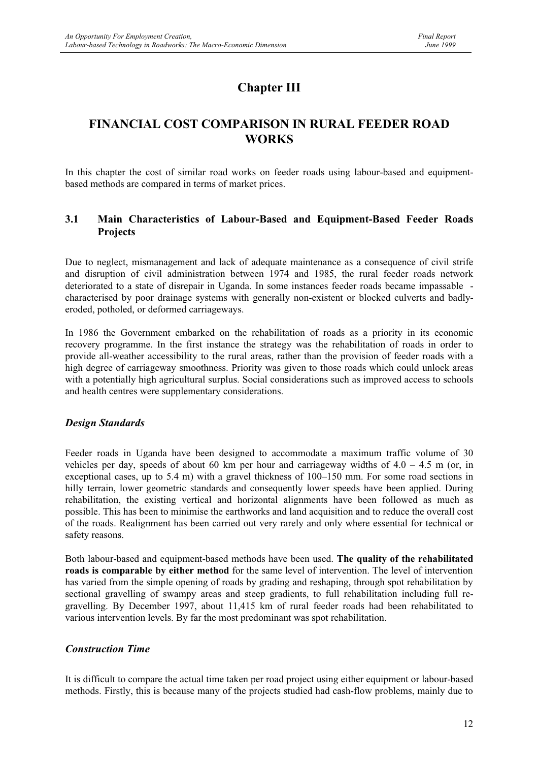# Chapter III

# FINANCIAL COST COMPARISON IN RURAL FEEDER ROAD WORKS

In this chapter the cost of similar road works on feeder roads using labour-based and equipment-based methods are compared in terms of market prices.

## 3.1 Main Characteristics of Labour-Based and Equipment-Based Feeder Roads Projects

Due to neglect, mismanagement and lack of adequate maintenance as a consequence of civil strife and disruption of civil administration between 1974 and 1985, the rural feeder roads network deteriorated to a state of disrepair in Uganda. In some instances feeder roads became impassable - characterised by poor drainage systems with generally non-existent or blocked culverts and badly-eroded, potholed, or deformed carriageways.

In 1986 the Government embarked on the rehabilitation of roads as a priority in its economic recovery programme. In the first instance the strategy was the rehabilitation of roads in order to provide all-weather accessibility to the rural areas, rather than the provision of feeder roads with a high degree of carriageway smoothness. Priority was given to those roads which could unlock areas with a potentially high agricultural surplus. Social considerations such as improved access to schools and health centres were supplementary considerations.

### *Design Standards*

Feeder roads in Uganda have been designed to accommodate a maximum traffic volume of 30 vehicles per day, speeds of about 60 km per hour and carriageway widths of 4.0 – 4.5 m (or, in exceptional cases, up to 5.4 m) with a gravel thickness of 100–150 mm. For some road sections in hilly terrain, lower geometric standards and consequently lower speeds have been applied. During rehabilitation, the existing vertical and horizontal alignments have been followed as much as possible. This has been to minimise the earthworks and land acquisition and to reduce the overall cost of the roads. Realignment has been carried out very rarely and only where essential for technical or safety reasons.

Both labour-based and equipment-based methods have been used. **The quality of the rehabilitated roads is comparable by either method** for the same level of intervention. The level of intervention has varied from the simple opening of roads by grading and reshaping, through spot rehabilitation by sectional gravelling of swampy areas and steep gradients, to full rehabilitation including full re-gravelling. By December 1997, about 11,415 km of rural feeder roads had been rehabilitated to various intervention levels. By far the most predominant was spot rehabilitation.

### *Construction Time*

It is difficult to compare the actual time taken per road project using either equipment or labour-based methods. Firstly, this is because many of the projects studied had cash-flow problems, mainly due to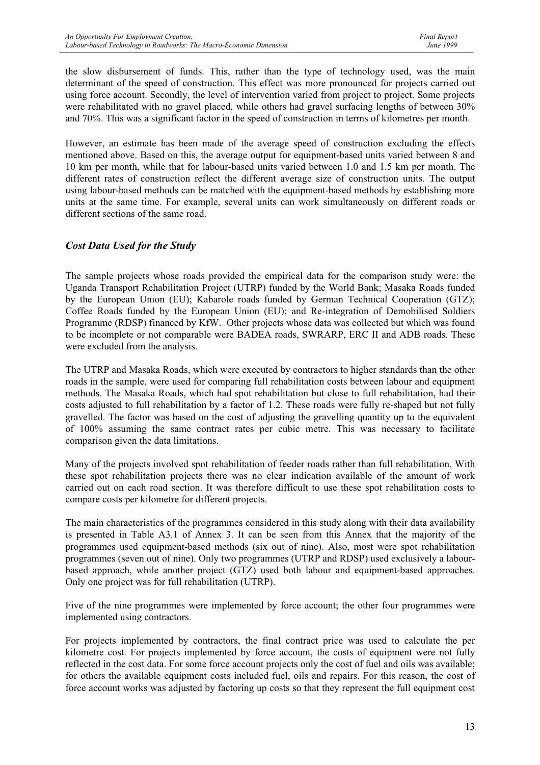the slow disbursement of funds. This, rather than the type of technology used, was the main determinant of the speed of construction. This effect was more pronounced for projects carried out using force account. Secondly, the level of intervention varied from project to project. Some projects were rehabilitated with no gravel placed, while others had gravel surfacing lengths of between 30% and 70%. This was a significant factor in the speed of construction in terms of kilometres per month.

However, an estimate has been made of the average speed of construction excluding the effects mentioned above. Based on this, the average output for equipment-based units varied between 8 and 10 km per month, while that for labour-based units varied between 1.0 and 1.5 km per month. The different rates of construction reflect the different average size of construction units. The output using labour-based methods can be matched with the equipment-based methods by establishing more units at the same time. For example, several units can work simultaneously on different roads or different sections of the same road.

### *Cost Data Used for the Study*

The sample projects whose roads provided the empirical data for the comparison study were: the Uganda Transport Rehabilitation Project (UTRP) funded by the World Bank; Masaka Roads funded by the European Union (EU); Kabarole roads funded by German Technical Cooperation (GTZ); Coffee Roads funded by the European Union (EU); and Re-integration of Demobilised Soldiers Programme (RDSP) financed by KfW. Other projects whose data was collected but which was found to be incomplete or not comparable were BADEA roads, SWRARP, ERC II and ADB roads. These were excluded from the analysis.

The UTRP and Masaka Roads, which were executed by contractors to higher standards than the other roads in the sample, were used for comparing full rehabilitation costs between labour and equipment methods. The Masaka Roads, which had spot rehabilitation but close to full rehabilitation, had their costs adjusted to full rehabilitation by a factor of 1.2. These roads were fully re-shaped but not fully gravelled. The factor was based on the cost of adjusting the gravelling quantity up to the equivalent of 100% assuming the same contract rates per cubic metre. This was necessary to facilitate comparison given the data limitations.

Many of the projects involved spot rehabilitation of feeder roads rather than full rehabilitation. With these spot rehabilitation projects there was no clear indication available of the amount of work carried out on each road section. It was therefore difficult to use these spot rehabilitation costs to compare costs per kilometre for different projects.

The main characteristics of the programmes considered in this study along with their data availability is presented in Table A3.1 of Annex 3. It can be seen from this Annex that the majority of the programmes used equipment-based methods (six out of nine). Also, most were spot rehabilitation programmes (seven out of nine). Only two programmes (UTRP and RDSP) used exclusively a labour-based approach, while another project (GTZ) used both labour and equipment-based approaches. Only one project was for full rehabilitation (UTRP).

Five of the nine programmes were implemented by force account; the other four programmes were implemented using contractors.

For projects implemented by contractors, the final contract price was used to calculate the per kilometre cost. For projects implemented by force account, the costs of equipment were not fully reflected in the cost data. For some force account projects only the cost of fuel and oils was available; for others the available equipment costs included fuel, oils and repairs. For this reason, the cost of force account works was adjusted by factoring up costs so that they represent the full equipment cost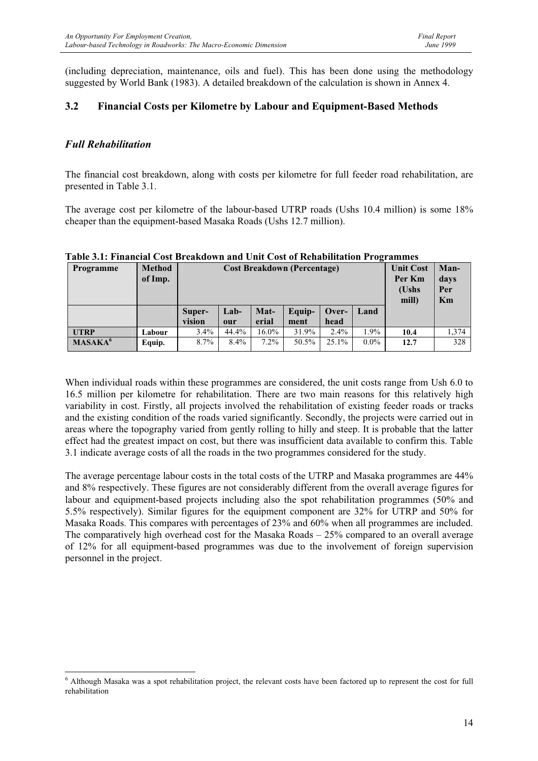(including depreciation, maintenance, oils and fuel). This has been done using the methodology suggested by World Bank (1983). A detailed breakdown of the calculation is shown in Annex 4.

## 3.2 Financial Costs per Kilometre by Labour and Equipment-Based Methods

### *Full Rehabilitation*

The financial cost breakdown, along with costs per kilometre for full feeder road rehabilitation, are presented in Table 3.1.

The average cost per kilometre of the labour-based UTRP roads (Ushs 10.4 million) is some 18% cheaper than the equipment-based Masaka Roads (Ushs 12.7 million).

**Table 3.1: Financial Cost Breakdown and Unit Cost of Rehabilitation Programmes**

| Programme | Method of Imp. | Cost Breakdown (Percentage) | | | | | | Unit Cost Per Km (Ushs mill) | Man-days Per Km |
|---|---|---|---|---|---|---|---|---|---|
| | | Super-vision | Lab-our | Mat-erial | Equip-ment | Over-head | Land | | |
| **UTRP** | **Labour** | 3.4% | 44.4% | 16.0% | 31.9% | 2.4% | 1.9% | **10.4** | 1,374 |
| **MASAKA[6]** | **Equip.** | 8.7% | 8.4% | 7.2% | 50.5% | 25.1% | 0.0% | **12.7** | 328 |

When individual roads within these programmes are considered, the unit costs range from Ush 6.0 to 16.5 million per kilometre for rehabilitation. There are two main reasons for this relatively high variability in cost. Firstly, all projects involved the rehabilitation of existing feeder roads or tracks and the existing condition of the roads varied significantly. Secondly, the projects were carried out in areas where the topography varied from gently rolling to hilly and steep. It is probable that the latter effect had the greatest impact on cost, but there was insufficient data available to confirm this. Table 3.1 indicate average costs of all the roads in the two programmes considered for the study.

The average percentage labour costs in the total costs of the UTRP and Masaka programmes are 44% and 8% respectively. These figures are not considerably different from the overall average figures for labour and equipment-based projects including also the spot rehabilitation programmes (50% and 5.5% respectively). Similar figures for the equipment component are 32% for UTRP and 50% for Masaka Roads. This compares with percentages of 23% and 60% when all programmes are included. The comparatively high overhead cost for the Masaka Roads – 25% compared to an overall average of 12% for all equipment-based programmes was due to the involvement of foreign supervision personnel in the project.

[6] Although Masaka was a spot rehabilitation project, the relevant costs have been factored up to represent the cost for full rehabilitation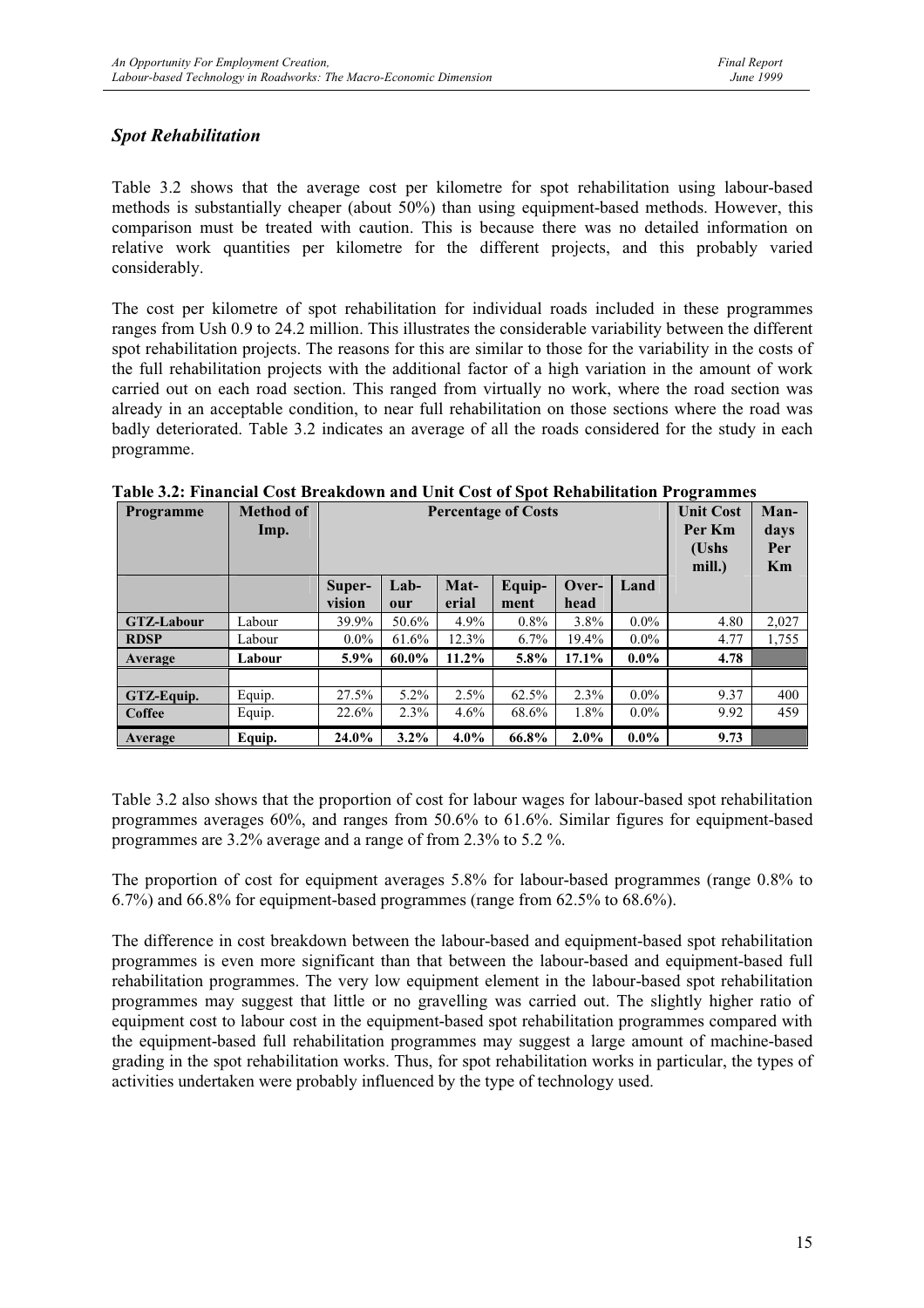### *Spot Rehabilitation*

Table 3.2 shows that the average cost per kilometre for spot rehabilitation using labour-based methods is substantially cheaper (about 50%) than using equipment-based methods. However, this comparison must be treated with caution. This is because there was no detailed information on relative work quantities per kilometre for the different projects, and this probably varied considerably.

The cost per kilometre of spot rehabilitation for individual roads included in these programmes ranges from Ush 0.9 to 24.2 million. This illustrates the considerable variability between the different spot rehabilitation projects. The reasons for this are similar to those for the variability in the costs of the full rehabilitation projects with the additional factor of a high variation in the amount of work carried out on each road section. This ranged from virtually no work, where the road section was already in an acceptable condition, to near full rehabilitation on those sections where the road was badly deteriorated. Table 3.2 indicates an average of all the roads considered for the study in each programme.

**Table 3.2: Financial Cost Breakdown and Unit Cost of Spot Rehabilitation Programmes**

| Programme | Method of Imp. | Percentage of Costs | | | | | | Unit Cost Per Km (Ushs mill.) | Man-days Per Km |
|---|---|---|---|---|---|---|---|---|---|
| | | Super-vision | Lab-our | Mat-erial | Equip-ment | Over-head | Land | | |
| **GTZ-Labour** | Labour | 39.9% | 50.6% | 4.9% | 0.8% | 3.8% | 0.0% | 4.80 | 2,027 |
| **RDSP** | Labour | 0.0% | 61.6% | 12.3% | 6.7% | 19.4% | 0.0% | 4.77 | 1,755 |
| **Average** | **Labour** | **5.9%** | **60.0%** | **11.2%** | **5.8%** | **17.1%** | **0.0%** | **4.78** | |
| | | | | | | | | | |
| **GTZ-Equip.** | Equip. | 27.5% | 5.2% | 2.5% | 62.5% | 2.3% | 0.0% | 9.37 | 400 |
| **Coffee** | Equip. | 22.6% | 2.3% | 4.6% | 68.6% | 1.8% | 0.0% | 9.92 | 459 |
| **Average** | **Equip.** | **24.0%** | **3.2%** | **4.0%** | **66.8%** | **2.0%** | **0.0%** | **9.73** | |

Table 3.2 also shows that the proportion of cost for labour wages for labour-based spot rehabilitation programmes averages 60%, and ranges from 50.6% to 61.6%. Similar figures for equipment-based programmes are 3.2% average and a range of from 2.3% to 5.2 %.

The proportion of cost for equipment averages 5.8% for labour-based programmes (range 0.8% to 6.7%) and 66.8% for equipment-based programmes (range from 62.5% to 68.6%).

The difference in cost breakdown between the labour-based and equipment-based spot rehabilitation programmes is even more significant than that between the labour-based and equipment-based full rehabilitation programmes. The very low equipment element in the labour-based spot rehabilitation programmes may suggest that little or no gravelling was carried out. The slightly higher ratio of equipment cost to labour cost in the equipment-based spot rehabilitation programmes compared with the equipment-based full rehabilitation programmes may suggest a large amount of machine-based grading in the spot rehabilitation works. Thus, for spot rehabilitation works in particular, the types of activities undertaken were probably influenced by the type of technology used.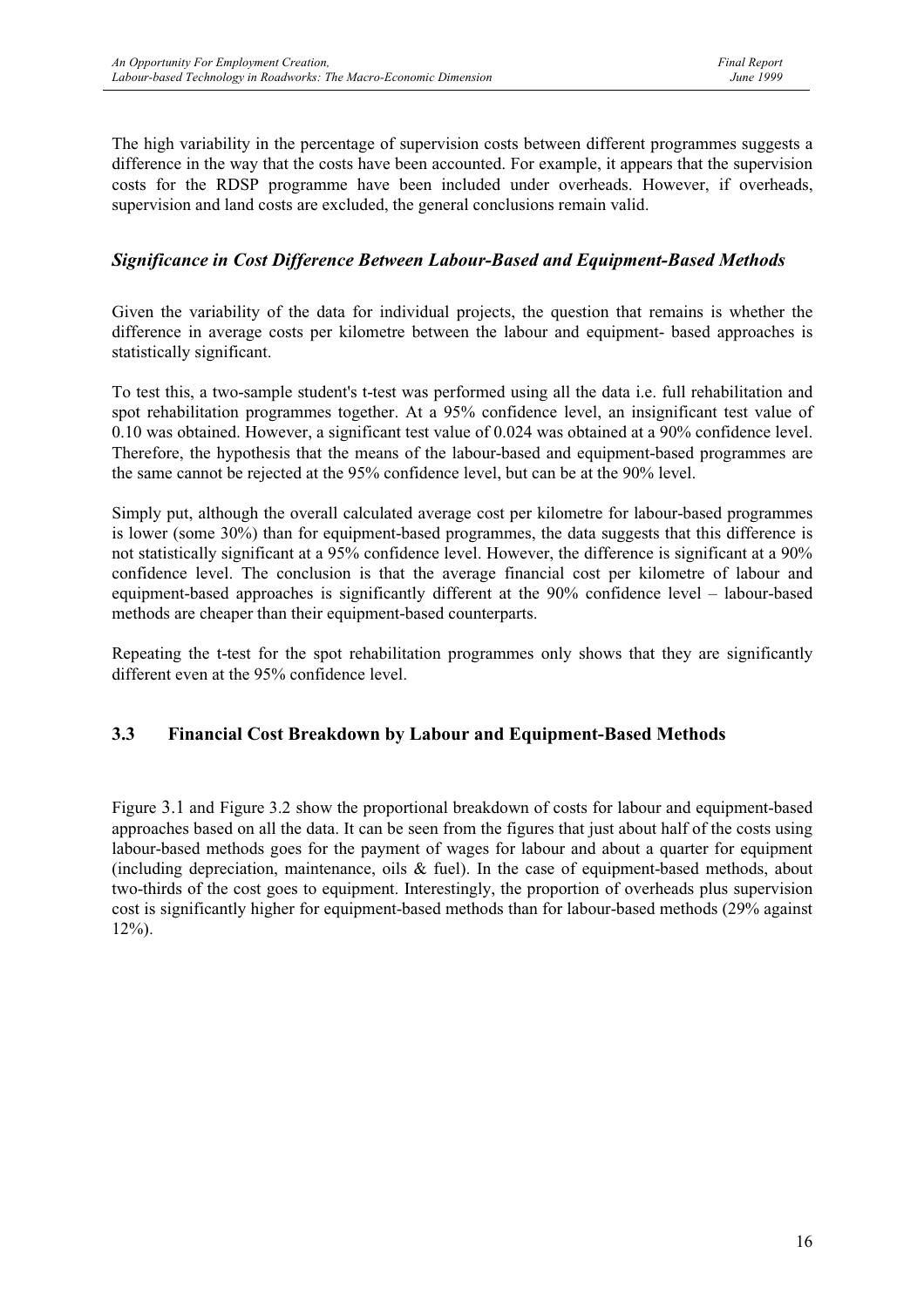The high variability in the percentage of supervision costs between different programmes suggests a difference in the way that the costs have been accounted. For example, it appears that the supervision costs for the RDSP programme have been included under overheads. However, if overheads, supervision and land costs are excluded, the general conclusions remain valid.

### *Significance in Cost Difference Between Labour-Based and Equipment-Based Methods*

Given the variability of the data for individual projects, the question that remains is whether the difference in average costs per kilometre between the labour and equipment- based approaches is statistically significant.

To test this, a two-sample student's t-test was performed using all the data i.e. full rehabilitation and spot rehabilitation programmes together. At a 95% confidence level, an insignificant test value of 0.10 was obtained. However, a significant test value of 0.024 was obtained at a 90% confidence level. Therefore, the hypothesis that the means of the labour-based and equipment-based programmes are the same cannot be rejected at the 95% confidence level, but can be at the 90% level.

Simply put, although the overall calculated average cost per kilometre for labour-based programmes is lower (some 30%) than for equipment-based programmes, the data suggests that this difference is not statistically significant at a 95% confidence level. However, the difference is significant at a 90% confidence level. The conclusion is that the average financial cost per kilometre of labour and equipment-based approaches is significantly different at the 90% confidence level – labour-based methods are cheaper than their equipment-based counterparts.

Repeating the t-test for the spot rehabilitation programmes only shows that they are significantly different even at the 95% confidence level.

## 3.3 Financial Cost Breakdown by Labour and Equipment-Based Methods

Figure 3.1 and Figure 3.2 show the proportional breakdown of costs for labour and equipment-based approaches based on all the data. It can be seen from the figures that just about half of the costs using labour-based methods goes for the payment of wages for labour and about a quarter for equipment (including depreciation, maintenance, oils & fuel). In the case of equipment-based methods, about two-thirds of the cost goes to equipment. Interestingly, the proportion of overheads plus supervision cost is significantly higher for equipment-based methods than for labour-based methods (29% against 12%).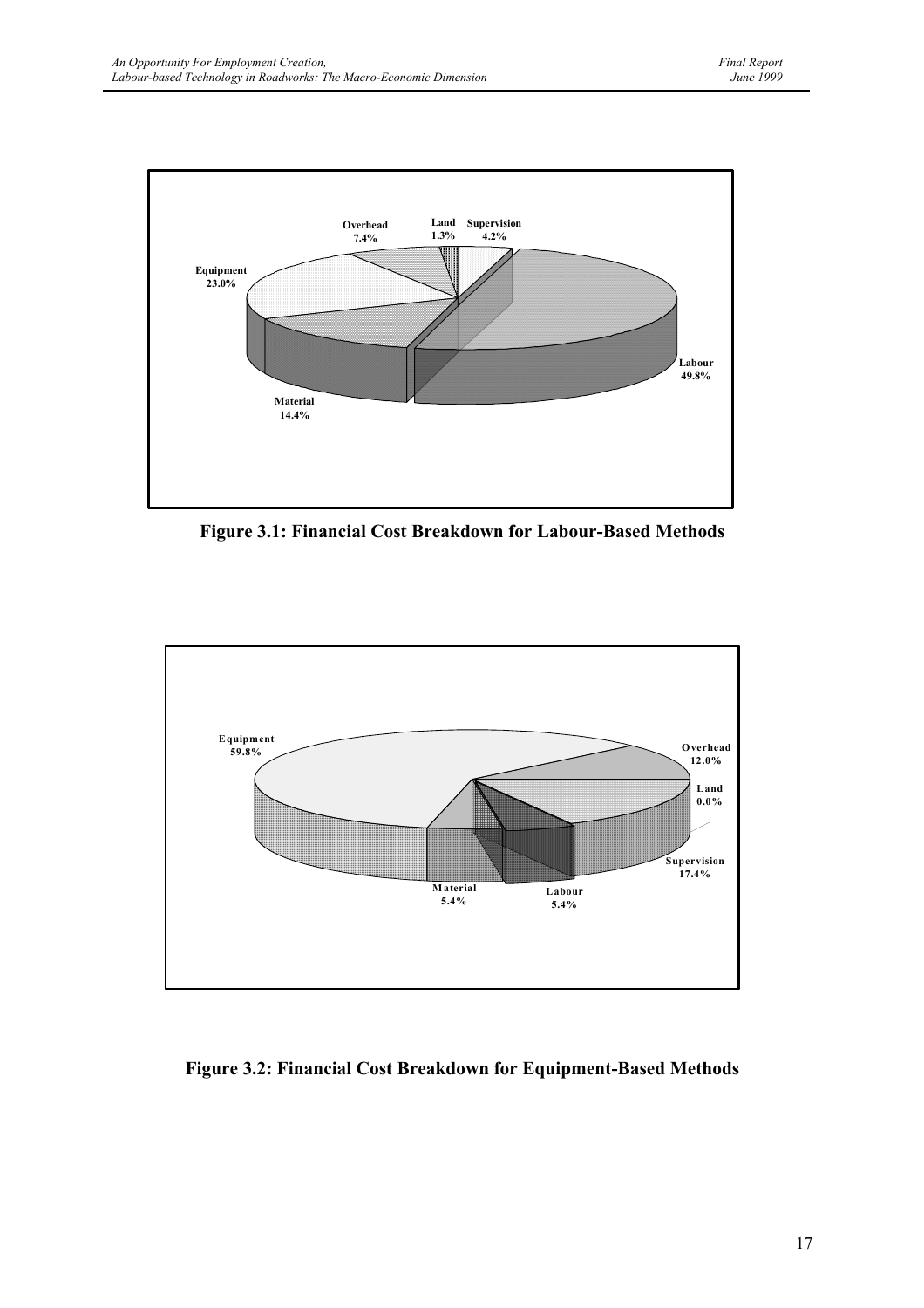Overhead
7.4%

Land
1.3%

Supervision
4.2%

Equipment
23.0%

Labour
49.8%

Material
14.4%

**Figure 3.1: Financial Cost Breakdown for Labour-Based Methods**

Equipment
59.8%

Overhead
12.0%

Land
0.0%

Supervision
17.4%

Material
5.4%

Labour
5.4%

**Figure 3.2: Financial Cost Breakdown for Equipment-Based Methods**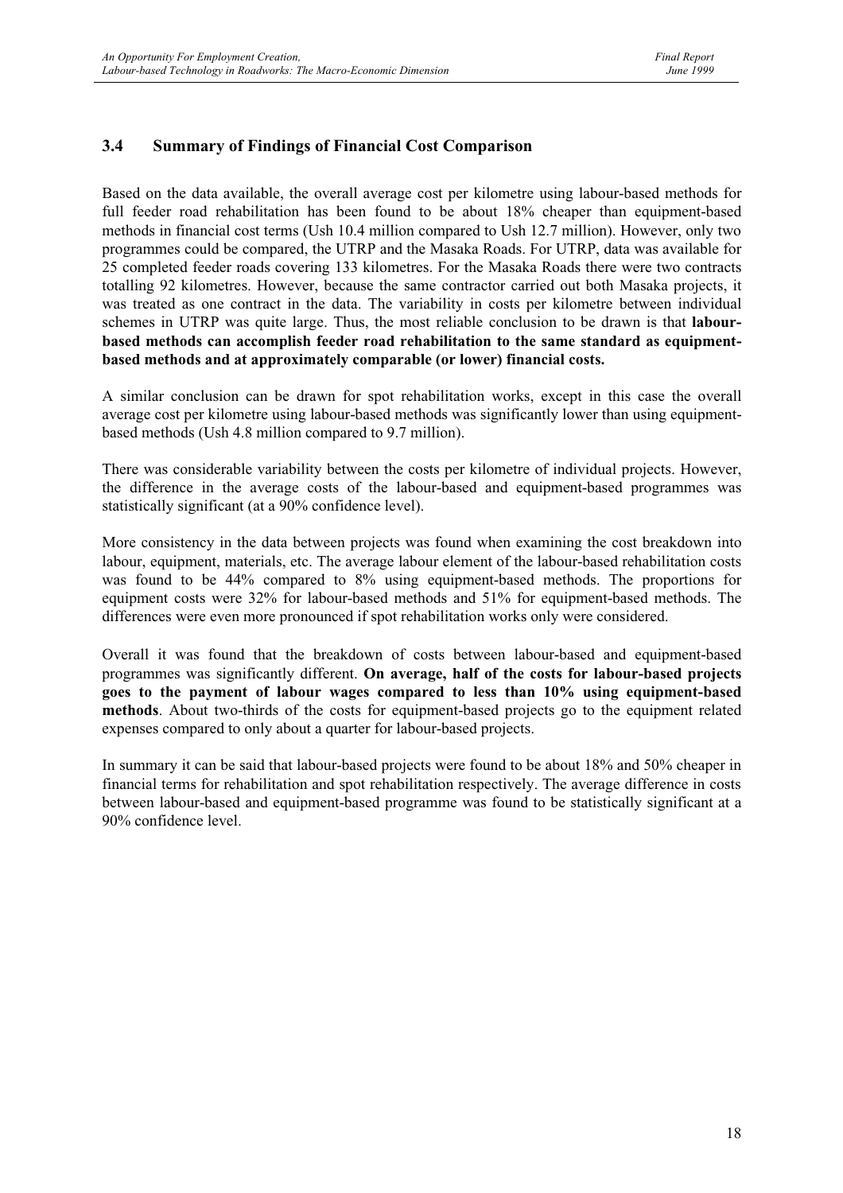### 3.4 Summary of Findings of Financial Cost Comparison

Based on the data available, the overall average cost per kilometre using labour-based methods for full feeder road rehabilitation has been found to be about 18% cheaper than equipment-based methods in financial cost terms (Ush 10.4 million compared to Ush 12.7 million). However, only two programmes could be compared, the UTRP and the Masaka Roads. For UTRP, data was available for 25 completed feeder roads covering 133 kilometres. For the Masaka Roads there were two contracts totalling 92 kilometres. However, because the same contractor carried out both Masaka projects, it was treated as one contract in the data. The variability in costs per kilometre between individual schemes in UTRP was quite large. Thus, the most reliable conclusion to be drawn is that **labour-based methods can accomplish feeder road rehabilitation to the same standard as equipment-based methods and at approximately comparable (or lower) financial costs.**

A similar conclusion can be drawn for spot rehabilitation works, except in this case the overall average cost per kilometre using labour-based methods was significantly lower than using equipment-based methods (Ush 4.8 million compared to 9.7 million).

There was considerable variability between the costs per kilometre of individual projects. However, the difference in the average costs of the labour-based and equipment-based programmes was statistically significant (at a 90% confidence level).

More consistency in the data between projects was found when examining the cost breakdown into labour, equipment, materials, etc. The average labour element of the labour-based rehabilitation costs was found to be 44% compared to 8% using equipment-based methods. The proportions for equipment costs were 32% for labour-based methods and 51% for equipment-based methods. The differences were even more pronounced if spot rehabilitation works only were considered.

Overall it was found that the breakdown of costs between labour-based and equipment-based programmes was significantly different. **On average, half of the costs for labour-based projects goes to the payment of labour wages compared to less than 10% using equipment-based methods**. About two-thirds of the costs for equipment-based projects go to the equipment related expenses compared to only about a quarter for labour-based projects.

In summary it can be said that labour-based projects were found to be about 18% and 50% cheaper in financial terms for rehabilitation and spot rehabilitation respectively. The average difference in costs between labour-based and equipment-based programme was found to be statistically significant at a 90% confidence level.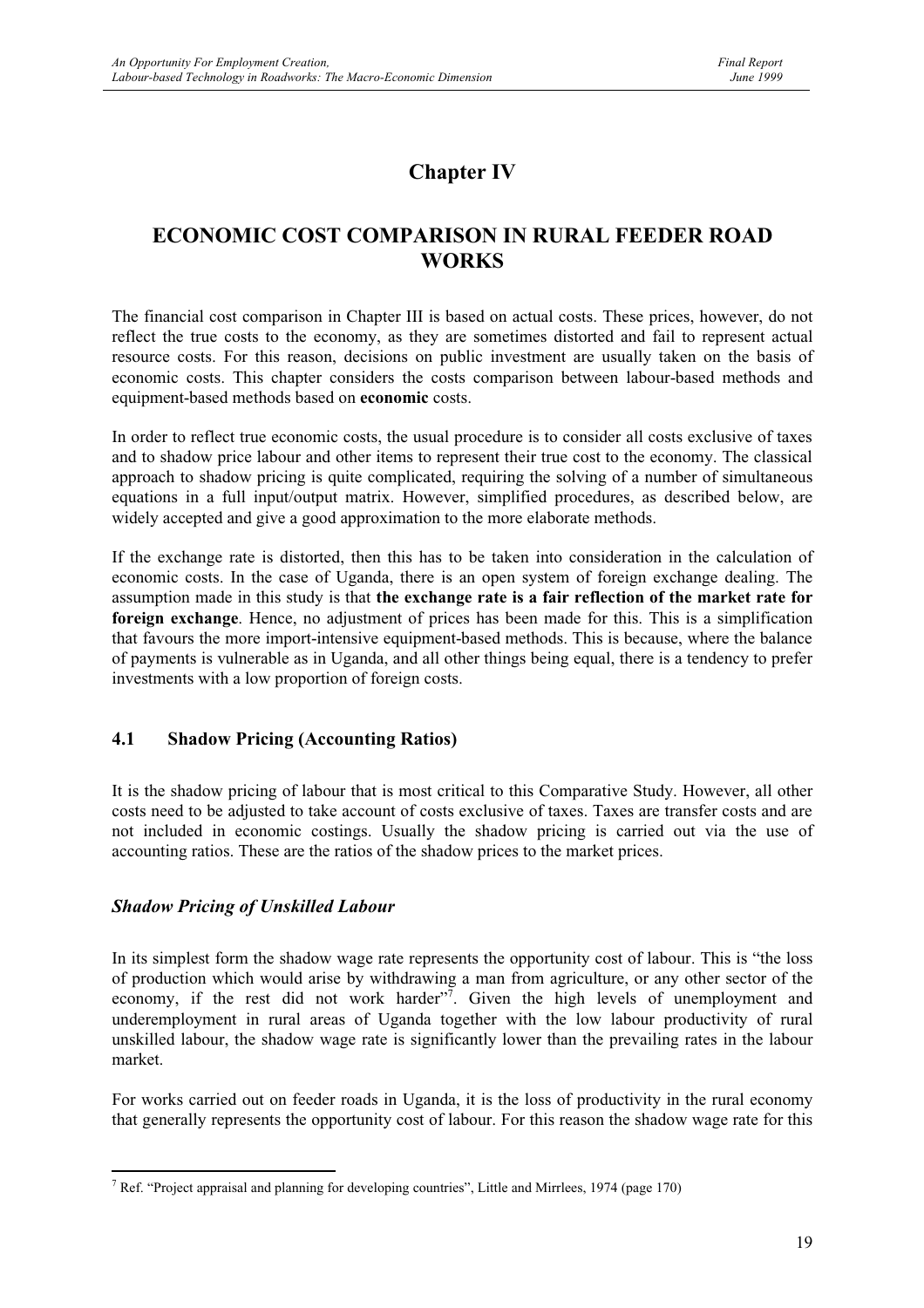# Chapter IV

# ECONOMIC COST COMPARISON IN RURAL FEEDER ROAD WORKS

The financial cost comparison in Chapter III is based on actual costs. These prices, however, do not reflect the true costs to the economy, as they are sometimes distorted and fail to represent actual resource costs. For this reason, decisions on public investment are usually taken on the basis of economic costs. This chapter considers the costs comparison between labour-based methods and equipment-based methods based on **economic** costs.

In order to reflect true economic costs, the usual procedure is to consider all costs exclusive of taxes and to shadow price labour and other items to represent their true cost to the economy. The classical approach to shadow pricing is quite complicated, requiring the solving of a number of simultaneous equations in a full input/output matrix. However, simplified procedures, as described below, are widely accepted and give a good approximation to the more elaborate methods.

If the exchange rate is distorted, then this has to be taken into consideration in the calculation of economic costs. In the case of Uganda, there is an open system of foreign exchange dealing. The assumption made in this study is that **the exchange rate is a fair reflection of the market rate for foreign exchange**. Hence, no adjustment of prices has been made for this. This is a simplification that favours the more import-intensive equipment-based methods. This is because, where the balance of payments is vulnerable as in Uganda, and all other things being equal, there is a tendency to prefer investments with a low proportion of foreign costs.

## 4.1 Shadow Pricing (Accounting Ratios)

It is the shadow pricing of labour that is most critical to this Comparative Study. However, all other costs need to be adjusted to take account of costs exclusive of taxes. Taxes are transfer costs and are not included in economic costings. Usually the shadow pricing is carried out via the use of accounting ratios. These are the ratios of the shadow prices to the market prices.

### *Shadow Pricing of Unskilled Labour*

In its simplest form the shadow wage rate represents the opportunity cost of labour. This is "the loss of production which would arise by withdrawing a man from agriculture, or any other sector of the economy, if the rest did not work harder"[7]. Given the high levels of unemployment and underemployment in rural areas of Uganda together with the low labour productivity of rural unskilled labour, the shadow wage rate is significantly lower than the prevailing rates in the labour market.

For works carried out on feeder roads in Uganda, it is the loss of productivity in the rural economy that generally represents the opportunity cost of labour. For this reason the shadow wage rate for this

[7] Ref. "Project appraisal and planning for developing countries", Little and Mirrlees, 1974 (page 170)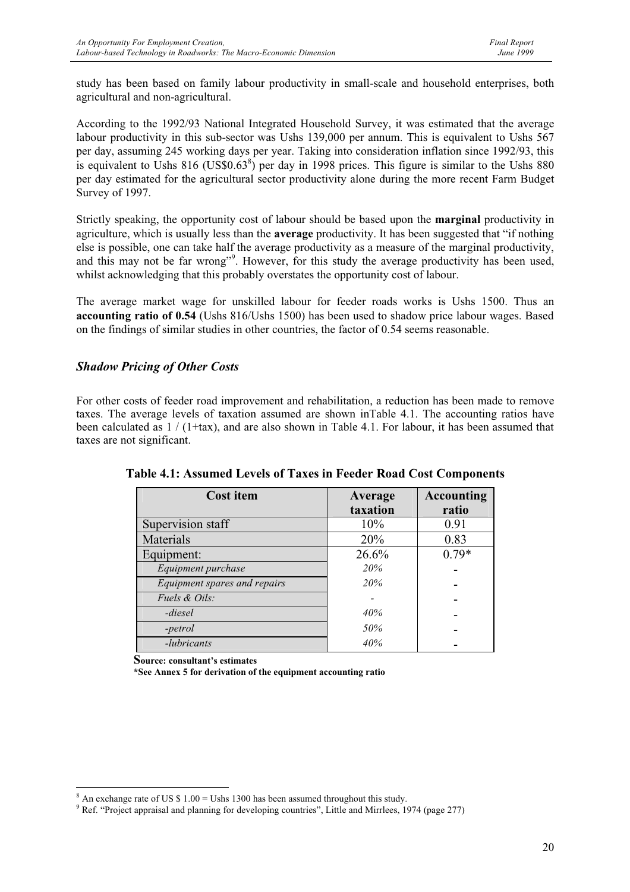study has been based on family labour productivity in small-scale and household enterprises, both agricultural and non-agricultural.

According to the 1992/93 National Integrated Household Survey, it was estimated that the average labour productivity in this sub-sector was Ushs 139,000 per annum. This is equivalent to Ushs 567 per day, assuming 245 working days per year. Taking into consideration inflation since 1992/93, this is equivalent to Ushs 816 (US$0.63[8]) per day in 1998 prices. This figure is similar to the Ushs 880 per day estimated for the agricultural sector productivity alone during the more recent Farm Budget Survey of 1997.

Strictly speaking, the opportunity cost of labour should be based upon the **marginal** productivity in agriculture, which is usually less than the **average** productivity. It has been suggested that "if nothing else is possible, one can take half the average productivity as a measure of the marginal productivity, and this may not be far wrong"[9]. However, for this study the average productivity has been used, whilst acknowledging that this probably overstates the opportunity cost of labour.

The average market wage for unskilled labour for feeder roads works is Ushs 1500. Thus an **accounting ratio of 0.54** (Ushs 816/Ushs 1500) has been used to shadow price labour wages. Based on the findings of similar studies in other countries, the factor of 0.54 seems reasonable.

### *Shadow Pricing of Other Costs*

For other costs of feeder road improvement and rehabilitation, a reduction has been made to remove taxes. The average levels of taxation assumed are shown inTable 4.1. The accounting ratios have been calculated as 1 / (1+tax), and are also shown in Table 4.1. For labour, it has been assumed that taxes are not significant.

**Table 4.1: Assumed Levels of Taxes in Feeder Road Cost Components**

| Cost item | Average taxation | Accounting ratio |
|---|---|---|
| Supervision staff | 10% | 0.91 |
| Materials | 20% | 0.83 |
| Equipment: | 26.6% | 0.79* |
| *Equipment purchase* | *20%* | - |
| *Equipment spares and repairs* | *20%* | - |
| *Fuels & Oils:* | - | - |
| *-diesel* | *40%* | - |
| *-petrol* | *50%* | - |
| *-lubricants* | *40%* | - |

**Source: consultant's estimates**
**\*See Annex 5 for derivation of the equipment accounting ratio**

---

[8] An exchange rate of US $ 1.00 = Ushs 1300 has been assumed throughout this study.
[9] Ref. "Project appraisal and planning for developing countries", Little and Mirrlees, 1974 (page 277)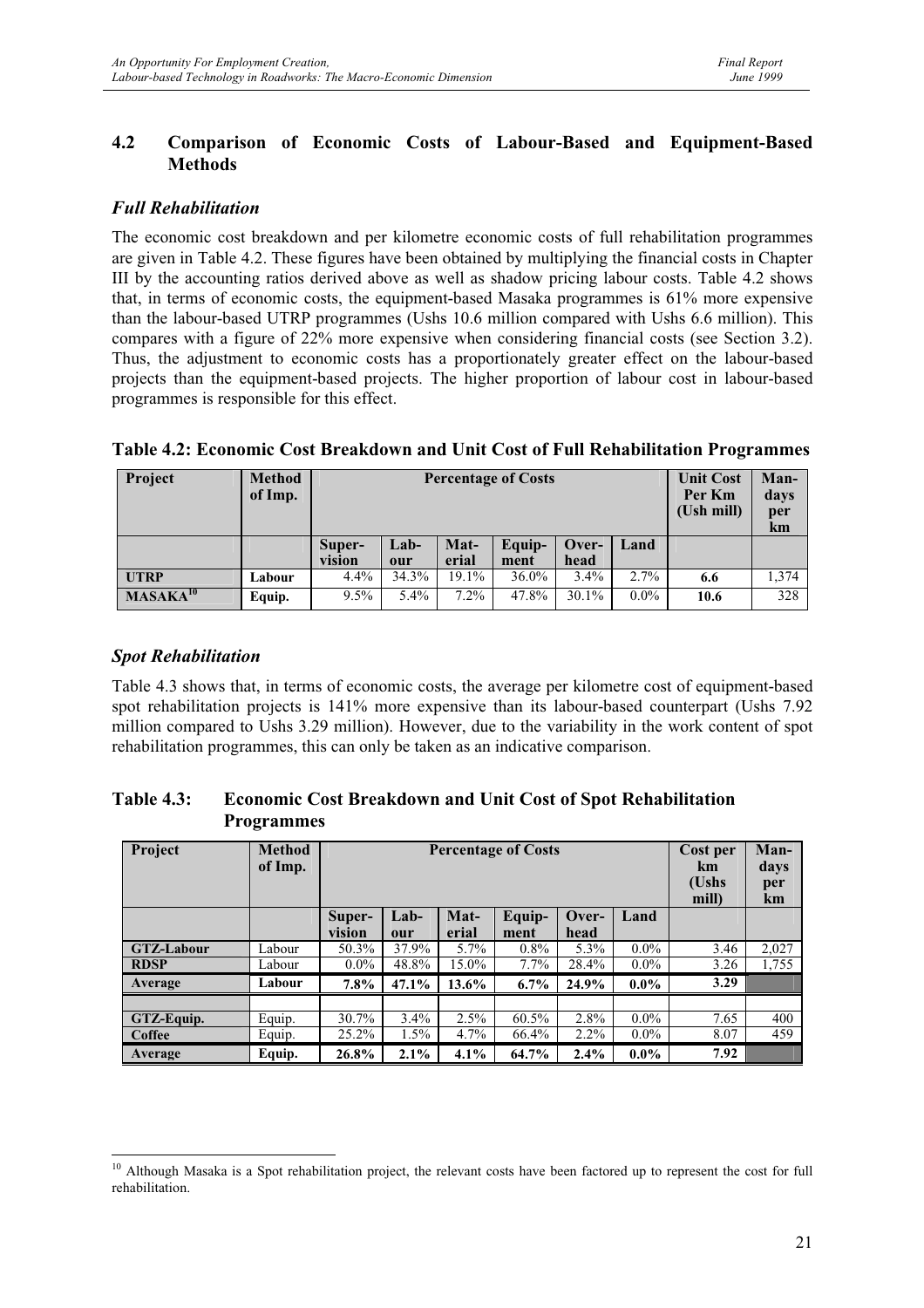## 4.2 Comparison of Economic Costs of Labour-Based and Equipment-Based Methods

### *Full Rehabilitation*

The economic cost breakdown and per kilometre economic costs of full rehabilitation programmes are given in Table 4.2. These figures have been obtained by multiplying the financial costs in Chapter III by the accounting ratios derived above as well as shadow pricing labour costs. Table 4.2 shows that, in terms of economic costs, the equipment-based Masaka programmes is 61% more expensive than the labour-based UTRP programmes (Ushs 10.6 million compared with Ushs 6.6 million). This compares with a figure of 22% more expensive when considering financial costs (see Section 3.2). Thus, the adjustment to economic costs has a proportionately greater effect on the labour-based projects than the equipment-based projects. The higher proportion of labour cost in labour-based programmes is responsible for this effect.

**Table 4.2: Economic Cost Breakdown and Unit Cost of Full Rehabilitation Programmes**

| Project | Method of Imp. | Percentage of Costs | | | | | | Unit Cost Per Km (Ush mill) | Man-days per km |
|---|---|---|---|---|---|---|---|---|---|
| | | Super-vision | Lab-our | Mat-erial | Equip-ment | Over-head | Land | | |
| **UTRP** | **Labour** | 4.4% | 34.3% | 19.1% | 36.0% | 3.4% | 2.7% | **6.6** | 1,374 |
| **MASAKA**[10] | **Equip.** | 9.5% | 5.4% | 7.2% | 47.8% | 30.1% | 0.0% | **10.6** | 328 |

### *Spot Rehabilitation*

Table 4.3 shows that, in terms of economic costs, the average per kilometre cost of equipment-based spot rehabilitation projects is 141% more expensive than its labour-based counterpart (Ushs 7.92 million compared to Ushs 3.29 million). However, due to the variability in the work content of spot rehabilitation programmes, this can only be taken as an indicative comparison.

**Table 4.3: Economic Cost Breakdown and Unit Cost of Spot Rehabilitation Programmes**

| Project | Method of Imp. | Percentage of Costs | | | | | | Cost per km (Ushs mill) | Man-days per km |
|---|---|---|---|---|---|---|---|---|---|
| | | Super-vision | Lab-our | Mat-erial | Equip-ment | Over-head | Land | | |
| **GTZ-Labour** | Labour | 50.3% | 37.9% | 5.7% | 0.8% | 5.3% | 0.0% | 3.46 | 2,027 |
| **RDSP** | Labour | 0.0% | 48.8% | 15.0% | 7.7% | 28.4% | 0.0% | 3.26 | 1,755 |
| **Average** | **Labour** | **7.8%** | **47.1%** | **13.6%** | **6.7%** | **24.9%** | **0.0%** | **3.29** | |
| | | | | | | | | | |
| **GTZ-Equip.** | Equip. | 30.7% | 3.4% | 2.5% | 60.5% | 2.8% | 0.0% | 7.65 | 400 |
| **Coffee** | Equip. | 25.2% | 1.5% | 4.7% | 66.4% | 2.2% | 0.0% | 8.07 | 459 |
| **Average** | **Equip.** | **26.8%** | **2.1%** | **4.1%** | **64.7%** | **2.4%** | **0.0%** | **7.92** | |

[10] Although Masaka is a Spot rehabilitation project, the relevant costs have been factored up to represent the cost for full rehabilitation.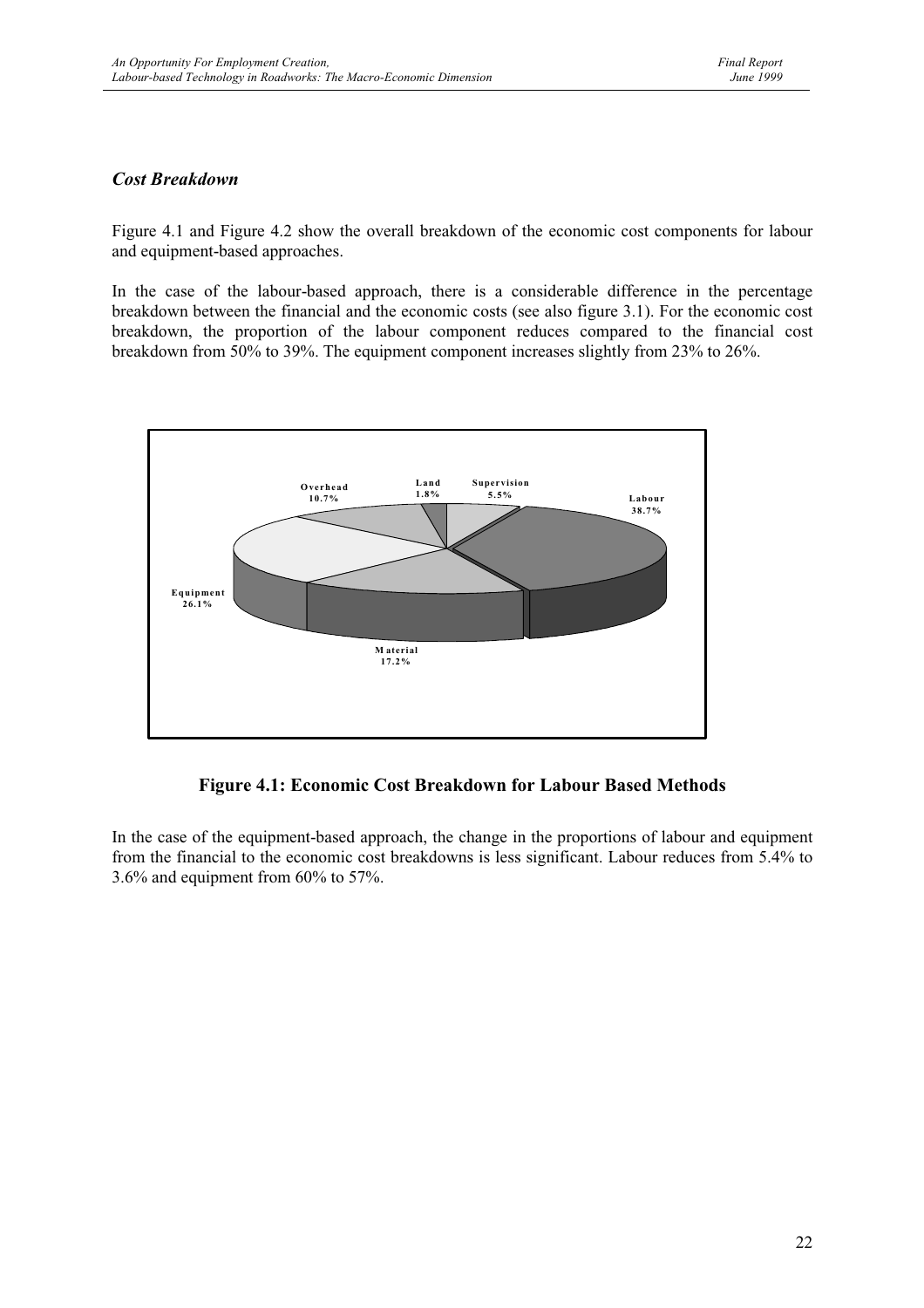### *Cost Breakdown*

Figure 4.1 and Figure 4.2 show the overall breakdown of the economic cost components for labour and equipment-based approaches.

In the case of the labour-based approach, there is a considerable difference in the percentage breakdown between the financial and the economic costs (see also figure 3.1). For the economic cost breakdown, the proportion of the labour component reduces compared to the financial cost breakdown from 50% to 39%. The equipment component increases slightly from 23% to 26%.

Overhead
10.7%

Land
1.8%

Supervision
5.5%

Labour
38.7%

Equipment
26.1%

Material
17.2%

**Figure 4.1: Economic Cost Breakdown for Labour Based Methods**

In the case of the equipment-based approach, the change in the proportions of labour and equipment from the financial to the economic cost breakdowns is less significant. Labour reduces from 5.4% to 3.6% and equipment from 60% to 57%.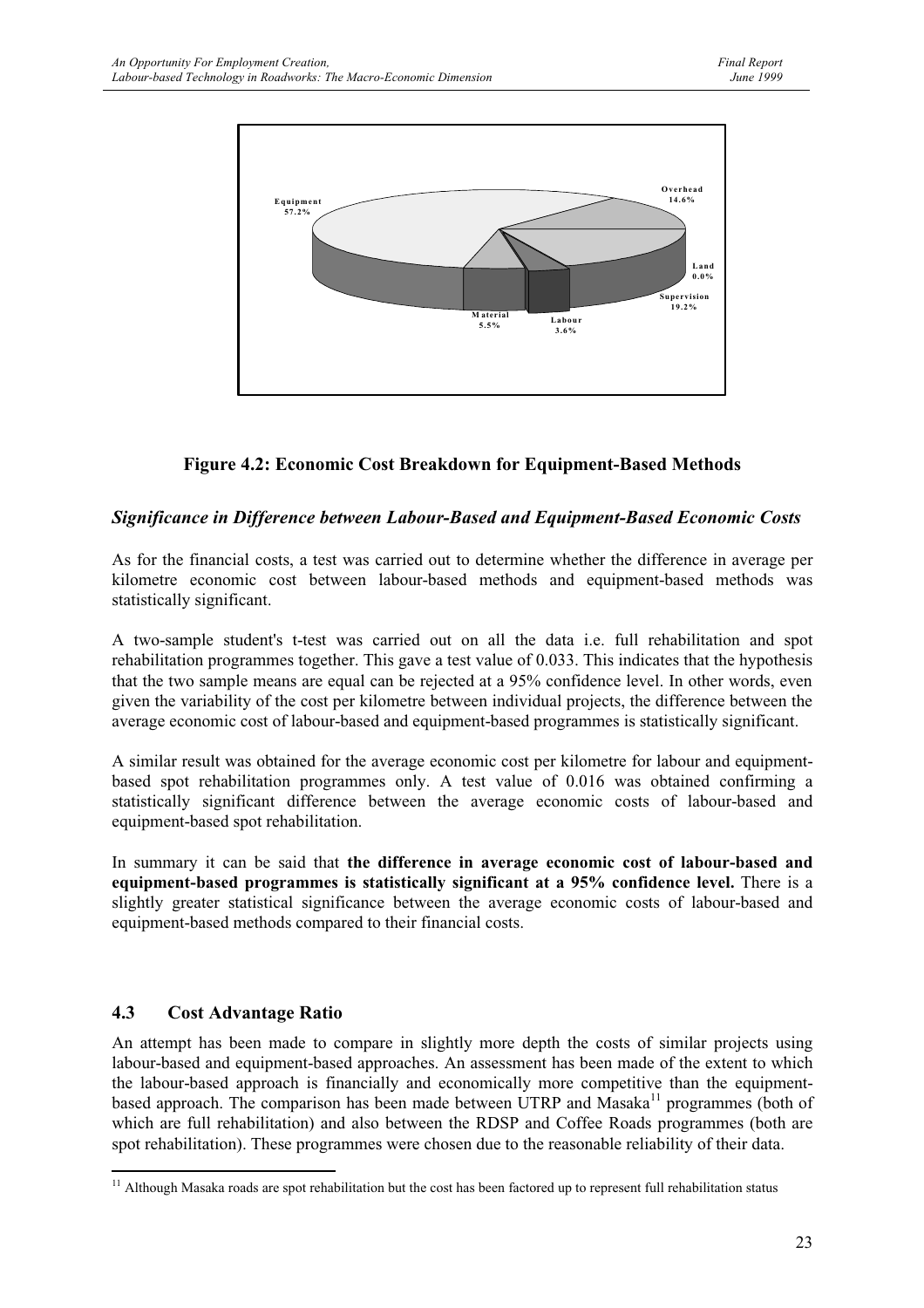Equipment
57.2%

Overhead
14.6%

Land
0.0%

Supervision
19.2%

Material
5.5%

Labour
3.6%

**Figure 4.2: Economic Cost Breakdown for Equipment-Based Methods**

### *Significance in Difference between Labour-Based and Equipment-Based Economic Costs*

As for the financial costs, a test was carried out to determine whether the difference in average per kilometre economic cost between labour-based methods and equipment-based methods was statistically significant.

A two-sample student's t-test was carried out on all the data i.e. full rehabilitation and spot rehabilitation programmes together. This gave a test value of 0.033. This indicates that the hypothesis that the two sample means are equal can be rejected at a 95% confidence level. In other words, even given the variability of the cost per kilometre between individual projects, the difference between the average economic cost of labour-based and equipment-based programmes is statistically significant.

A similar result was obtained for the average economic cost per kilometre for labour and equipment-based spot rehabilitation programmes only. A test value of 0.016 was obtained confirming a statistically significant difference between the average economic costs of labour-based and equipment-based spot rehabilitation.

In summary it can be said that **the difference in average economic cost of labour-based and equipment-based programmes is statistically significant at a 95% confidence level.** There is a slightly greater statistical significance between the average economic costs of labour-based and equipment-based methods compared to their financial costs.

## 4.3 Cost Advantage Ratio

An attempt has been made to compare in slightly more depth the costs of similar projects using labour-based and equipment-based approaches. An assessment has been made of the extent to which the labour-based approach is financially and economically more competitive than the equipment-based approach. The comparison has been made between UTRP and Masaka[11] programmes (both of which are full rehabilitation) and also between the RDSP and Coffee Roads programmes (both are spot rehabilitation). These programmes were chosen due to the reasonable reliability of their data.

[11] Although Masaka roads are spot rehabilitation but the cost has been factored up to represent full rehabilitation status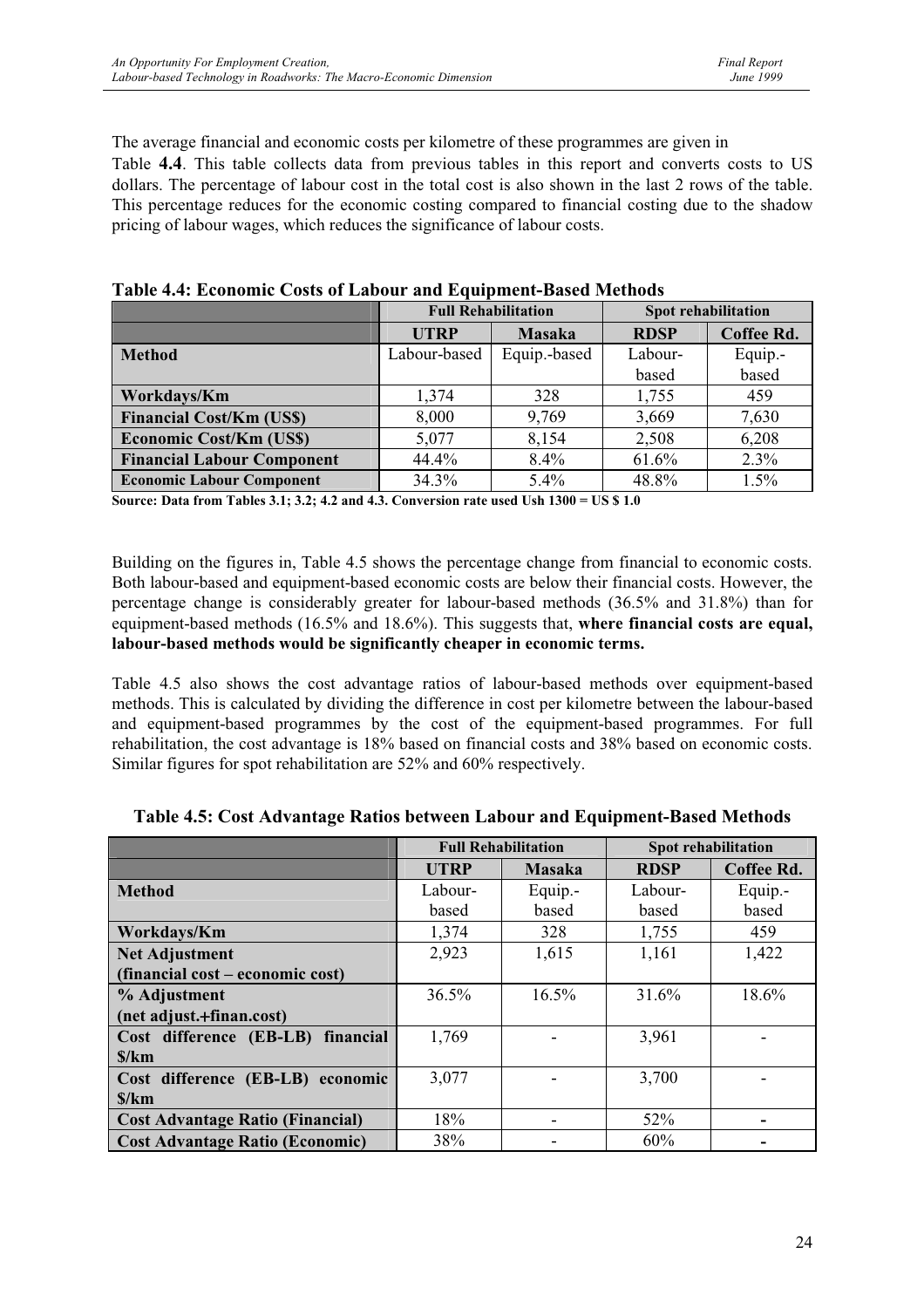The average financial and economic costs per kilometre of these programmes are given in Table **4.4**. This table collects data from previous tables in this report and converts costs to US dollars. The percentage of labour cost in the total cost is also shown in the last 2 rows of the table. This percentage reduces for the economic costing compared to financial costing due to the shadow pricing of labour wages, which reduces the significance of labour costs.

**Table 4.4: Economic Costs of Labour and Equipment-Based Methods**

| | Full Rehabilitation | | Spot rehabilitation | |
|---|---|---|---|---|
| | **UTRP** | **Masaka** | **RDSP** | **Coffee Rd.** |
| **Method** | Labour-based | Equip.-based | Labour-based | Equip.-based |
| **Workdays/Km** | 1,374 | 328 | 1,755 | 459 |
| **Financial Cost/Km (US$)** | 8,000 | 9,769 | 3,669 | 7,630 |
| **Economic Cost/Km (US$)** | 5,077 | 8,154 | 2,508 | 6,208 |
| **Financial Labour Component** | 44.4% | 8.4% | 61.6% | 2.3% |
| **Economic Labour Component** | 34.3% | 5.4% | 48.8% | 1.5% |

**Source: Data from Tables 3.1; 3.2; 4.2 and 4.3. Conversion rate used Ush 1300 = US $ 1.0**

Building on the figures in, Table 4.5 shows the percentage change from financial to economic costs. Both labour-based and equipment-based economic costs are below their financial costs. However, the percentage change is considerably greater for labour-based methods (36.5% and 31.8%) than for equipment-based methods (16.5% and 18.6%). This suggests that, **where financial costs are equal, labour-based methods would be significantly cheaper in economic terms.**

Table 4.5 also shows the cost advantage ratios of labour-based methods over equipment-based methods. This is calculated by dividing the difference in cost per kilometre between the labour-based and equipment-based programmes by the cost of the equipment-based programmes. For full rehabilitation, the cost advantage is 18% based on financial costs and 38% based on economic costs. Similar figures for spot rehabilitation are 52% and 60% respectively.

**Table 4.5: Cost Advantage Ratios between Labour and Equipment-Based Methods**

| | Full Rehabilitation | | Spot rehabilitation | |
|---|---|---|---|---|
| | **UTRP** | **Masaka** | **RDSP** | **Coffee Rd.** |
| **Method** | Labour-based | Equip.-based | Labour-based | Equip.-based |
| **Workdays/Km** | 1,374 | 328 | 1,755 | 459 |
| **Net Adjustment (financial cost – economic cost)** | 2,923 | 1,615 | 1,161 | 1,422 |
| **% Adjustment (net adjust.+finan.cost)** | 36.5% | 16.5% | 31.6% | 18.6% |
| **Cost difference (EB-LB) financial $/km** | 1,769 | - | 3,961 | - |
| **Cost difference (EB-LB) economic $/km** | 3,077 | - | 3,700 | - |
| **Cost Advantage Ratio (Financial)** | 18% | - | 52% | - |
| **Cost Advantage Ratio (Economic)** | 38% | - | 60% | - |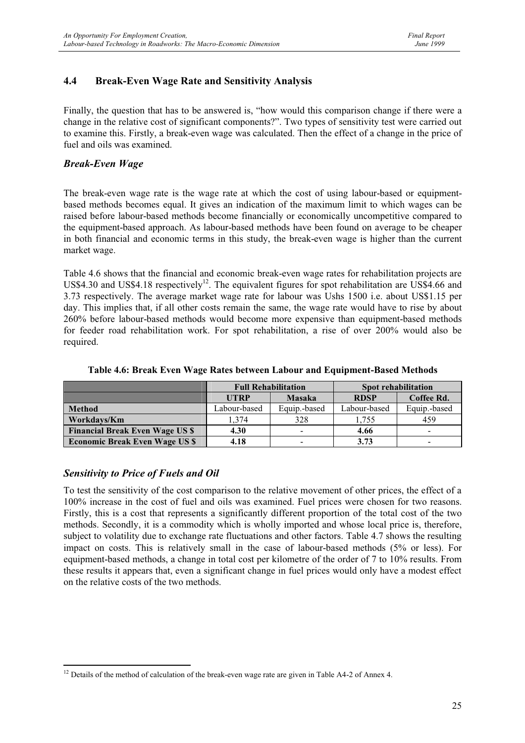## 4.4 Break-Even Wage Rate and Sensitivity Analysis

Finally, the question that has to be answered is, "how would this comparison change if there were a change in the relative cost of significant components?". Two types of sensitivity test were carried out to examine this. Firstly, a break-even wage was calculated. Then the effect of a change in the price of fuel and oils was examined.

### *Break-Even Wage*

The break-even wage rate is the wage rate at which the cost of using labour-based or equipment-based methods becomes equal. It gives an indication of the maximum limit to which wages can be raised before labour-based methods become financially or economically uncompetitive compared to the equipment-based approach. As labour-based methods have been found on average to be cheaper in both financial and economic terms in this study, the break-even wage is higher than the current market wage.

Table 4.6 shows that the financial and economic break-even wage rates for rehabilitation projects are US$4.30 and US$4.18 respectively[12]. The equivalent figures for spot rehabilitation are US$4.66 and 3.73 respectively. The average market wage rate for labour was Ushs 1500 i.e. about US$1.15 per day. This implies that, if all other costs remain the same, the wage rate would have to rise by about 260% before labour-based methods would become more expensive than equipment-based methods for feeder road rehabilitation work. For spot rehabilitation, a rise of over 200% would also be required.

**Table 4.6: Break Even Wage Rates between Labour and Equipment-Based Methods**

| | **Full Rehabilitation** | | **Spot rehabilitation** | |
|---|---|---|---|---|
| | **UTRP** | **Masaka** | **RDSP** | **Coffee Rd.** |
| **Method** | Labour-based | Equip.-based | Labour-based | Equip.-based |
| **Workdays/Km** | 1,374 | 328 | 1,755 | 459 |
| **Financial Break Even Wage US $** | **4.30** | - | **4.66** | - |
| **Economic Break Even Wage US $** | **4.18** | - | **3.73** | - |

### *Sensitivity to Price of Fuels and Oil*

To test the sensitivity of the cost comparison to the relative movement of other prices, the effect of a 100% increase in the cost of fuel and oils was examined. Fuel prices were chosen for two reasons. Firstly, this is a cost that represents a significantly different proportion of the total cost of the two methods. Secondly, it is a commodity which is wholly imported and whose local price is, therefore, subject to volatility due to exchange rate fluctuations and other factors. Table 4.7 shows the resulting impact on costs. This is relatively small in the case of labour-based methods (5% or less). For equipment-based methods, a change in total cost per kilometre of the order of 7 to 10% results. From these results it appears that, even a significant change in fuel prices would only have a modest effect on the relative costs of the two methods.

---

[12] Details of the method of calculation of the break-even wage rate are given in Table A4-2 of Annex 4.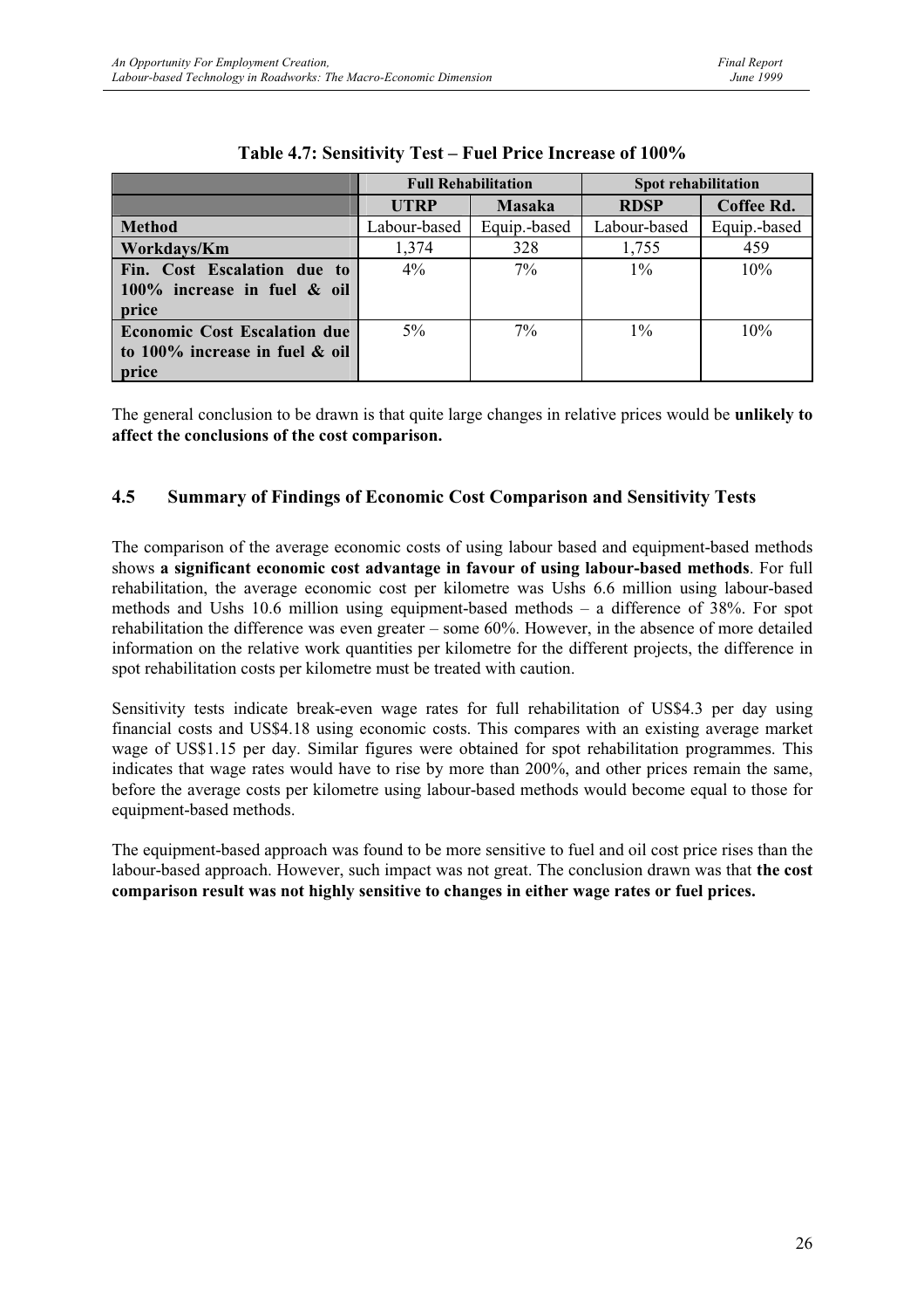**Table 4.7: Sensitivity Test – Fuel Price Increase of 100%**

| | Full Rehabilitation | | Spot rehabilitation | |
|---|---|---|---|---|
| | **UTRP** | **Masaka** | **RDSP** | **Coffee Rd.** |
| **Method** | Labour-based | Equip.-based | Labour-based | Equip.-based |
| **Workdays/Km** | 1,374 | 328 | 1,755 | 459 |
| **Fin. Cost Escalation due to 100% increase in fuel & oil price** | 4% | 7% | 1% | 10% |
| **Economic Cost Escalation due to 100% increase in fuel & oil price** | 5% | 7% | 1% | 10% |

The general conclusion to be drawn is that quite large changes in relative prices would be **unlikely to affect the conclusions of the cost comparison.**

## 4.5 Summary of Findings of Economic Cost Comparison and Sensitivity Tests

The comparison of the average economic costs of using labour based and equipment-based methods shows **a significant economic cost advantage in favour of using labour-based methods**. For full rehabilitation, the average economic cost per kilometre was Ushs 6.6 million using labour-based methods and Ushs 10.6 million using equipment-based methods – a difference of 38%. For spot rehabilitation the difference was even greater – some 60%. However, in the absence of more detailed information on the relative work quantities per kilometre for the different projects, the difference in spot rehabilitation costs per kilometre must be treated with caution.

Sensitivity tests indicate break-even wage rates for full rehabilitation of US$4.3 per day using financial costs and US$4.18 using economic costs. This compares with an existing average market wage of US$1.15 per day. Similar figures were obtained for spot rehabilitation programmes. This indicates that wage rates would have to rise by more than 200%, and other prices remain the same, before the average costs per kilometre using labour-based methods would become equal to those for equipment-based methods.

The equipment-based approach was found to be more sensitive to fuel and oil cost price rises than the labour-based approach. However, such impact was not great. The conclusion drawn was that **the cost comparison result was not highly sensitive to changes in either wage rates or fuel prices.**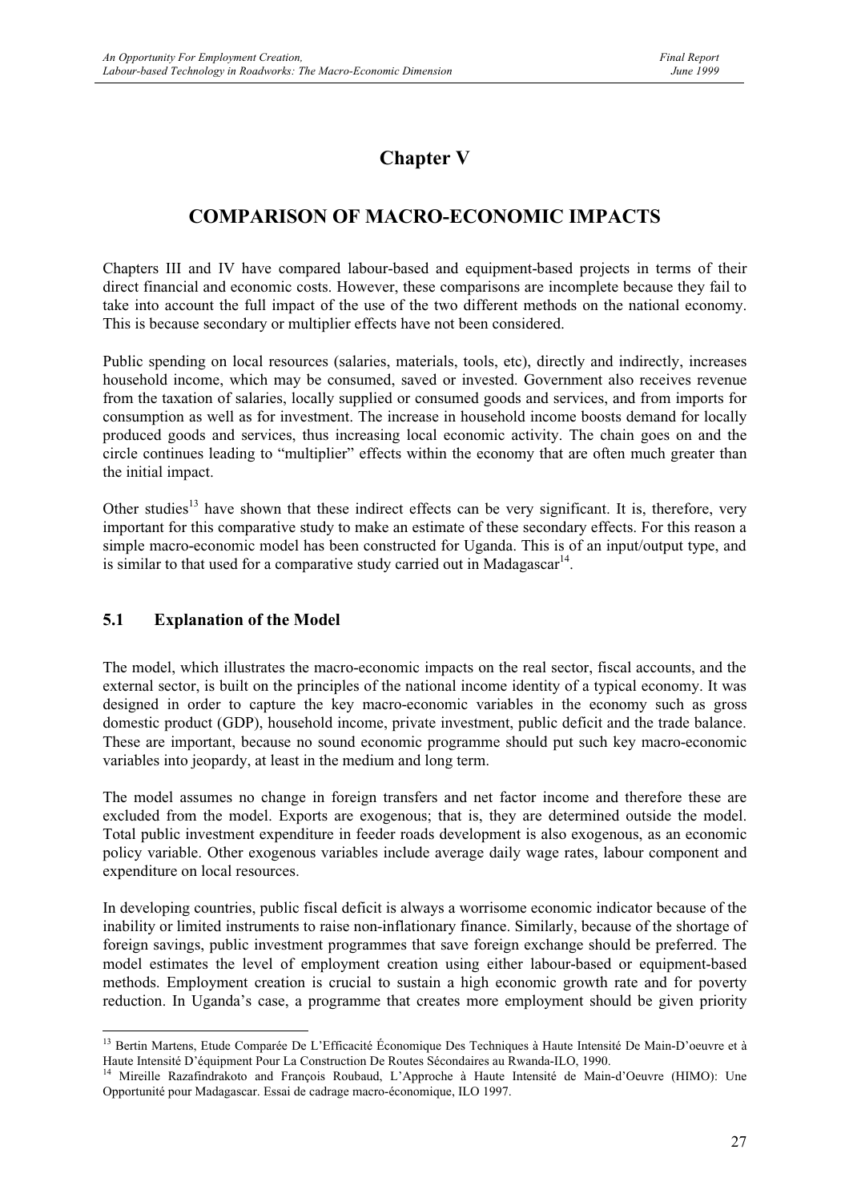# Chapter V

# COMPARISON OF MACRO-ECONOMIC IMPACTS

Chapters III and IV have compared labour-based and equipment-based projects in terms of their direct financial and economic costs. However, these comparisons are incomplete because they fail to take into account the full impact of the use of the two different methods on the national economy. This is because secondary or multiplier effects have not been considered.

Public spending on local resources (salaries, materials, tools, etc), directly and indirectly, increases household income, which may be consumed, saved or invested. Government also receives revenue from the taxation of salaries, locally supplied or consumed goods and services, and from imports for consumption as well as for investment. The increase in household income boosts demand for locally produced goods and services, thus increasing local economic activity. The chain goes on and the circle continues leading to "multiplier" effects within the economy that are often much greater than the initial impact.

Other studies[13] have shown that these indirect effects can be very significant. It is, therefore, very important for this comparative study to make an estimate of these secondary effects. For this reason a simple macro-economic model has been constructed for Uganda. This is of an input/output type, and is similar to that used for a comparative study carried out in Madagascar[14].

## 5.1 Explanation of the Model

The model, which illustrates the macro-economic impacts on the real sector, fiscal accounts, and the external sector, is built on the principles of the national income identity of a typical economy. It was designed in order to capture the key macro-economic variables in the economy such as gross domestic product (GDP), household income, private investment, public deficit and the trade balance. These are important, because no sound economic programme should put such key macro-economic variables into jeopardy, at least in the medium and long term.

The model assumes no change in foreign transfers and net factor income and therefore these are excluded from the model. Exports are exogenous; that is, they are determined outside the model. Total public investment expenditure in feeder roads development is also exogenous, as an economic policy variable. Other exogenous variables include average daily wage rates, labour component and expenditure on local resources.

In developing countries, public fiscal deficit is always a worrisome economic indicator because of the inability or limited instruments to raise non-inflationary finance. Similarly, because of the shortage of foreign savings, public investment programmes that save foreign exchange should be preferred. The model estimates the level of employment creation using either labour-based or equipment-based methods. Employment creation is crucial to sustain a high economic growth rate and for poverty reduction. In Uganda's case, a programme that creates more employment should be given priority

[13] Bertin Martens, Etude Comparée De L'Efficacité Économique Des Techniques à Haute Intensité De Main-D'oeuvre et à Haute Intensité D'équipment Pour La Construction De Routes Sécondaires au Rwanda-ILO, 1990.

[14] Mireille Razafindrakoto and François Roubaud, L'Approche à Haute Intensité de Main-d'Oeuvre (HIMO): Une Opportunité pour Madagascar. Essai de cadrage macro-économique, ILO 1997.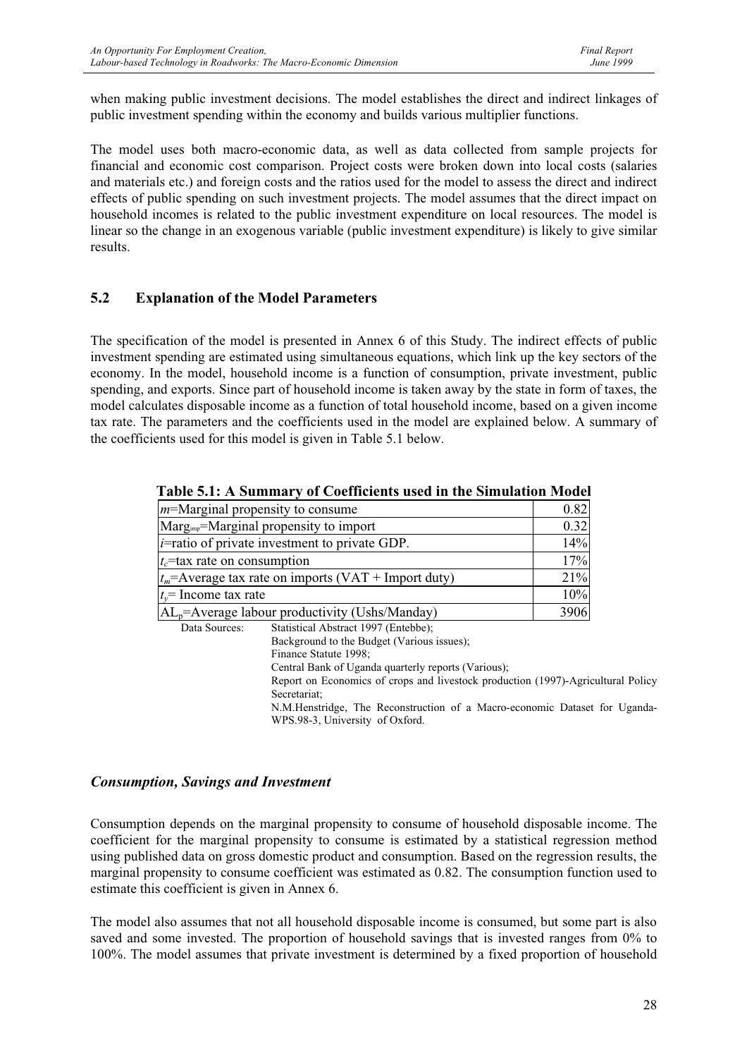when making public investment decisions. The model establishes the direct and indirect linkages of public investment spending within the economy and builds various multiplier functions.

The model uses both macro-economic data, as well as data collected from sample projects for financial and economic cost comparison. Project costs were broken down into local costs (salaries and materials etc.) and foreign costs and the ratios used for the model to assess the direct and indirect effects of public spending on such investment projects. The model assumes that the direct impact on household incomes is related to the public investment expenditure on local resources. The model is linear so the change in an exogenous variable (public investment expenditure) is likely to give similar results.

## 5.2 Explanation of the Model Parameters

The specification of the model is presented in Annex 6 of this Study. The indirect effects of public investment spending are estimated using simultaneous equations, which link up the key sectors of the economy. In the model, household income is a function of consumption, private investment, public spending, and exports. Since part of household income is taken away by the state in form of taxes, the model calculates disposable income as a function of total household income, based on a given income tax rate. The parameters and the coefficients used in the model are explained below. A summary of the coefficients used for this model is given in Table 5.1 below.

**Table 5.1: A Summary of Coefficients used in the Simulation Model**

| | |
|---|---|
| $m$=Marginal propensity to consume | 0.82 |
| $Marg_{imp}$=Marginal propensity to import | 0.32 |
| $i$=ratio of private investment to private GDP. | 14% |
| $t_c$=tax rate on consumption | 17% |
| $t_m$=Average tax rate on imports (VAT + Import duty) | 21% |
| $t_y$= Income tax rate | 10% |
| $AL_p$=Average labour productivity (Ushs/Manday) | 3906 |

Data Sources: Statistical Abstract 1997 (Entebbe);
Background to the Budget (Various issues);
Finance Statute 1998;
Central Bank of Uganda quarterly reports (Various);
Report on Economics of crops and livestock production (1997)-Agricultural Policy Secretariat;
N.M.Henstridge, The Reconstruction of a Macro-economic Dataset for Uganda-WPS.98-3, University of Oxford.

### *Consumption, Savings and Investment*

Consumption depends on the marginal propensity to consume of household disposable income. The coefficient for the marginal propensity to consume is estimated by a statistical regression method using published data on gross domestic product and consumption. Based on the regression results, the marginal propensity to consume coefficient was estimated as 0.82. The consumption function used to estimate this coefficient is given in Annex 6.

The model also assumes that not all household disposable income is consumed, but some part is also saved and some invested. The proportion of household savings that is invested ranges from 0% to 100%. The model assumes that private investment is determined by a fixed proportion of household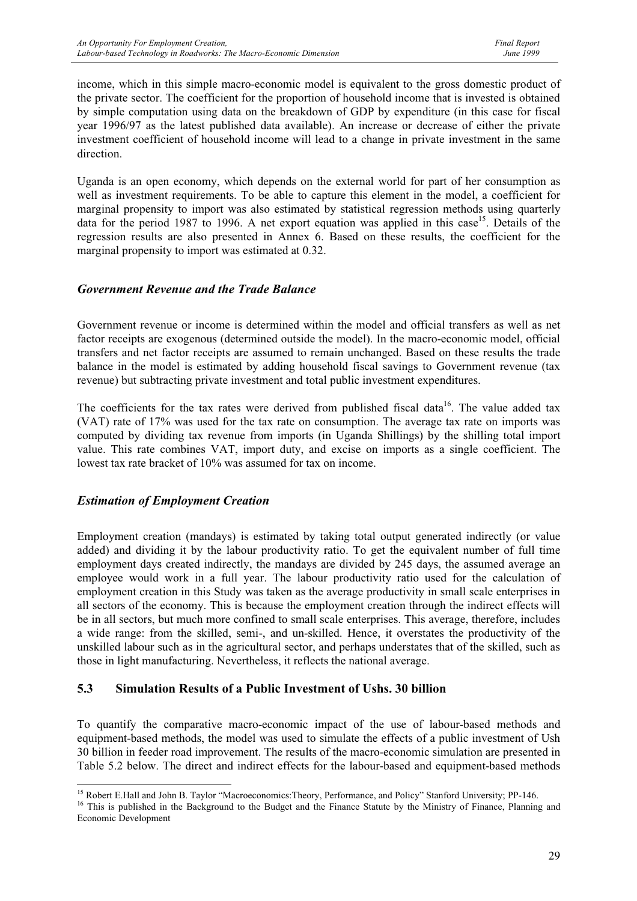income, which in this simple macro-economic model is equivalent to the gross domestic product of the private sector. The coefficient for the proportion of household income that is invested is obtained by simple computation using data on the breakdown of GDP by expenditure (in this case for fiscal year 1996/97 as the latest published data available). An increase or decrease of either the private investment coefficient of household income will lead to a change in private investment in the same direction.

Uganda is an open economy, which depends on the external world for part of her consumption as well as investment requirements. To be able to capture this element in the model, a coefficient for marginal propensity to import was also estimated by statistical regression methods using quarterly data for the period 1987 to 1996. A net export equation was applied in this case[15]. Details of the regression results are also presented in Annex 6. Based on these results, the coefficient for the marginal propensity to import was estimated at 0.32.

### *Government Revenue and the Trade Balance*

Government revenue or income is determined within the model and official transfers as well as net factor receipts are exogenous (determined outside the model). In the macro-economic model, official transfers and net factor receipts are assumed to remain unchanged. Based on these results the trade balance in the model is estimated by adding household fiscal savings to Government revenue (tax revenue) but subtracting private investment and total public investment expenditures.

The coefficients for the tax rates were derived from published fiscal data[16]. The value added tax (VAT) rate of 17% was used for the tax rate on consumption. The average tax rate on imports was computed by dividing tax revenue from imports (in Uganda Shillings) by the shilling total import value. This rate combines VAT, import duty, and excise on imports as a single coefficient. The lowest tax rate bracket of 10% was assumed for tax on income.

### *Estimation of Employment Creation*

Employment creation (mandays) is estimated by taking total output generated indirectly (or value added) and dividing it by the labour productivity ratio. To get the equivalent number of full time employment days created indirectly, the mandays are divided by 245 days, the assumed average an employee would work in a full year. The labour productivity ratio used for the calculation of employment creation in this Study was taken as the average productivity in small scale enterprises in all sectors of the economy. This is because the employment creation through the indirect effects will be in all sectors, but much more confined to small scale enterprises. This average, therefore, includes a wide range: from the skilled, semi-, and un-skilled. Hence, it overstates the productivity of the unskilled labour such as in the agricultural sector, and perhaps understates that of the skilled, such as those in light manufacturing. Nevertheless, it reflects the national average.

## 5.3 Simulation Results of a Public Investment of Ushs. 30 billion

To quantify the comparative macro-economic impact of the use of labour-based methods and equipment-based methods, the model was used to simulate the effects of a public investment of Ush 30 billion in feeder road improvement. The results of the macro-economic simulation are presented in Table 5.2 below. The direct and indirect effects for the labour-based and equipment-based methods

[15] Robert E.Hall and John B. Taylor "Macroeconomics:Theory, Performance, and Policy" Stanford University; PP-146.

[16] This is published in the Background to the Budget and the Finance Statute by the Ministry of Finance, Planning and Economic Development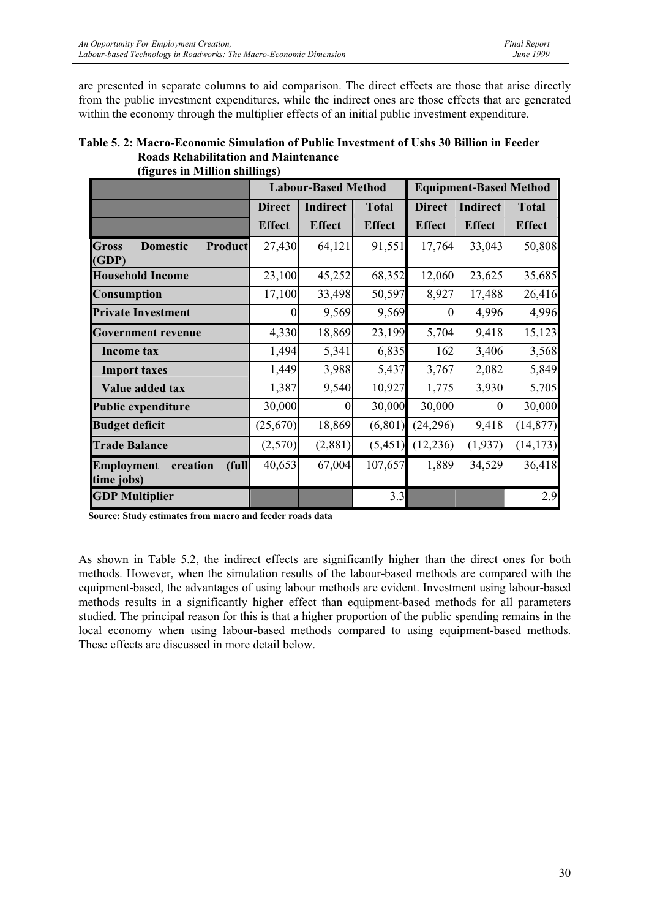are presented in separate columns to aid comparison. The direct effects are those that arise directly from the public investment expenditures, while the indirect ones are those effects that are generated within the economy through the multiplier effects of an initial public investment expenditure.

**Table 5. 2: Macro-Economic Simulation of Public Investment of Ushs 30 Billion in Feeder Roads Rehabilitation and Maintenance (figures in Million shillings)**

| | Labour-Based Method | | | Equipment-Based Method | | |
|---|---|---|---|---|---|---|
| | Direct Effect | Indirect Effect | Total Effect | Direct Effect | Indirect Effect | Total Effect |
| **Gross Domestic Product (GDP)** | 27,430 | 64,121 | 91,551 | 17,764 | 33,043 | 50,808 |
| **Household Income** | 23,100 | 45,252 | 68,352 | 12,060 | 23,625 | 35,685 |
| **Consumption** | 17,100 | 33,498 | 50,597 | 8,927 | 17,488 | 26,416 |
| **Private Investment** | 0 | 9,569 | 9,569 | 0 | 4,996 | 4,996 |
| **Government revenue** | 4,330 | 18,869 | 23,199 | 5,704 | 9,418 | 15,123 |
| **Income tax** | 1,494 | 5,341 | 6,835 | 162 | 3,406 | 3,568 |
| **Import taxes** | 1,449 | 3,988 | 5,437 | 3,767 | 2,082 | 5,849 |
| **Value added tax** | 1,387 | 9,540 | 10,927 | 1,775 | 3,930 | 5,705 |
| **Public expenditure** | 30,000 | 0 | 30,000 | 30,000 | 0 | 30,000 |
| **Budget deficit** | (25,670) | 18,869 | (6,801) | (24,296) | 9,418 | (14,877) |
| **Trade Balance** | (2,570) | (2,881) | (5,451) | (12,236) | (1,937) | (14,173) |
| **Employment creation (full time jobs)** | 40,653 | 67,004 | 107,657 | 1,889 | 34,529 | 36,418 |
| **GDP Multiplier** | | | 3.3 | | | 2.9 |

**Source: Study estimates from macro and feeder roads data**

As shown in Table 5.2, the indirect effects are significantly higher than the direct ones for both methods. However, when the simulation results of the labour-based methods are compared with the equipment-based, the advantages of using labour methods are evident. Investment using labour-based methods results in a significantly higher effect than equipment-based methods for all parameters studied. The principal reason for this is that a higher proportion of the public spending remains in the local economy when using labour-based methods compared to using equipment-based methods. These effects are discussed in more detail below.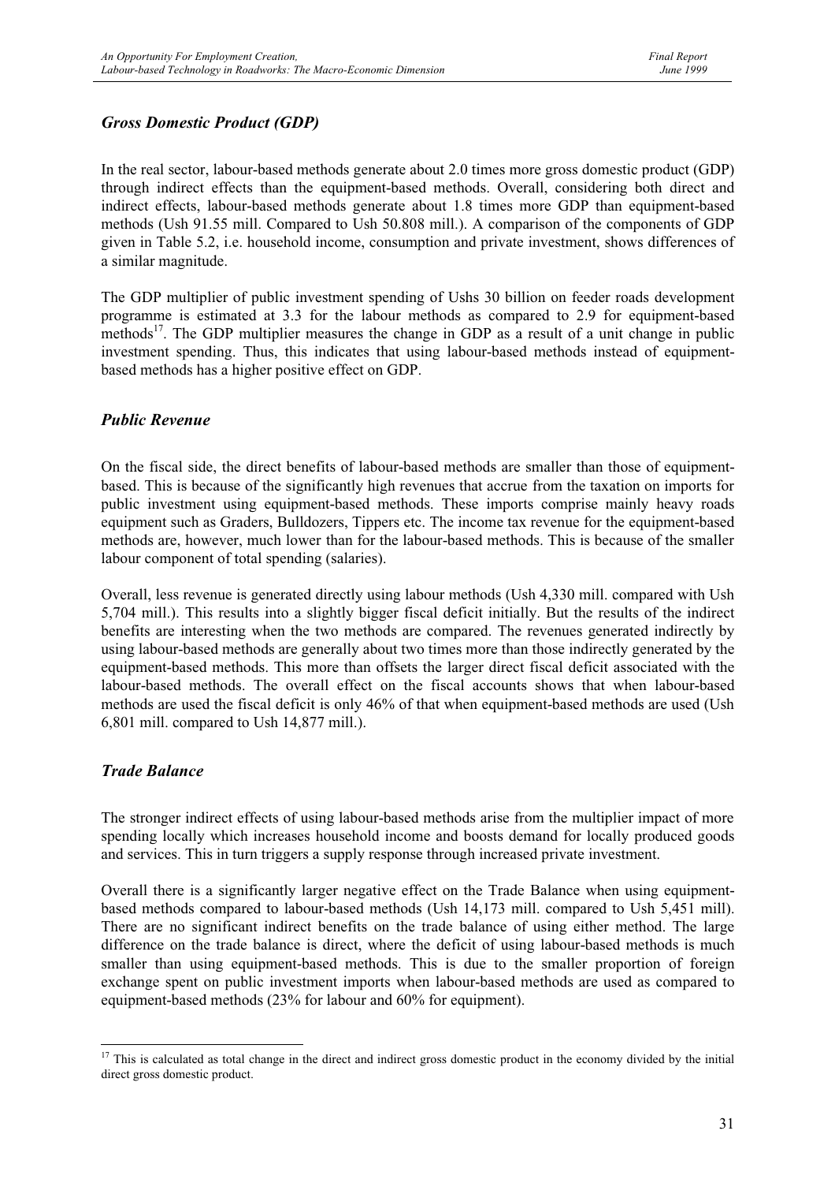### *Gross Domestic Product (GDP)*

In the real sector, labour-based methods generate about 2.0 times more gross domestic product (GDP) through indirect effects than the equipment-based methods. Overall, considering both direct and indirect effects, labour-based methods generate about 1.8 times more GDP than equipment-based methods (Ush 91.55 mill. Compared to Ush 50.808 mill.). A comparison of the components of GDP given in Table 5.2, i.e. household income, consumption and private investment, shows differences of a similar magnitude.

The GDP multiplier of public investment spending of Ushs 30 billion on feeder roads development programme is estimated at 3.3 for the labour methods as compared to 2.9 for equipment-based methods[17]. The GDP multiplier measures the change in GDP as a result of a unit change in public investment spending. Thus, this indicates that using labour-based methods instead of equipment-based methods has a higher positive effect on GDP.

### *Public Revenue*

On the fiscal side, the direct benefits of labour-based methods are smaller than those of equipment-based. This is because of the significantly high revenues that accrue from the taxation on imports for public investment using equipment-based methods. These imports comprise mainly heavy roads equipment such as Graders, Bulldozers, Tippers etc. The income tax revenue for the equipment-based methods are, however, much lower than for the labour-based methods. This is because of the smaller labour component of total spending (salaries).

Overall, less revenue is generated directly using labour methods (Ush 4,330 mill. compared with Ush 5,704 mill.). This results into a slightly bigger fiscal deficit initially. But the results of the indirect benefits are interesting when the two methods are compared. The revenues generated indirectly by using labour-based methods are generally about two times more than those indirectly generated by the equipment-based methods. This more than offsets the larger direct fiscal deficit associated with the labour-based methods. The overall effect on the fiscal accounts shows that when labour-based methods are used the fiscal deficit is only 46% of that when equipment-based methods are used (Ush 6,801 mill. compared to Ush 14,877 mill.).

### *Trade Balance*

The stronger indirect effects of using labour-based methods arise from the multiplier impact of more spending locally which increases household income and boosts demand for locally produced goods and services. This in turn triggers a supply response through increased private investment.

Overall there is a significantly larger negative effect on the Trade Balance when using equipment-based methods compared to labour-based methods (Ush 14,173 mill. compared to Ush 5,451 mill). There are no significant indirect benefits on the trade balance of using either method. The large difference on the trade balance is direct, where the deficit of using labour-based methods is much smaller than using equipment-based methods. This is due to the smaller proportion of foreign exchange spent on public investment imports when labour-based methods are used as compared to equipment-based methods (23% for labour and 60% for equipment).

[17] This is calculated as total change in the direct and indirect gross domestic product in the economy divided by the initial direct gross domestic product.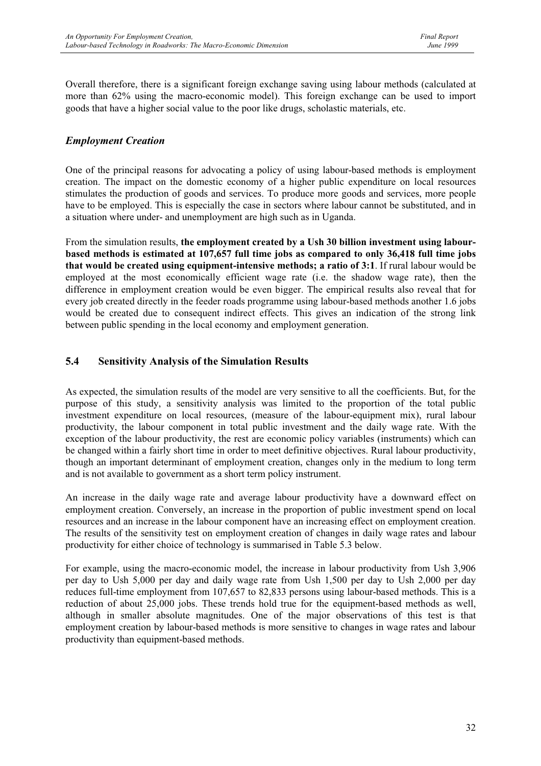Overall therefore, there is a significant foreign exchange saving using labour methods (calculated at more than 62% using the macro-economic model). This foreign exchange can be used to import goods that have a higher social value to the poor like drugs, scholastic materials, etc.

### *Employment Creation*

One of the principal reasons for advocating a policy of using labour-based methods is employment creation. The impact on the domestic economy of a higher public expenditure on local resources stimulates the production of goods and services. To produce more goods and services, more people have to be employed. This is especially the case in sectors where labour cannot be substituted, and in a situation where under- and unemployment are high such as in Uganda.

From the simulation results, **the employment created by a Ush 30 billion investment using labour-based methods is estimated at 107,657 full time jobs as compared to only 36,418 full time jobs that would be created using equipment-intensive methods; a ratio of 3:1**. If rural labour would be employed at the most economically efficient wage rate (i.e. the shadow wage rate), then the difference in employment creation would be even bigger. The empirical results also reveal that for every job created directly in the feeder roads programme using labour-based methods another 1.6 jobs would be created due to consequent indirect effects. This gives an indication of the strong link between public spending in the local economy and employment generation.

## 5.4 Sensitivity Analysis of the Simulation Results

As expected, the simulation results of the model are very sensitive to all the coefficients. But, for the purpose of this study, a sensitivity analysis was limited to the proportion of the total public investment expenditure on local resources, (measure of the labour-equipment mix), rural labour productivity, the labour component in total public investment and the daily wage rate. With the exception of the labour productivity, the rest are economic policy variables (instruments) which can be changed within a fairly short time in order to meet definitive objectives. Rural labour productivity, though an important determinant of employment creation, changes only in the medium to long term and is not available to government as a short term policy instrument.

An increase in the daily wage rate and average labour productivity have a downward effect on employment creation. Conversely, an increase in the proportion of public investment spend on local resources and an increase in the labour component have an increasing effect on employment creation. The results of the sensitivity test on employment creation of changes in daily wage rates and labour productivity for either choice of technology is summarised in Table 5.3 below.

For example, using the macro-economic model, the increase in labour productivity from Ush 3,906 per day to Ush 5,000 per day and daily wage rate from Ush 1,500 per day to Ush 2,000 per day reduces full-time employment from 107,657 to 82,833 persons using labour-based methods. This is a reduction of about 25,000 jobs. These trends hold true for the equipment-based methods as well, although in smaller absolute magnitudes. One of the major observations of this test is that employment creation by labour-based methods is more sensitive to changes in wage rates and labour productivity than equipment-based methods.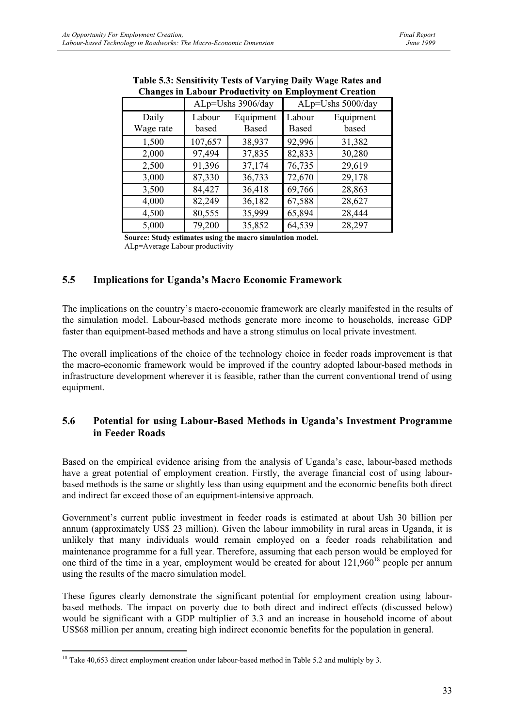**Table 5.3: Sensitivity Tests of Varying Daily Wage Rates and Changes in Labour Productivity on Employment Creation**

| | ALp=Ushs 3906/day | | ALp=Ushs 5000/day | |
|---|---|---|---|---|
| Daily Wage rate | Labour based | Equipment Based | Labour Based | Equipment based |
| 1,500 | 107,657 | 38,937 | 92,996 | 31,382 |
| 2,000 | 97,494 | 37,835 | 82,833 | 30,280 |
| 2,500 | 91,396 | 37,174 | 76,735 | 29,619 |
| 3,000 | 87,330 | 36,733 | 72,670 | 29,178 |
| 3,500 | 84,427 | 36,418 | 69,766 | 28,863 |
| 4,000 | 82,249 | 36,182 | 67,588 | 28,627 |
| 4,500 | 80,555 | 35,999 | 65,894 | 28,444 |
| 5,000 | 79,200 | 35,852 | 64,539 | 28,297 |

**Source: Study estimates using the macro simulation model.**
ALp=Average Labour productivity

## 5.5 Implications for Uganda's Macro Economic Framework

The implications on the country's macro-economic framework are clearly manifested in the results of the simulation model. Labour-based methods generate more income to households, increase GDP faster than equipment-based methods and have a strong stimulus on local private investment.

The overall implications of the choice of the technology choice in feeder roads improvement is that the macro-economic framework would be improved if the country adopted labour-based methods in infrastructure development wherever it is feasible, rather than the current conventional trend of using equipment.

## 5.6 Potential for using Labour-Based Methods in Uganda's Investment Programme in Feeder Roads

Based on the empirical evidence arising from the analysis of Uganda's case, labour-based methods have a great potential of employment creation. Firstly, the average financial cost of using labour-based methods is the same or slightly less than using equipment and the economic benefits both direct and indirect far exceed those of an equipment-intensive approach.

Government's current public investment in feeder roads is estimated at about Ush 30 billion per annum (approximately US$ 23 million). Given the labour immobility in rural areas in Uganda, it is unlikely that many individuals would remain employed on a feeder roads rehabilitation and maintenance programme for a full year. Therefore, assuming that each person would be employed for one third of the time in a year, employment would be created for about 121,960[18] people per annum using the results of the macro simulation model.

These figures clearly demonstrate the significant potential for employment creation using labour-based methods. The impact on poverty due to both direct and indirect effects (discussed below) would be significant with a GDP multiplier of 3.3 and an increase in household income of about US$68 million per annum, creating high indirect economic benefits for the population in general.

[18] Take 40,653 direct employment creation under labour-based method in Table 5.2 and multiply by 3.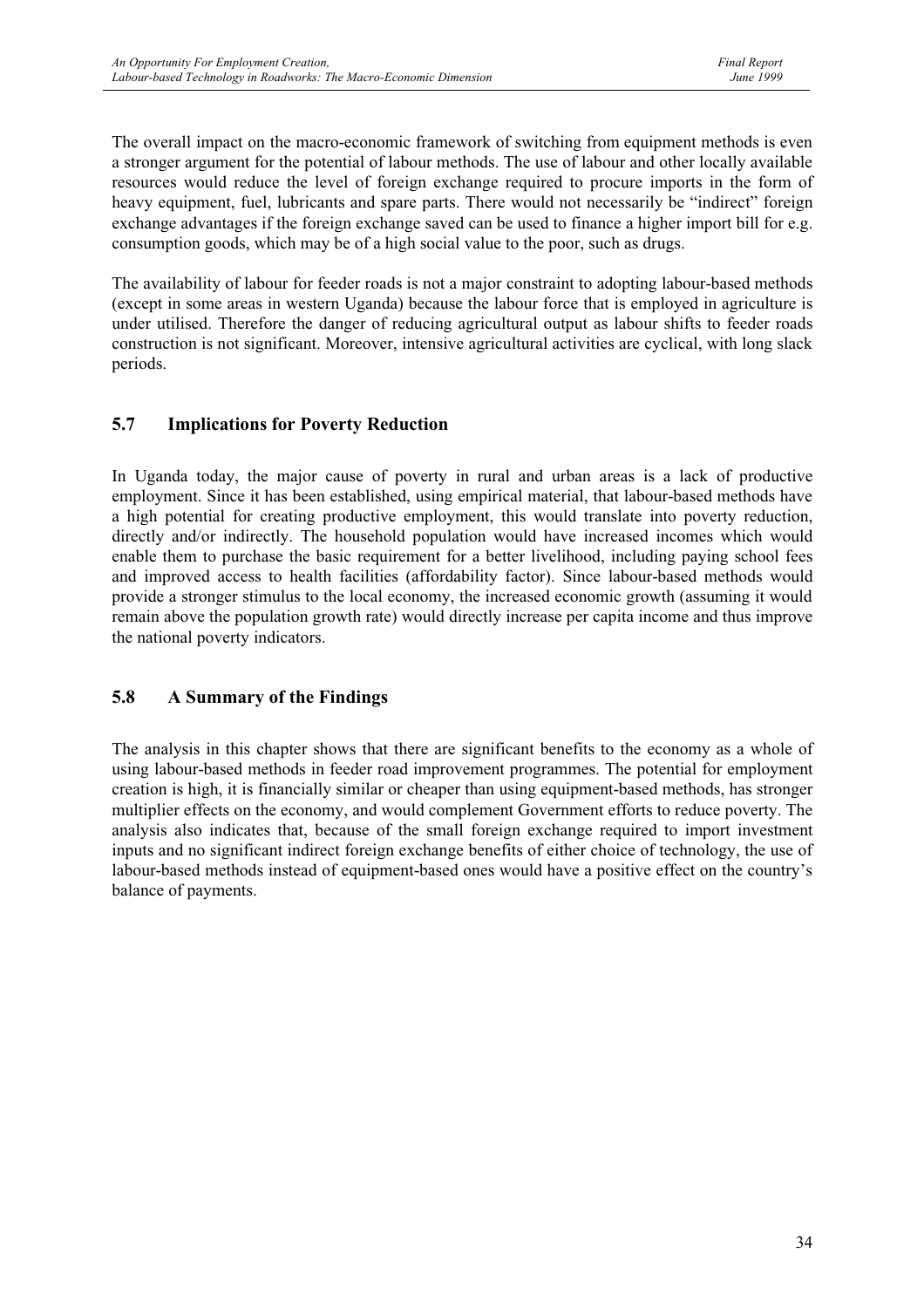The overall impact on the macro-economic framework of switching from equipment methods is even a stronger argument for the potential of labour methods. The use of labour and other locally available resources would reduce the level of foreign exchange required to procure imports in the form of heavy equipment, fuel, lubricants and spare parts. There would not necessarily be "indirect" foreign exchange advantages if the foreign exchange saved can be used to finance a higher import bill for e.g. consumption goods, which may be of a high social value to the poor, such as drugs.

The availability of labour for feeder roads is not a major constraint to adopting labour-based methods (except in some areas in western Uganda) because the labour force that is employed in agriculture is under utilised. Therefore the danger of reducing agricultural output as labour shifts to feeder roads construction is not significant. Moreover, intensive agricultural activities are cyclical, with long slack periods.

## 5.7 Implications for Poverty Reduction

In Uganda today, the major cause of poverty in rural and urban areas is a lack of productive employment. Since it has been established, using empirical material, that labour-based methods have a high potential for creating productive employment, this would translate into poverty reduction, directly and/or indirectly. The household population would have increased incomes which would enable them to purchase the basic requirement for a better livelihood, including paying school fees and improved access to health facilities (affordability factor). Since labour-based methods would provide a stronger stimulus to the local economy, the increased economic growth (assuming it would remain above the population growth rate) would directly increase per capita income and thus improve the national poverty indicators.

## 5.8 A Summary of the Findings

The analysis in this chapter shows that there are significant benefits to the economy as a whole of using labour-based methods in feeder road improvement programmes. The potential for employment creation is high, it is financially similar or cheaper than using equipment-based methods, has stronger multiplier effects on the economy, and would complement Government efforts to reduce poverty. The analysis also indicates that, because of the small foreign exchange required to import investment inputs and no significant indirect foreign exchange benefits of either choice of technology, the use of labour-based methods instead of equipment-based ones would have a positive effect on the country's balance of payments.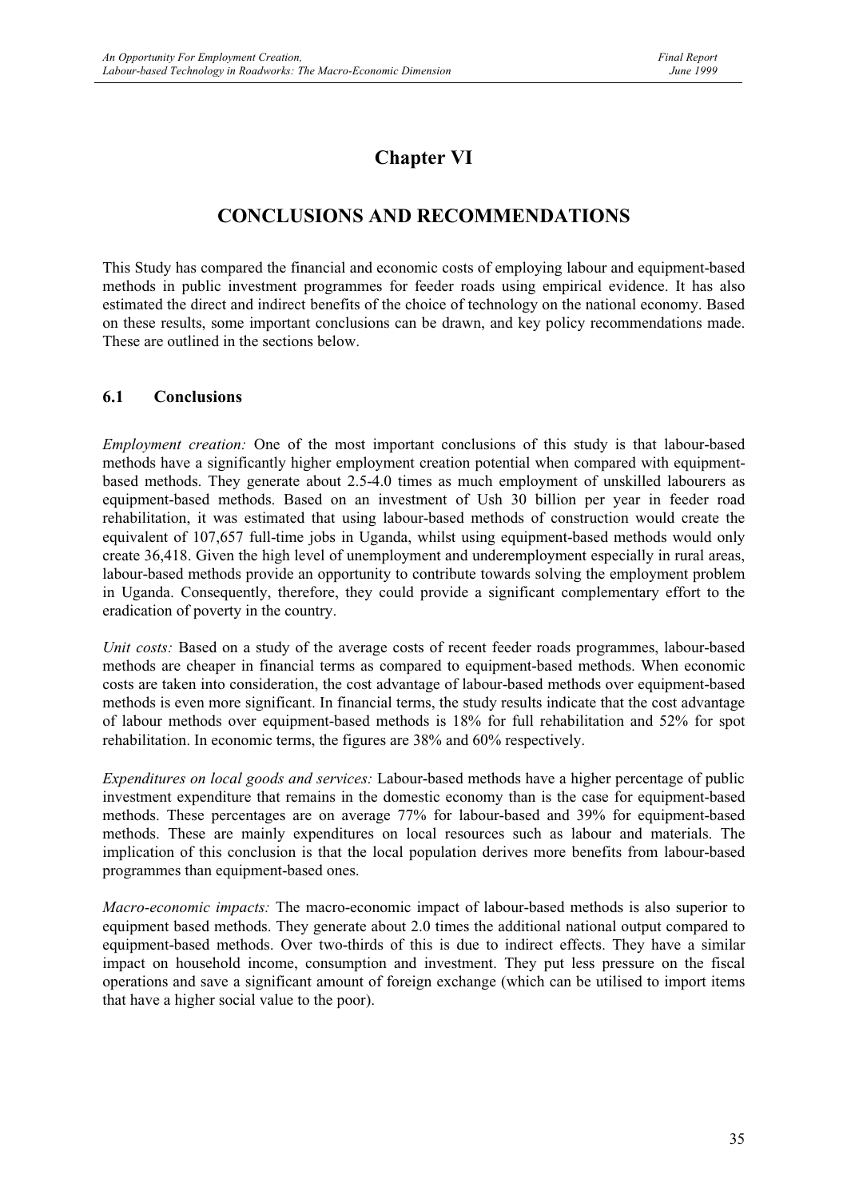# Chapter VI

# CONCLUSIONS AND RECOMMENDATIONS

This Study has compared the financial and economic costs of employing labour and equipment-based methods in public investment programmes for feeder roads using empirical evidence. It has also estimated the direct and indirect benefits of the choice of technology on the national economy. Based on these results, some important conclusions can be drawn, and key policy recommendations made. These are outlined in the sections below.

## 6.1 Conclusions

*Employment creation:* One of the most important conclusions of this study is that labour-based methods have a significantly higher employment creation potential when compared with equipment-based methods. They generate about 2.5-4.0 times as much employment of unskilled labourers as equipment-based methods. Based on an investment of Ush 30 billion per year in feeder road rehabilitation, it was estimated that using labour-based methods of construction would create the equivalent of 107,657 full-time jobs in Uganda, whilst using equipment-based methods would only create 36,418. Given the high level of unemployment and underemployment especially in rural areas, labour-based methods provide an opportunity to contribute towards solving the employment problem in Uganda. Consequently, therefore, they could provide a significant complementary effort to the eradication of poverty in the country.

*Unit costs:* Based on a study of the average costs of recent feeder roads programmes, labour-based methods are cheaper in financial terms as compared to equipment-based methods. When economic costs are taken into consideration, the cost advantage of labour-based methods over equipment-based methods is even more significant. In financial terms, the study results indicate that the cost advantage of labour methods over equipment-based methods is 18% for full rehabilitation and 52% for spot rehabilitation. In economic terms, the figures are 38% and 60% respectively.

*Expenditures on local goods and services:* Labour-based methods have a higher percentage of public investment expenditure that remains in the domestic economy than is the case for equipment-based methods. These percentages are on average 77% for labour-based and 39% for equipment-based methods. These are mainly expenditures on local resources such as labour and materials. The implication of this conclusion is that the local population derives more benefits from labour-based programmes than equipment-based ones.

*Macro-economic impacts:* The macro-economic impact of labour-based methods is also superior to equipment based methods. They generate about 2.0 times the additional national output compared to equipment-based methods. Over two-thirds of this is due to indirect effects. They have a similar impact on household income, consumption and investment. They put less pressure on the fiscal operations and save a significant amount of foreign exchange (which can be utilised to import items that have a higher social value to the poor).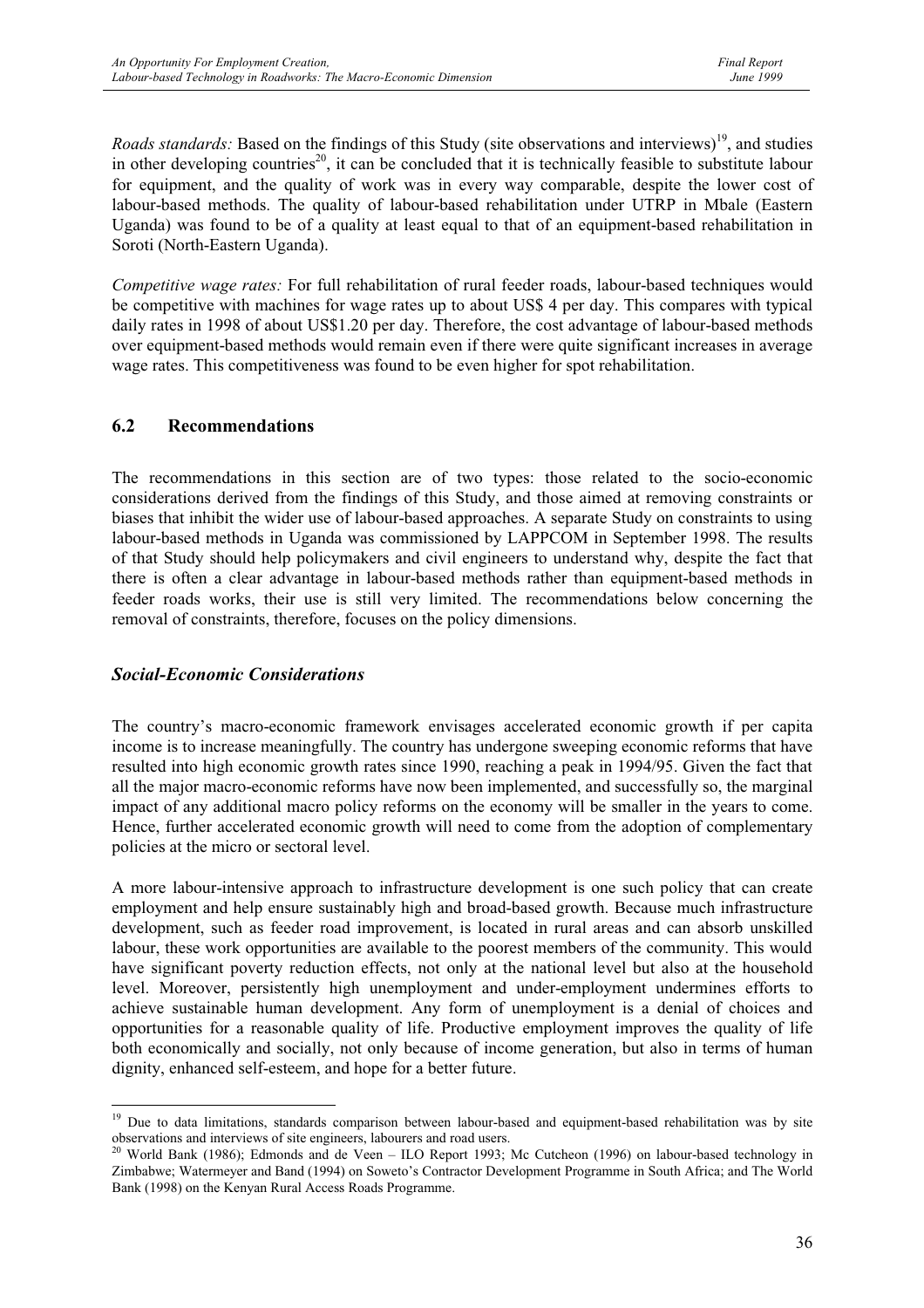*Roads standards:* Based on the findings of this Study (site observations and interviews)[19], and studies in other developing countries[20], it can be concluded that it is technically feasible to substitute labour for equipment, and the quality of work was in every way comparable, despite the lower cost of labour-based methods. The quality of labour-based rehabilitation under UTRP in Mbale (Eastern Uganda) was found to be of a quality at least equal to that of an equipment-based rehabilitation in Soroti (North-Eastern Uganda).

*Competitive wage rates:* For full rehabilitation of rural feeder roads, labour-based techniques would be competitive with machines for wage rates up to about US$ 4 per day. This compares with typical daily rates in 1998 of about US$1.20 per day. Therefore, the cost advantage of labour-based methods over equipment-based methods would remain even if there were quite significant increases in average wage rates. This competitiveness was found to be even higher for spot rehabilitation.

## 6.2 Recommendations

The recommendations in this section are of two types: those related to the socio-economic considerations derived from the findings of this Study, and those aimed at removing constraints or biases that inhibit the wider use of labour-based approaches. A separate Study on constraints to using labour-based methods in Uganda was commissioned by LAPPCOM in September 1998. The results of that Study should help policymakers and civil engineers to understand why, despite the fact that there is often a clear advantage in labour-based methods rather than equipment-based methods in feeder roads works, their use is still very limited. The recommendations below concerning the removal of constraints, therefore, focuses on the policy dimensions.

### *Social-Economic Considerations*

The country's macro-economic framework envisages accelerated economic growth if per capita income is to increase meaningfully. The country has undergone sweeping economic reforms that have resulted into high economic growth rates since 1990, reaching a peak in 1994/95. Given the fact that all the major macro-economic reforms have now been implemented, and successfully so, the marginal impact of any additional macro policy reforms on the economy will be smaller in the years to come. Hence, further accelerated economic growth will need to come from the adoption of complementary policies at the micro or sectoral level.

A more labour-intensive approach to infrastructure development is one such policy that can create employment and help ensure sustainably high and broad-based growth. Because much infrastructure development, such as feeder road improvement, is located in rural areas and can absorb unskilled labour, these work opportunities are available to the poorest members of the community. This would have significant poverty reduction effects, not only at the national level but also at the household level. Moreover, persistently high unemployment and under-employment undermines efforts to achieve sustainable human development. Any form of unemployment is a denial of choices and opportunities for a reasonable quality of life. Productive employment improves the quality of life both economically and socially, not only because of income generation, but also in terms of human dignity, enhanced self-esteem, and hope for a better future.

---

[19] Due to data limitations, standards comparison between labour-based and equipment-based rehabilitation was by site observations and interviews of site engineers, labourers and road users.

[20] World Bank (1986); Edmonds and de Veen – ILO Report 1993; Mc Cutcheon (1996) on labour-based technology in Zimbabwe; Watermeyer and Band (1994) on Soweto's Contractor Development Programme in South Africa; and The World Bank (1998) on the Kenyan Rural Access Roads Programme.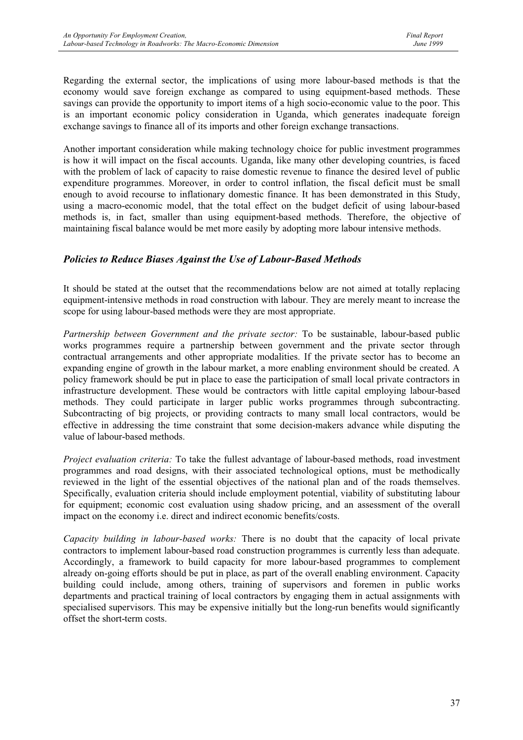Regarding the external sector, the implications of using more labour-based methods is that the economy would save foreign exchange as compared to using equipment-based methods. These savings can provide the opportunity to import items of a high socio-economic value to the poor. This is an important economic policy consideration in Uganda, which generates inadequate foreign exchange savings to finance all of its imports and other foreign exchange transactions.

Another important consideration while making technology choice for public investment programmes is how it will impact on the fiscal accounts. Uganda, like many other developing countries, is faced with the problem of lack of capacity to raise domestic revenue to finance the desired level of public expenditure programmes. Moreover, in order to control inflation, the fiscal deficit must be small enough to avoid recourse to inflationary domestic finance. It has been demonstrated in this Study, using a macro-economic model, that the total effect on the budget deficit of using labour-based methods is, in fact, smaller than using equipment-based methods. Therefore, the objective of maintaining fiscal balance would be met more easily by adopting more labour intensive methods.

### *Policies to Reduce Biases Against the Use of Labour-Based Methods*

It should be stated at the outset that the recommendations below are not aimed at totally replacing equipment-intensive methods in road construction with labour. They are merely meant to increase the scope for using labour-based methods were they are most appropriate.

*Partnership between Government and the private sector:* To be sustainable, labour-based public works programmes require a partnership between government and the private sector through contractual arrangements and other appropriate modalities. If the private sector has to become an expanding engine of growth in the labour market, a more enabling environment should be created. A policy framework should be put in place to ease the participation of small local private contractors in infrastructure development. These would be contractors with little capital employing labour-based methods. They could participate in larger public works programmes through subcontracting. Subcontracting of big projects, or providing contracts to many small local contractors, would be effective in addressing the time constraint that some decision-makers advance while disputing the value of labour-based methods.

*Project evaluation criteria:* To take the fullest advantage of labour-based methods, road investment programmes and road designs, with their associated technological options, must be methodically reviewed in the light of the essential objectives of the national plan and of the roads themselves. Specifically, evaluation criteria should include employment potential, viability of substituting labour for equipment; economic cost evaluation using shadow pricing, and an assessment of the overall impact on the economy i.e. direct and indirect economic benefits/costs.

*Capacity building in labour-based works:* There is no doubt that the capacity of local private contractors to implement labour-based road construction programmes is currently less than adequate. Accordingly, a framework to build capacity for more labour-based programmes to complement already on-going efforts should be put in place, as part of the overall enabling environment. Capacity building could include, among others, training of supervisors and foremen in public works departments and practical training of local contractors by engaging them in actual assignments with specialised supervisors. This may be expensive initially but the long-run benefits would significantly offset the short-term costs.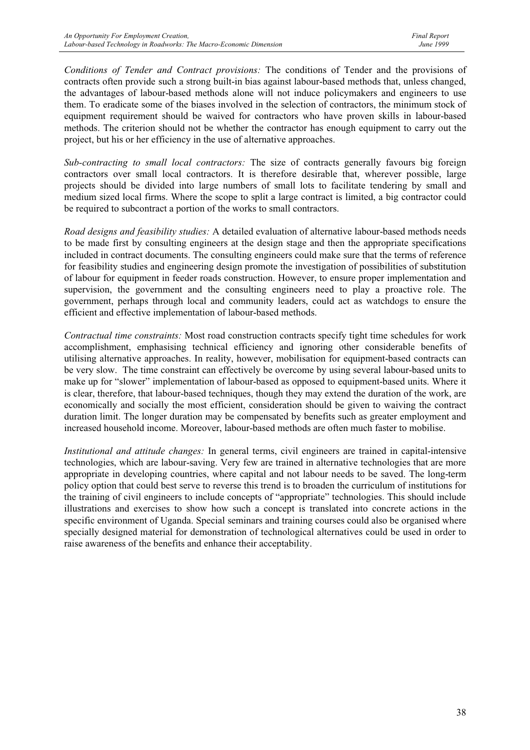*Conditions of Tender and Contract provisions:* The conditions of Tender and the provisions of contracts often provide such a strong built-in bias against labour-based methods that, unless changed, the advantages of labour-based methods alone will not induce policymakers and engineers to use them. To eradicate some of the biases involved in the selection of contractors, the minimum stock of equipment requirement should be waived for contractors who have proven skills in labour-based methods. The criterion should not be whether the contractor has enough equipment to carry out the project, but his or her efficiency in the use of alternative approaches.

*Sub-contracting to small local contractors:* The size of contracts generally favours big foreign contractors over small local contractors. It is therefore desirable that, wherever possible, large projects should be divided into large numbers of small lots to facilitate tendering by small and medium sized local firms. Where the scope to split a large contract is limited, a big contractor could be required to subcontract a portion of the works to small contractors.

*Road designs and feasibility studies:* A detailed evaluation of alternative labour-based methods needs to be made first by consulting engineers at the design stage and then the appropriate specifications included in contract documents. The consulting engineers could make sure that the terms of reference for feasibility studies and engineering design promote the investigation of possibilities of substitution of labour for equipment in feeder roads construction. However, to ensure proper implementation and supervision, the government and the consulting engineers need to play a proactive role. The government, perhaps through local and community leaders, could act as watchdogs to ensure the efficient and effective implementation of labour-based methods.

*Contractual time constraints:* Most road construction contracts specify tight time schedules for work accomplishment, emphasising technical efficiency and ignoring other considerable benefits of utilising alternative approaches. In reality, however, mobilisation for equipment-based contracts can be very slow. The time constraint can effectively be overcome by using several labour-based units to make up for "slower" implementation of labour-based as opposed to equipment-based units. Where it is clear, therefore, that labour-based techniques, though they may extend the duration of the work, are economically and socially the most efficient, consideration should be given to waiving the contract duration limit. The longer duration may be compensated by benefits such as greater employment and increased household income. Moreover, labour-based methods are often much faster to mobilise.

*Institutional and attitude changes:* In general terms, civil engineers are trained in capital-intensive technologies, which are labour-saving. Very few are trained in alternative technologies that are more appropriate in developing countries, where capital and not labour needs to be saved. The long-term policy option that could best serve to reverse this trend is to broaden the curriculum of institutions for the training of civil engineers to include concepts of "appropriate" technologies. This should include illustrations and exercises to show how such a concept is translated into concrete actions in the specific environment of Uganda. Special seminars and training courses could also be organised where specially designed material for demonstration of technological alternatives could be used in order to raise awareness of the benefits and enhance their acceptability.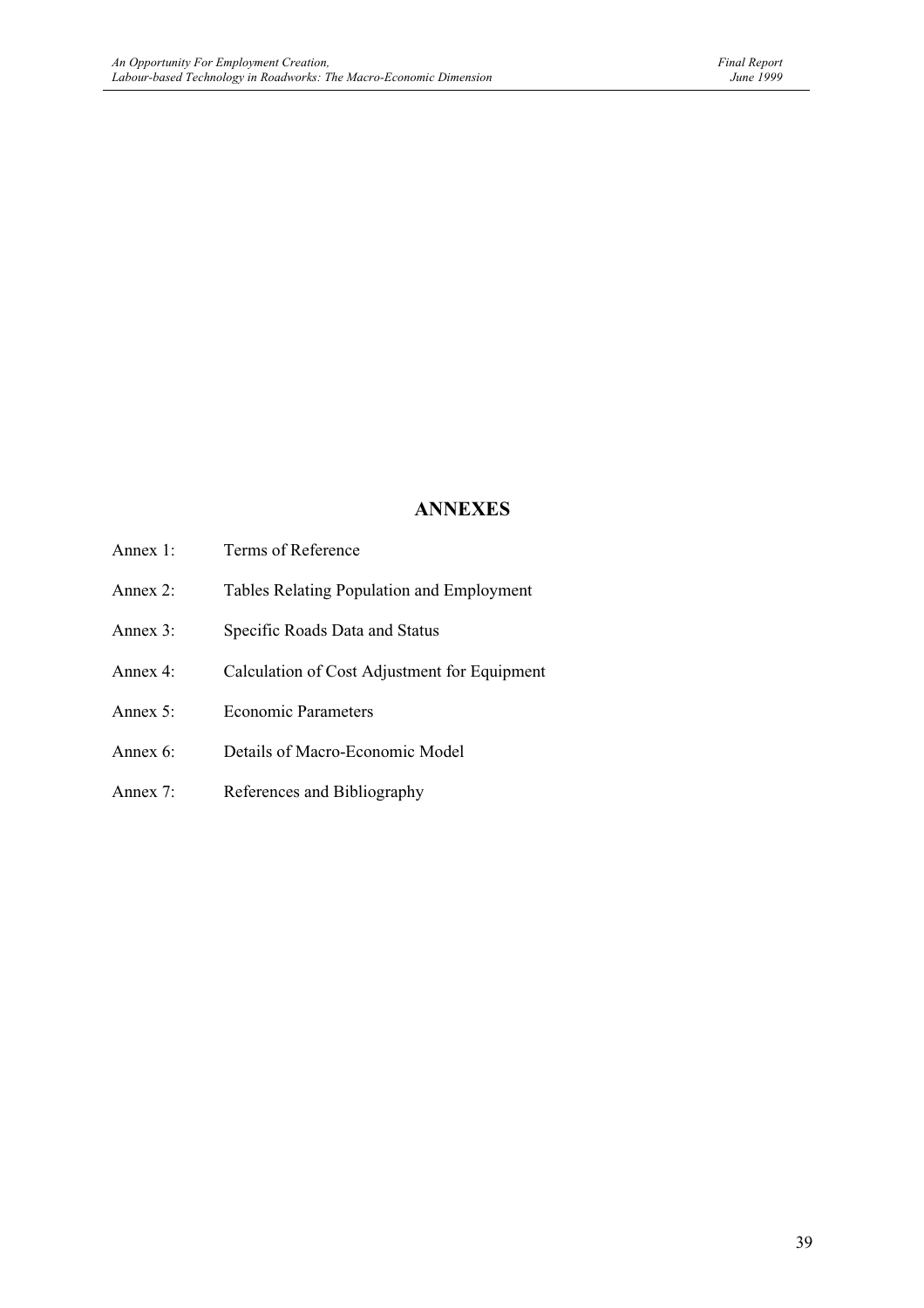# ANNEXES

Annex 1: Terms of Reference

Annex 2: Tables Relating Population and Employment

Annex 3: Specific Roads Data and Status

Annex 4: Calculation of Cost Adjustment for Equipment

Annex 5: Economic Parameters

Annex 6: Details of Macro-Economic Model

Annex 7: References and Bibliography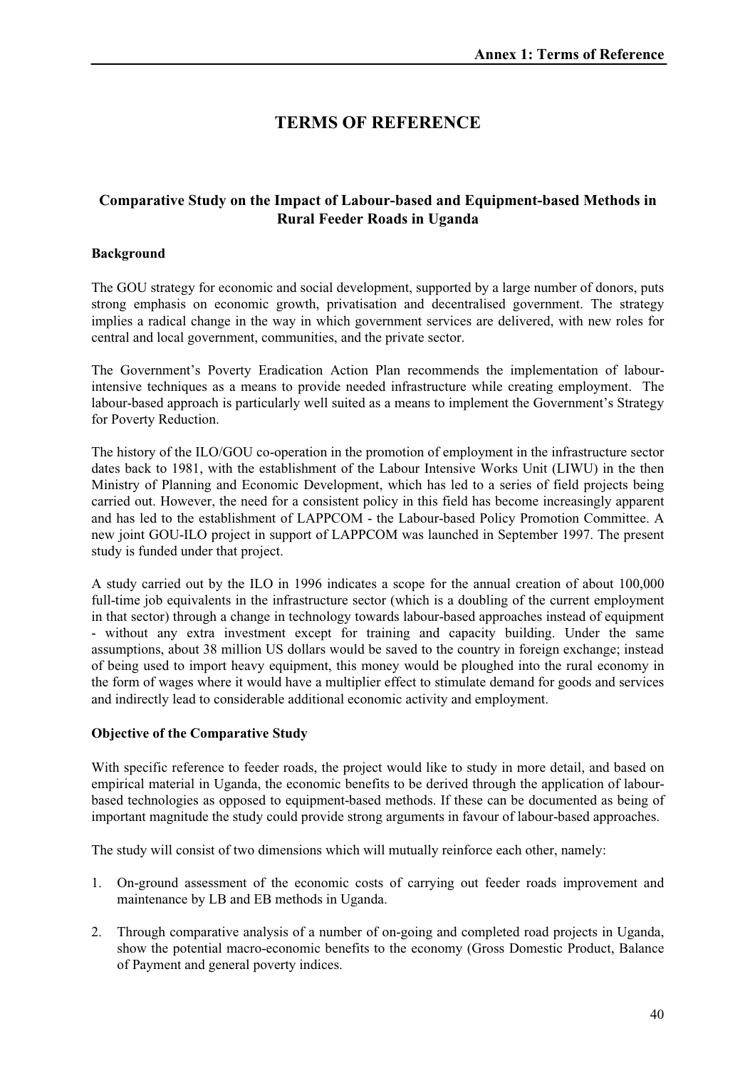# TERMS OF REFERENCE

## Comparative Study on the Impact of Labour-based and Equipment-based Methods in Rural Feeder Roads in Uganda

**Background**

The GOU strategy for economic and social development, supported by a large number of donors, puts strong emphasis on economic growth, privatisation and decentralised government. The strategy implies a radical change in the way in which government services are delivered, with new roles for central and local government, communities, and the private sector.

The Government's Poverty Eradication Action Plan recommends the implementation of labour-intensive techniques as a means to provide needed infrastructure while creating employment. The labour-based approach is particularly well suited as a means to implement the Government's Strategy for Poverty Reduction.

The history of the ILO/GOU co-operation in the promotion of employment in the infrastructure sector dates back to 1981, with the establishment of the Labour Intensive Works Unit (LIWU) in the then Ministry of Planning and Economic Development, which has led to a series of field projects being carried out. However, the need for a consistent policy in this field has become increasingly apparent and has led to the establishment of LAPPCOM - the Labour-based Policy Promotion Committee. A new joint GOU-ILO project in support of LAPPCOM was launched in September 1997. The present study is funded under that project.

A study carried out by the ILO in 1996 indicates a scope for the annual creation of about 100,000 full-time job equivalents in the infrastructure sector (which is a doubling of the current employment in that sector) through a change in technology towards labour-based approaches instead of equipment - without any extra investment except for training and capacity building. Under the same assumptions, about 38 million US dollars would be saved to the country in foreign exchange; instead of being used to import heavy equipment, this money would be ploughed into the rural economy in the form of wages where it would have a multiplier effect to stimulate demand for goods and services and indirectly lead to considerable additional economic activity and employment.

**Objective of the Comparative Study**

With specific reference to feeder roads, the project would like to study in more detail, and based on empirical material in Uganda, the economic benefits to be derived through the application of labour-based technologies as opposed to equipment-based methods. If these can be documented as being of important magnitude the study could provide strong arguments in favour of labour-based approaches.

The study will consist of two dimensions which will mutually reinforce each other, namely:

1. On-ground assessment of the economic costs of carrying out feeder roads improvement and maintenance by LB and EB methods in Uganda.
2. Through comparative analysis of a number of on-going and completed road projects in Uganda, show the potential macro-economic benefits to the economy (Gross Domestic Product, Balance of Payment and general poverty indices.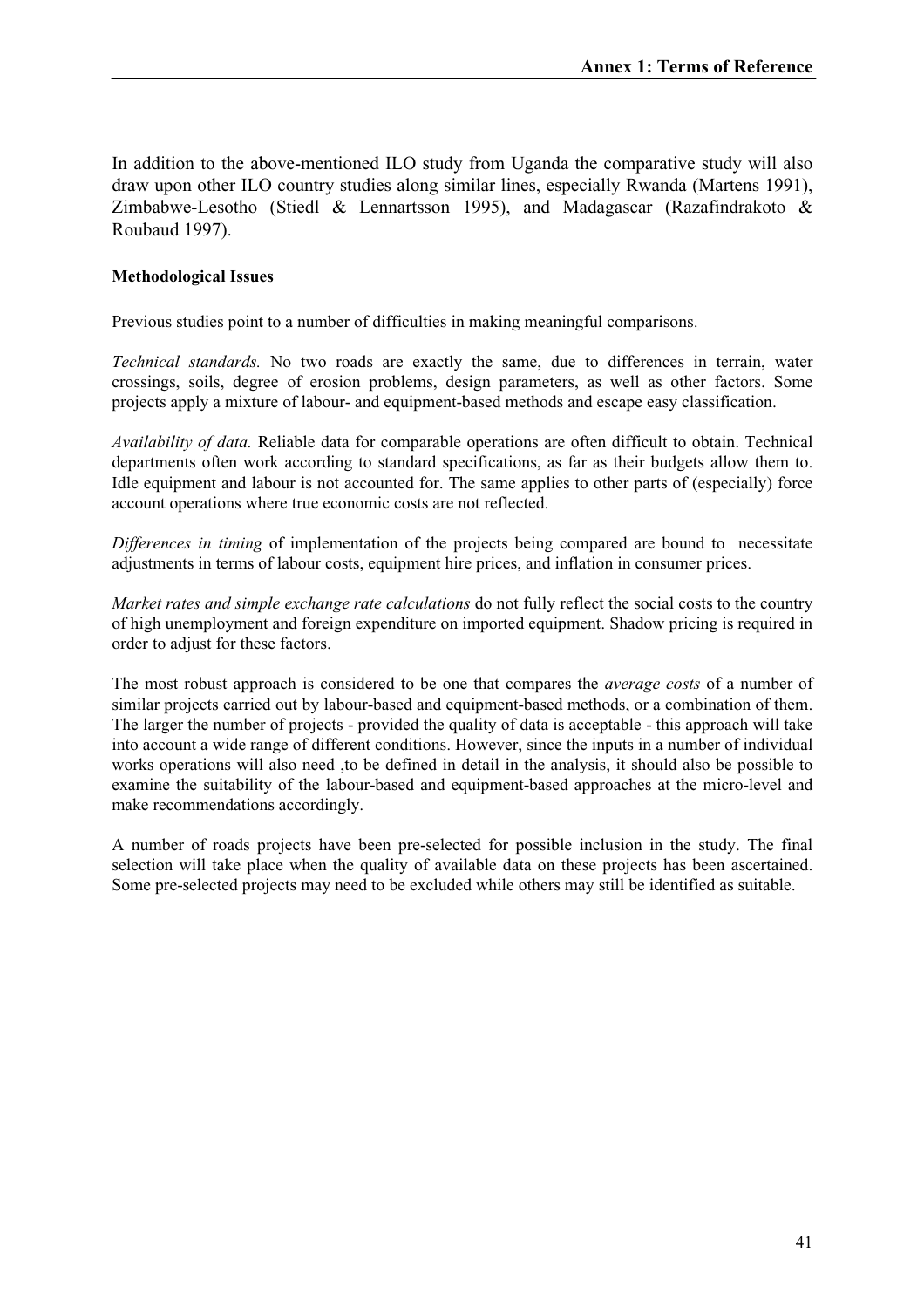In addition to the above-mentioned ILO study from Uganda the comparative study will also draw upon other ILO country studies along similar lines, especially Rwanda (Martens 1991), Zimbabwe-Lesotho (Stiedl & Lennartsson 1995), and Madagascar (Razafindrakoto & Roubaud 1997).

**Methodological Issues**

Previous studies point to a number of difficulties in making meaningful comparisons.

*Technical standards.* No two roads are exactly the same, due to differences in terrain, water crossings, soils, degree of erosion problems, design parameters, as well as other factors. Some projects apply a mixture of labour- and equipment-based methods and escape easy classification.

*Availability of data.* Reliable data for comparable operations are often difficult to obtain. Technical departments often work according to standard specifications, as far as their budgets allow them to. Idle equipment and labour is not accounted for. The same applies to other parts of (especially) force account operations where true economic costs are not reflected.

*Differences in timing* of implementation of the projects being compared are bound to necessitate adjustments in terms of labour costs, equipment hire prices, and inflation in consumer prices.

*Market rates and simple exchange rate calculations* do not fully reflect the social costs to the country of high unemployment and foreign expenditure on imported equipment. Shadow pricing is required in order to adjust for these factors.

The most robust approach is considered to be one that compares the *average costs* of a number of similar projects carried out by labour-based and equipment-based methods, or a combination of them. The larger the number of projects - provided the quality of data is acceptable - this approach will take into account a wide range of different conditions. However, since the inputs in a number of individual works operations will also need ,to be defined in detail in the analysis, it should also be possible to examine the suitability of the labour-based and equipment-based approaches at the micro-level and make recommendations accordingly.

A number of roads projects have been pre-selected for possible inclusion in the study. The final selection will take place when the quality of available data on these projects has been ascertained. Some pre-selected projects may need to be excluded while others may still be identified as suitable.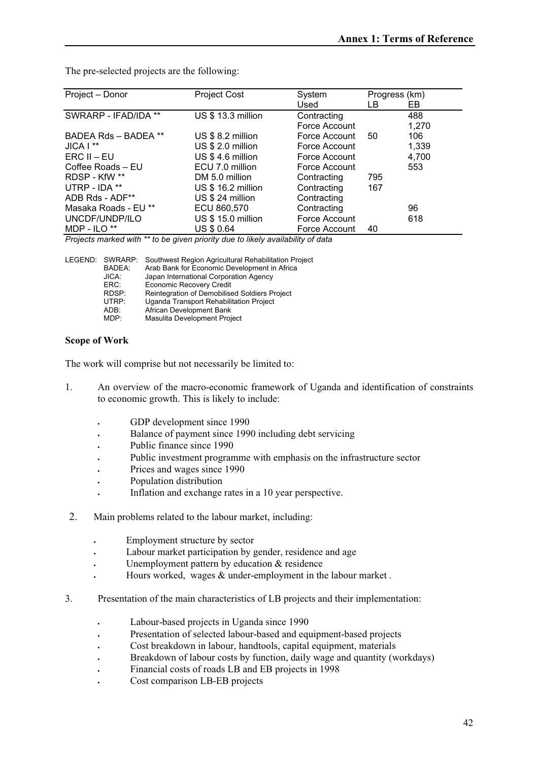The pre-selected projects are the following:

| Project – Donor | Project Cost | System Used | Progress (km) LB | EB |
|---|---|---|---|---|
| SWRARP - IFAD/IDA ** | US $ 13.3 million | Contracting | | 488 |
| | | Force Account | | 1,270 |
| BADEA Rds – BADEA ** | US $ 8.2 million | Force Account | 50 | 106 |
| JICA I ** | US $ 2.0 million | Force Account | | 1,339 |
| ERC II – EU | US $ 4.6 million | Force Account | | 4,700 |
| Coffee Roads – EU | ECU 7.0 million | Force Account | | 553 |
| RDSP - KfW ** | DM 5.0 million | Contracting | 795 | |
| UTRP - IDA ** | US $ 16.2 million | Contracting | 167 | |
| ADB Rds - ADF** | US $ 24 million | Contracting | | |
| Masaka Roads - EU ** | ECU 860,570 | Contracting | | 96 |
| UNCDF/UNDP/ILO | US $ 15.0 million | Force Account | | 618 |
| MDP - ILO ** | US $ 0.64 | Force Account | 40 | |

*Projects marked with ** to be given priority due to likely availability of data*

LEGEND:
- SWRARP: Southwest Region Agricultural Rehabilitation Project
- BADEA: Arab Bank for Economic Development in Africa
- JICA: Japan International Corporation Agency
- ERC: Economic Recovery Credit
- RDSP: Reintegration of Demobilised Soldiers Project
- UTRP: Uganda Transport Rehabilitation Project
- ADB: African Development Bank
- MDP: Masulita Development Project

**Scope of Work**

The work will comprise but not necessarily be limited to:

1. An overview of the macro-economic framework of Uganda and identification of constraints to economic growth. This is likely to include:
   - GDP development since 1990
   - Balance of payment since 1990 including debt servicing
   - Public finance since 1990
   - Public investment programme with emphasis on the infrastructure sector
   - Prices and wages since 1990
   - Population distribution
   - Inflation and exchange rates in a 10 year perspective.

2. Main problems related to the labour market, including:
   - Employment structure by sector
   - Labour market participation by gender, residence and age
   - Unemployment pattern by education & residence
   - Hours worked, wages & under-employment in the labour market .

3. Presentation of the main characteristics of LB projects and their implementation:
   - Labour-based projects in Uganda since 1990
   - Presentation of selected labour-based and equipment-based projects
   - Cost breakdown in labour, handtools, capital equipment, materials
   - Breakdown of labour costs by function, daily wage and quantity (workdays)
   - Financial costs of roads LB and EB projects in 1998
   - Cost comparison LB-EB projects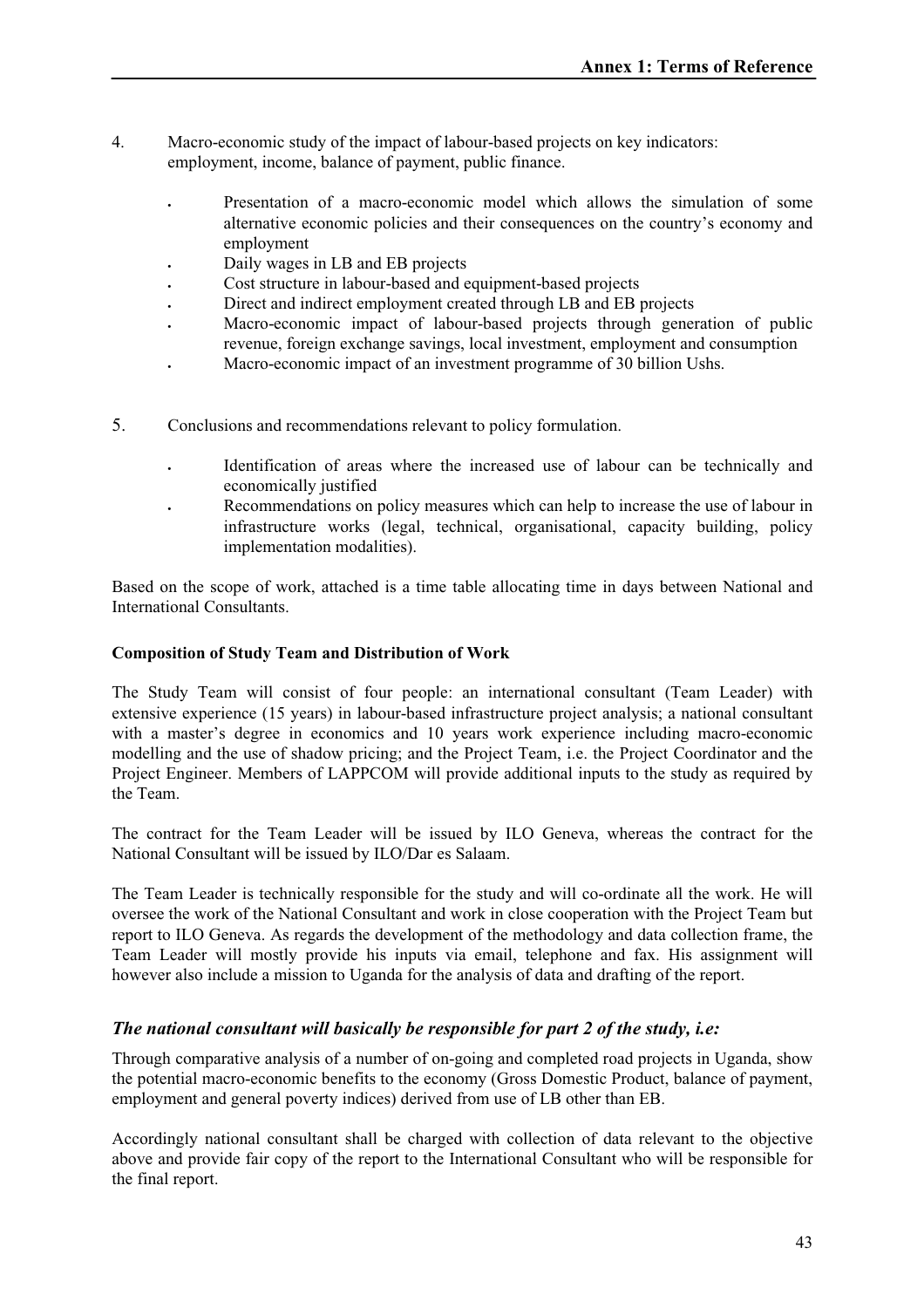4. Macro-economic study of the impact of labour-based projects on key indicators: employment, income, balance of payment, public finance.

   - Presentation of a macro-economic model which allows the simulation of some alternative economic policies and their consequences on the country's economy and employment
   - Daily wages in LB and EB projects
   - Cost structure in labour-based and equipment-based projects
   - Direct and indirect employment created through LB and EB projects
   - Macro-economic impact of labour-based projects through generation of public revenue, foreign exchange savings, local investment, employment and consumption
   - Macro-economic impact of an investment programme of 30 billion Ushs.

5. Conclusions and recommendations relevant to policy formulation.

   - Identification of areas where the increased use of labour can be technically and economically justified
   - Recommendations on policy measures which can help to increase the use of labour in infrastructure works (legal, technical, organisational, capacity building, policy implementation modalities).

Based on the scope of work, attached is a time table allocating time in days between National and International Consultants.

**Composition of Study Team and Distribution of Work**

The Study Team will consist of four people: an international consultant (Team Leader) with extensive experience (15 years) in labour-based infrastructure project analysis; a national consultant with a master's degree in economics and 10 years work experience including macro-economic modelling and the use of shadow pricing; and the Project Team, i.e. the Project Coordinator and the Project Engineer. Members of LAPPCOM will provide additional inputs to the study as required by the Team.

The contract for the Team Leader will be issued by ILO Geneva, whereas the contract for the National Consultant will be issued by ILO/Dar es Salaam.

The Team Leader is technically responsible for the study and will co-ordinate all the work. He will oversee the work of the National Consultant and work in close cooperation with the Project Team but report to ILO Geneva. As regards the development of the methodology and data collection frame, the Team Leader will mostly provide his inputs via email, telephone and fax. His assignment will however also include a mission to Uganda for the analysis of data and drafting of the report.

### *The national consultant will basically be responsible for part 2 of the study, i.e:*

Through comparative analysis of a number of on-going and completed road projects in Uganda, show the potential macro-economic benefits to the economy (Gross Domestic Product, balance of payment, employment and general poverty indices) derived from use of LB other than EB.

Accordingly national consultant shall be charged with collection of data relevant to the objective above and provide fair copy of the report to the International Consultant who will be responsible for the final report.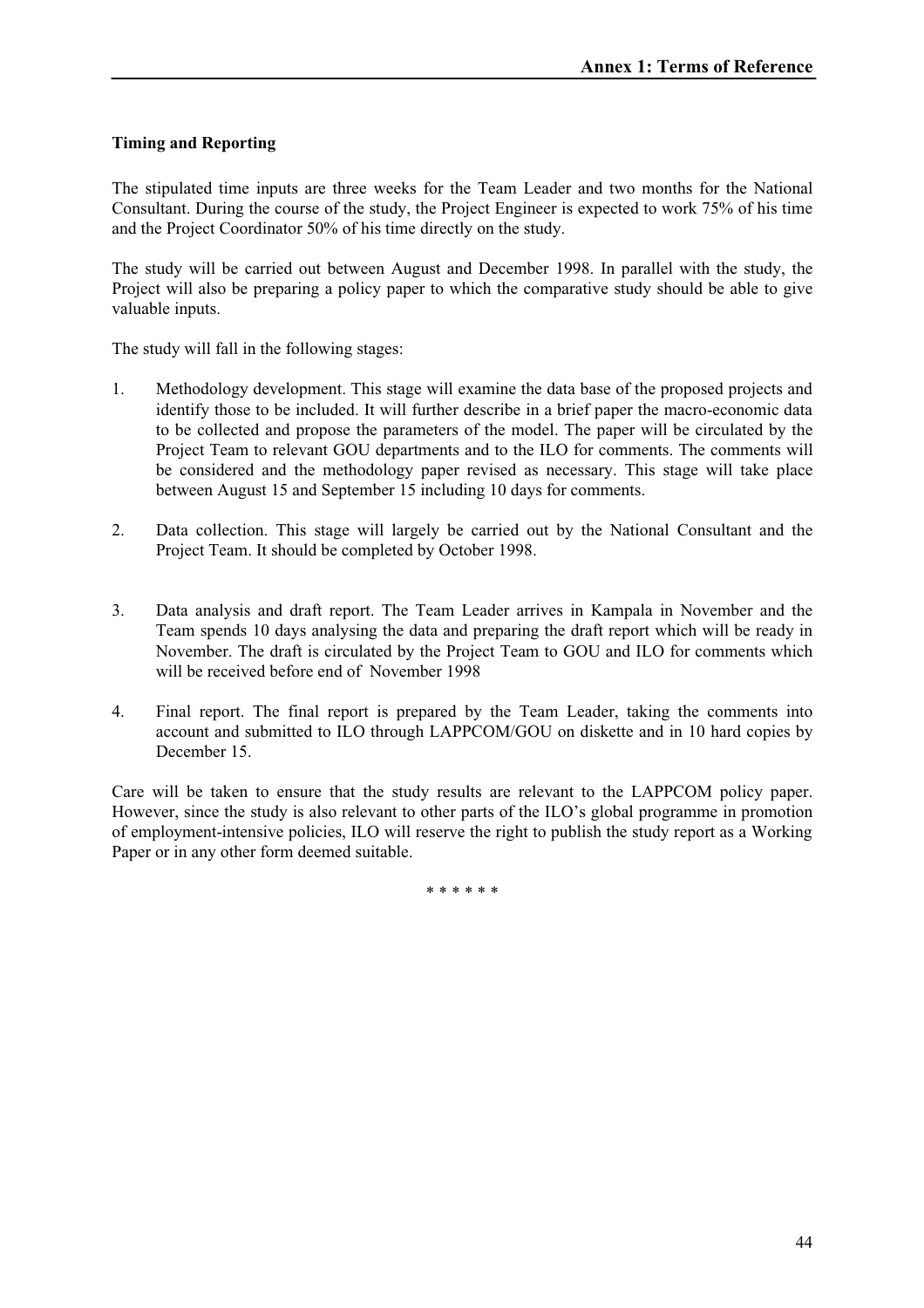**Timing and Reporting**

The stipulated time inputs are three weeks for the Team Leader and two months for the National Consultant. During the course of the study, the Project Engineer is expected to work 75% of his time and the Project Coordinator 50% of his time directly on the study.

The study will be carried out between August and December 1998. In parallel with the study, the Project will also be preparing a policy paper to which the comparative study should be able to give valuable inputs.

The study will fall in the following stages:

1. Methodology development. This stage will examine the data base of the proposed projects and identify those to be included. It will further describe in a brief paper the macro-economic data to be collected and propose the parameters of the model. The paper will be circulated by the Project Team to relevant GOU departments and to the ILO for comments. The comments will be considered and the methodology paper revised as necessary. This stage will take place between August 15 and September 15 including 10 days for comments.

2. Data collection. This stage will largely be carried out by the National Consultant and the Project Team. It should be completed by October 1998.

3. Data analysis and draft report. The Team Leader arrives in Kampala in November and the Team spends 10 days analysing the data and preparing the draft report which will be ready in November. The draft is circulated by the Project Team to GOU and ILO for comments which will be received before end of November 1998

4. Final report. The final report is prepared by the Team Leader, taking the comments into account and submitted to ILO through LAPPCOM/GOU on diskette and in 10 hard copies by December 15.

Care will be taken to ensure that the study results are relevant to the LAPPCOM policy paper. However, since the study is also relevant to other parts of the ILO's global programme in promotion of employment-intensive policies, ILO will reserve the right to publish the study report as a Working Paper or in any other form deemed suitable.

\* \* \* \* \* \*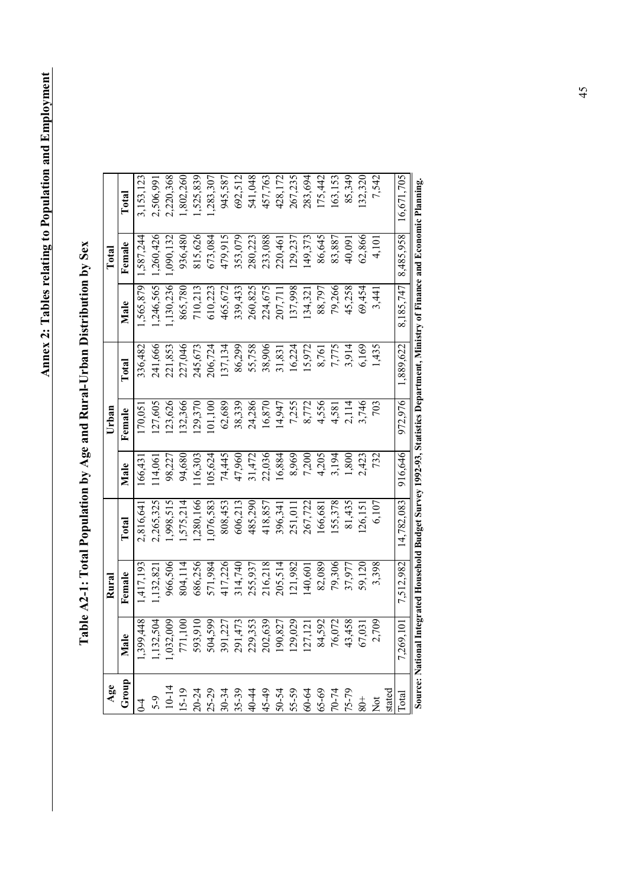# Annex 2: Tables relating to Population and Employment

## Table A2-1: Total Population by Age and Rural-Urban Distribution by Sex

| Age Group | Rural | | | Urban | | | Total | | |
|---|---|---|---|---|---|---|---|---|---|
| | Male | Female | Total | Male | Female | Total | Male | Female | Total |
| 0-4 | 1,399,448 | 1,417,193 | 2,816,641 | 166,431 | 170,051 | 336,482 | 1,565,879 | 1,587,244 | 3,153,123 |
| 5-9 | 1,132,504 | 1,132,821 | 2,265,325 | 114,061 | 127,605 | 241,666 | 1,246,565 | 1,260,426 | 2,506,991 |
| 10-14 | 1,032,009 | 966,506 | 1,998,515 | 98,227 | 123,626 | 221,853 | 1,130,236 | 1,090,132 | 2,220,368 |
| 15-19 | 771,100 | 804,114 | 1,575,214 | 94,680 | 132,366 | 227,046 | 865,780 | 936,480 | 1,802,260 |
| 20-24 | 593,910 | 686,256 | 1,280,166 | 116,303 | 129,370 | 245,673 | 710,213 | 815,626 | 1,525,839 |
| 25-29 | 504,599 | 571,984 | 1,076,583 | 105,624 | 101,100 | 206,724 | 610,223 | 673,084 | 1,283,307 |
| 30-34 | 391,227 | 417,226 | 808,453 | 74,445 | 62,689 | 137,134 | 465,672 | 479,915 | 945,587 |
| 35-39 | 291,473 | 314,740 | 606,213 | 47,960 | 38,339 | 86,299 | 339,433 | 353,079 | 692,512 |
| 40-44 | 229,353 | 255,937 | 485,290 | 31,472 | 24,286 | 55,758 | 260,825 | 280,223 | 541,048 |
| 45-49 | 202,639 | 216,218 | 418,857 | 22,036 | 16,870 | 38,906 | 224,675 | 233,088 | 457,763 |
| 50-54 | 190,827 | 205,514 | 396,341 | 16,884 | 14,947 | 31,831 | 207,711 | 220,461 | 428,172 |
| 55-59 | 129,029 | 121,982 | 251,011 | 8,969 | 7,255 | 16,224 | 137,998 | 129,237 | 267,235 |
| 60-64 | 127,121 | 140,601 | 267,722 | 7,200 | 8,772 | 15,972 | 134,321 | 149,373 | 283,694 |
| 65-69 | 84,592 | 82,089 | 166,681 | 4,205 | 4,556 | 8,761 | 88,797 | 86,645 | 175,442 |
| 70-74 | 76,072 | 79,306 | 155,378 | 3,194 | 4,581 | 7,775 | 79,266 | 83,887 | 163,153 |
| 75-79 | 43,458 | 37,977 | 81,435 | 1,800 | 2,114 | 3,914 | 45,258 | 40,091 | 85,349 |
| 80+ | 67,031 | 59,120 | 126,151 | 2,423 | 3,746 | 6,169 | 69,454 | 62,866 | 132,320 |
| Not stated | 2,709 | 3,398 | 6,107 | 732 | 703 | 1,435 | 3,441 | 4,101 | 7,542 |
| Total | 7,269,101 | 7,512,982 | 14,782,083 | 916,646 | 972,976 | 1,889,622 | 8,185,747 | 8,485,958 | 16,671,705 |

**Source: National Integrated Household Budget Survey 1992-93, Statistics Department, Ministry of Finance and Economic Planning.**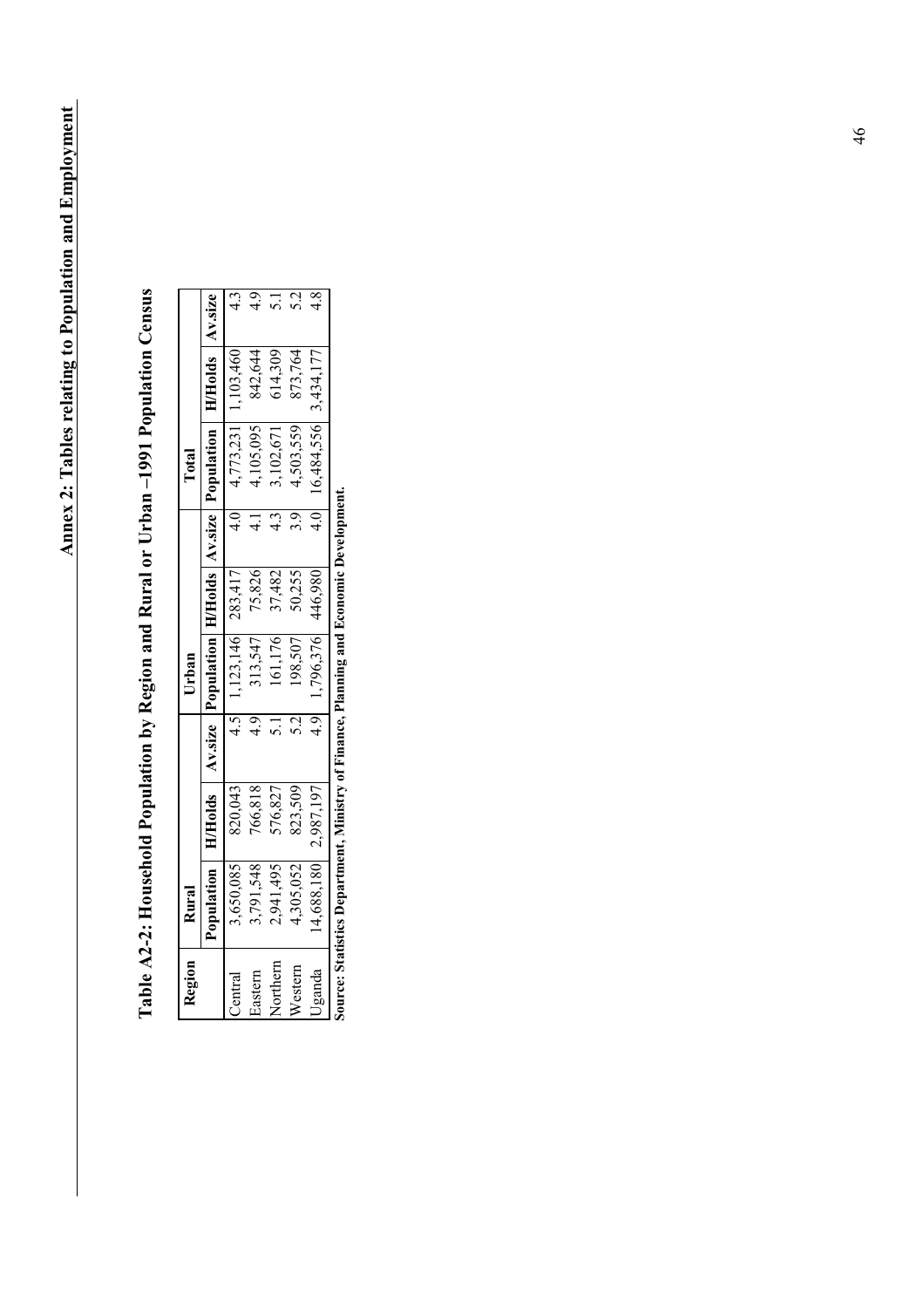# Annex 2: Tables relating to Population and Employment

## Table A2-2: Household Population by Region and Rural or Urban –1991 Population Census

| Region | Rural | | | Urban | | | Total | | |
|---|---|---|---|---|---|---|---|---|---|
| | Population | H/Holds | Av.size | Population | H/Holds | Av.size | Population | H/Holds | Av.size |
| Central | 3,650,085 | 820,043 | 4.5 | 1,123,146 | 283,417 | 4.0 | 4,773,231 | 1,103,460 | 4.3 |
| Eastern | 3,791,548 | 766,818 | 4.9 | 313,547 | 75,826 | 4.1 | 4,105,095 | 842,644 | 4.9 |
| Northern | 2,941,495 | 576,827 | 5.1 | 161,176 | 37,482 | 4.3 | 3,102,671 | 614,309 | 5.1 |
| Western | 4,305,052 | 823,509 | 5.2 | 198,507 | 50,255 | 3.9 | 4,503,559 | 873,764 | 5.2 |
| Uganda | 14,688,180 | 2,987,197 | 4.9 | 1,796,376 | 446,980 | 4.0 | 16,484,556 | 3,434,177 | 4.8 |

**Source: Statistics Department, Ministry of Finance, Planning and Economic Development.**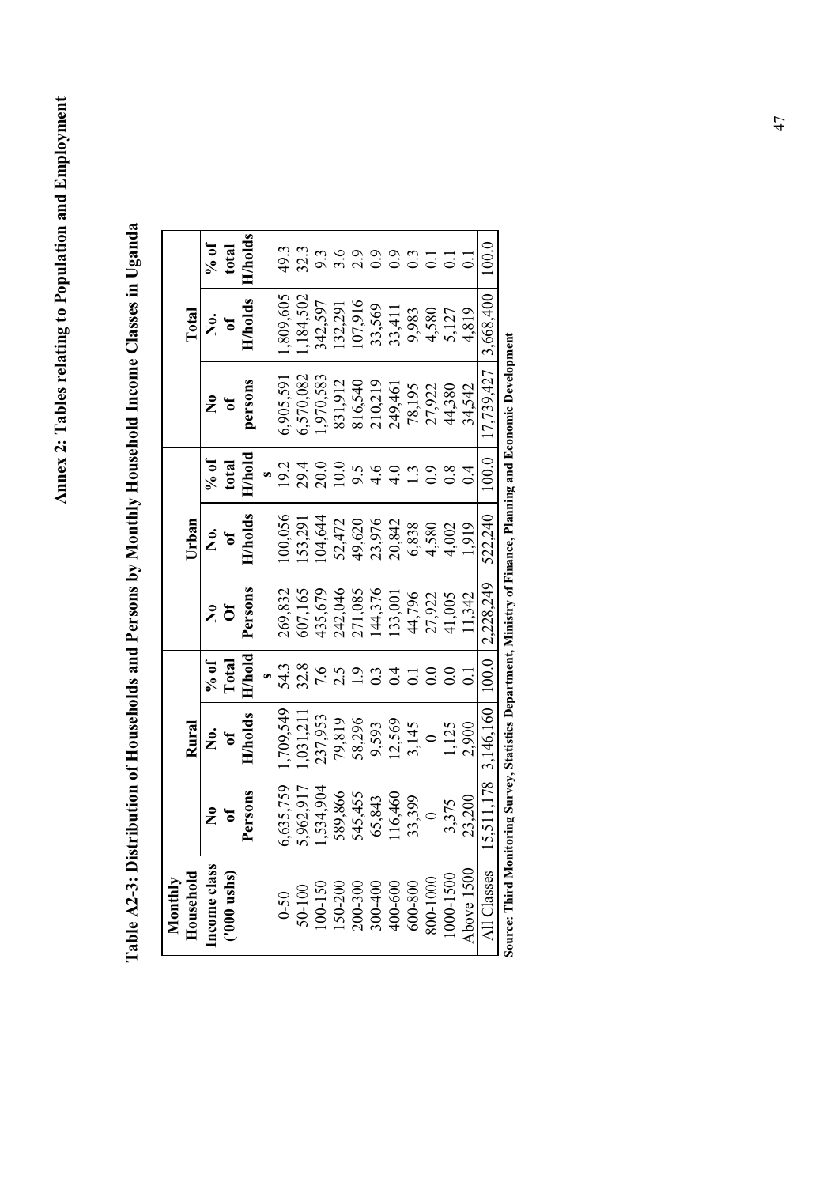## Annex 2: Tables relating to Population and Employment

### Table A2-3: Distribution of Households and Persons by Monthly Household Income Classes in Uganda

| Monthly Household Income class ('000 ushs) | Rural | | | Urban | | | Total | | |
|---|---|---|---|---|---|---|---|---|---|
| | No of Persons | No. of H/holds | % of Total H/holds | No Of Persons | No. of H/holds | % of total H/holds | No of persons | No. of H/holds | % of total H/holds |
| 0-50 | 6,635,759 | 1,709,549 | 54.3 | 269,832 | 100,056 | 19.2 | 6,905,591 | 1,809,605 | 49.3 |
| 50-100 | 5,962,917 | 1,031,211 | 32.8 | 607,165 | 153,291 | 29.4 | 6,570,082 | 1,184,502 | 32.3 |
| 100-150 | 1,534,904 | 237,953 | 7.6 | 435,679 | 104,644 | 20.0 | 1,970,583 | 342,597 | 9.3 |
| 150-200 | 589,866 | 79,819 | 2.5 | 242,046 | 52,472 | 10.0 | 831,912 | 132,291 | 3.6 |
| 200-300 | 545,455 | 58,296 | 1.9 | 271,085 | 49,620 | 9.5 | 816,540 | 107,916 | 2.9 |
| 300-400 | 65,843 | 9,593 | 0.3 | 144,376 | 23,976 | 4.6 | 210,219 | 33,569 | 0.9 |
| 400-600 | 116,460 | 12,569 | 0.4 | 133,001 | 20,842 | 4.0 | 249,461 | 33,411 | 0.9 |
| 600-800 | 33,399 | 3,145 | 0.1 | 44,796 | 6,838 | 1.3 | 78,195 | 9,983 | 0.3 |
| 800-1000 | 0 | 0 | 0.0 | 27,922 | 4,580 | 0.9 | 27,922 | 4,580 | 0.1 |
| 1000-1500 | 3,375 | 1,125 | 0.0 | 41,005 | 4,002 | 0.8 | 44,380 | 5,127 | 0.1 |
| Above 1500 | 23,200 | 2,900 | 0.1 | 11,342 | 1,919 | 0.4 | 34,542 | 4,819 | 0.1 |
| All Classes | 15,511,178 | 3,146,160 | 100.0 | 2,228,249 | 522,240 | 100.0 | 17,739,427 | 3,668,400 | 100.0 |

**Source: Third Monitoring Survey, Statistics Department, Ministry of Finance, Planning and Economic Development**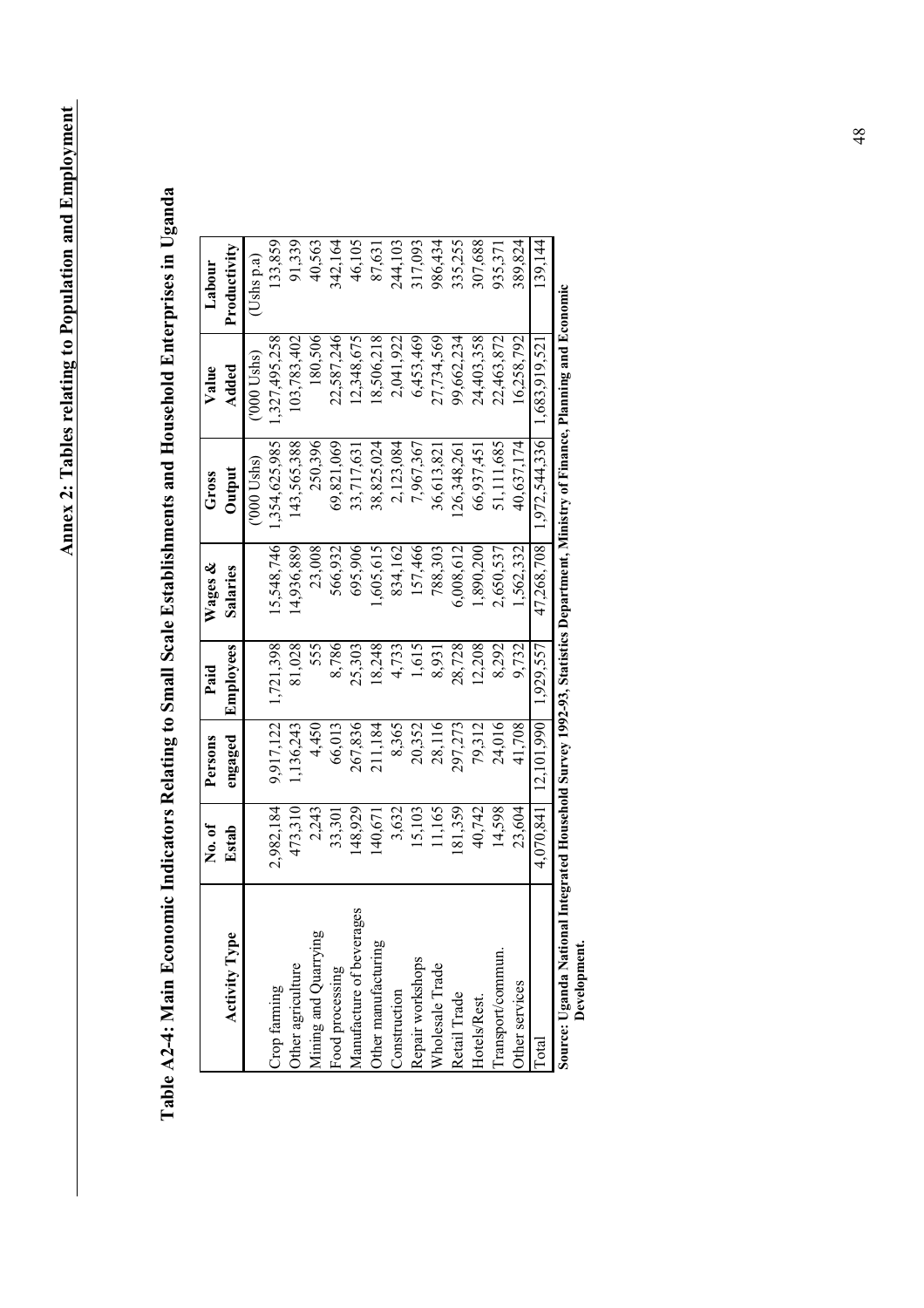## Table A2-4: Main Economic Indicators Relating to Small Scale Establishments and Household Enterprises in Uganda

| Activity Type | No. of Estab | Persons engaged | Paid Employees | Wages & Salaries | Gross Output | Value Added | Labour Productivity |
|---|---|---|---|---|---|---|---|
| | | | | | ('000 Ushs) | ('000 Ushs) | (Ushs p.a) |
| Crop farming | 2,982,184 | 9,917,122 | 1,721,398 | 15,548,746 | 1,354,625,985 | 1,327,495,258 | 133,859 |
| Other agriculture | 473,310 | 1,136,243 | 81,028 | 14,936,889 | 143,565,388 | 103,783,402 | 91,339 |
| Mining and Quarrying | 2,243 | 4,450 | 555 | 23,008 | 250,396 | 180,506 | 40,563 |
| Food processing | 33,301 | 66,013 | 8,786 | 566,932 | 69,821,069 | 22,587,246 | 342,164 |
| Manufacture of beverages | 148,929 | 267,836 | 25,303 | 695,906 | 33,717,631 | 12,348,675 | 46,105 |
| Other manufacturing | 140,671 | 211,184 | 18,248 | 1,605,615 | 38,825,024 | 18,506,218 | 87,631 |
| Construction | 3,632 | 8,365 | 4,733 | 834,162 | 2,123,084 | 2,041,922 | 244,103 |
| Repair workshops | 15,103 | 20,352 | 1,615 | 157,466 | 7,967,367 | 6,453,469 | 317,093 |
| Wholesale Trade | 11,165 | 28,116 | 8,931 | 788,303 | 36,613,821 | 27,734,569 | 986,434 |
| Retail Trade | 181,359 | 297,273 | 28,728 | 6,008,612 | 126,348,261 | 99,662,234 | 335,255 |
| Hotels/Rest. | 40,742 | 79,312 | 12,208 | 1,890,200 | 66,937,451 | 24,403,358 | 307,688 |
| Transport/commun. | 14,598 | 24,016 | 8,292 | 2,650,537 | 51,111,685 | 22,463,872 | 935,371 |
| Other services | 23,604 | 41,708 | 9,732 | 1,562,332 | 40,637,174 | 16,258,792 | 389,824 |
| Total | 4,070,841 | 12,101,990 | 1,929,557 | 47,268,708 | 1,972,544,336 | 1,683,919,521 | 139,144 |

**Source: Uganda National Integrated Household Survey 1992-93, Statistics Department, Ministry of Finance, Planning and Economic Development.**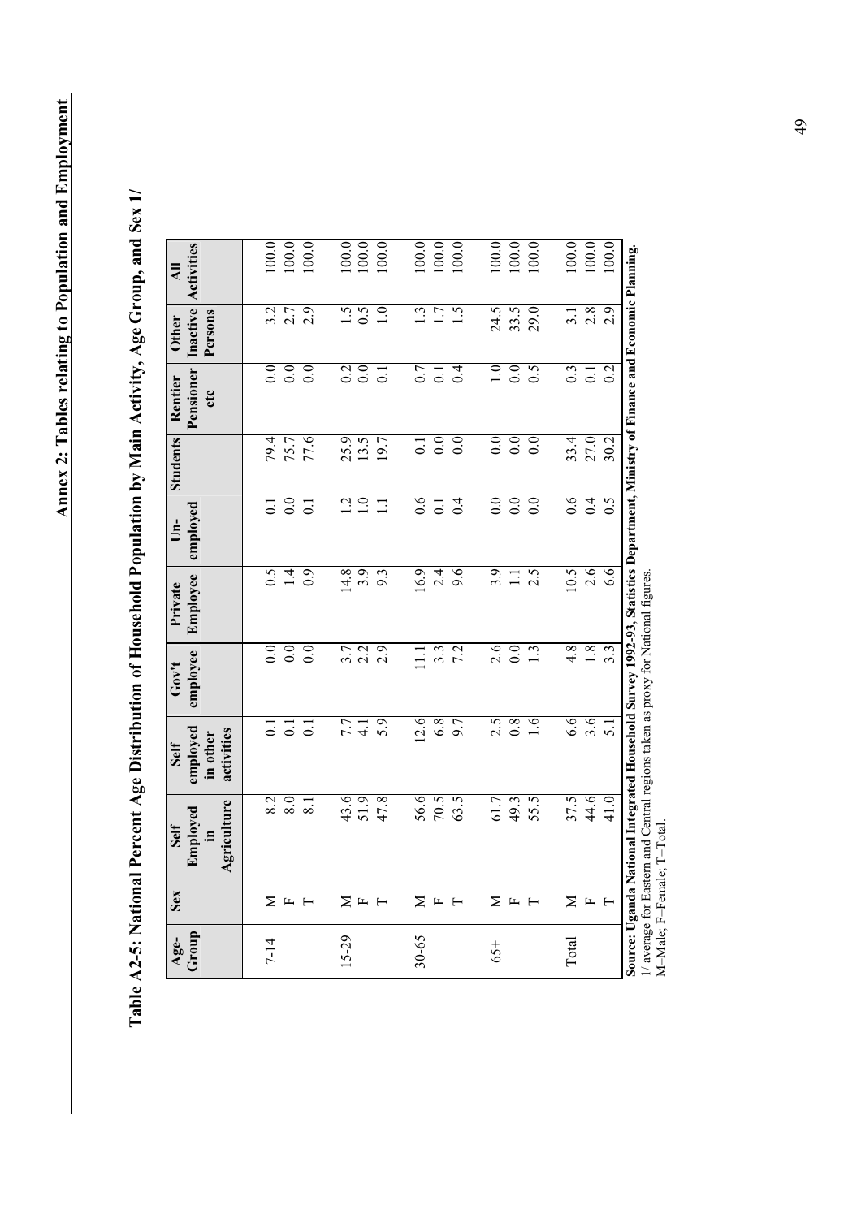## Table A2-5: National Percent Age Distribution of Household Population by Main Activity, Age Group, and Sex 1/

| Age-Group | Sex | Self Employed in Agriculture | Self employed in other activities | Gov't employee | Private Employee | Un-employed | Students | Rentier Pensioner etc | Other Inactive Persons | All Activities |
|---|---|---|---|---|---|---|---|---|---|---|
| 7-14 | M | 8.2 | 0.1 | 0.0 | 0.5 | 0.1 | 79.4 | 0.0 | 3.2 | 100.0 |
| | F | 8.0 | 0.1 | 0.0 | 1.4 | 0.0 | 75.7 | 0.0 | 2.7 | 100.0 |
| | T | 8.1 | 0.1 | 0.0 | 0.9 | 0.1 | 77.6 | 0.0 | 2.9 | 100.0 |
| 15-29 | M | 43.6 | 7.7 | 3.7 | 14.8 | 1.2 | 25.9 | 0.2 | 1.5 | 100.0 |
| | F | 51.9 | 4.1 | 2.2 | 3.9 | 1.0 | 13.5 | 0.0 | 0.5 | 100.0 |
| | T | 47.8 | 5.9 | 2.9 | 9.3 | 1.1 | 19.7 | 0.1 | 1.0 | 100.0 |
| 30-65 | M | 56.6 | 12.6 | 11.1 | 16.9 | 0.6 | 0.1 | 0.7 | 1.3 | 100.0 |
| | F | 70.5 | 6.8 | 3.3 | 2.4 | 0.1 | 0.0 | 0.1 | 1.7 | 100.0 |
| | T | 63.5 | 9.7 | 7.2 | 9.6 | 0.4 | 0.0 | 0.4 | 1.5 | 100.0 |
| 65+ | M | 61.7 | 2.5 | 2.6 | 3.9 | 0.0 | 0.0 | 1.0 | 24.5 | 100.0 |
| | F | 49.3 | 0.8 | 0.0 | 1.1 | 0.0 | 0.0 | 0.0 | 33.5 | 100.0 |
| | T | 55.5 | 1.6 | 1.3 | 2.5 | 0.0 | 0.0 | 0.5 | 29.0 | 100.0 |
| Total | M | 37.5 | 6.6 | 4.8 | 10.5 | 0.6 | 33.4 | 0.3 | 3.1 | 100.0 |
| | F | 44.6 | 3.6 | 1.8 | 2.6 | 0.4 | 27.0 | 0.1 | 2.8 | 100.0 |
| | T | 41.0 | 5.1 | 3.3 | 6.6 | 0.5 | 30.2 | 0.2 | 2.9 | 100.0 |

**Source: Uganda National Integrated Household Survey 1992-93, Statistics Department, Ministry of Finance and Economic Planning.**
1/ average for Eastern and Central regions taken as proxy for National figures.
M=Male; F=Female; T=Total.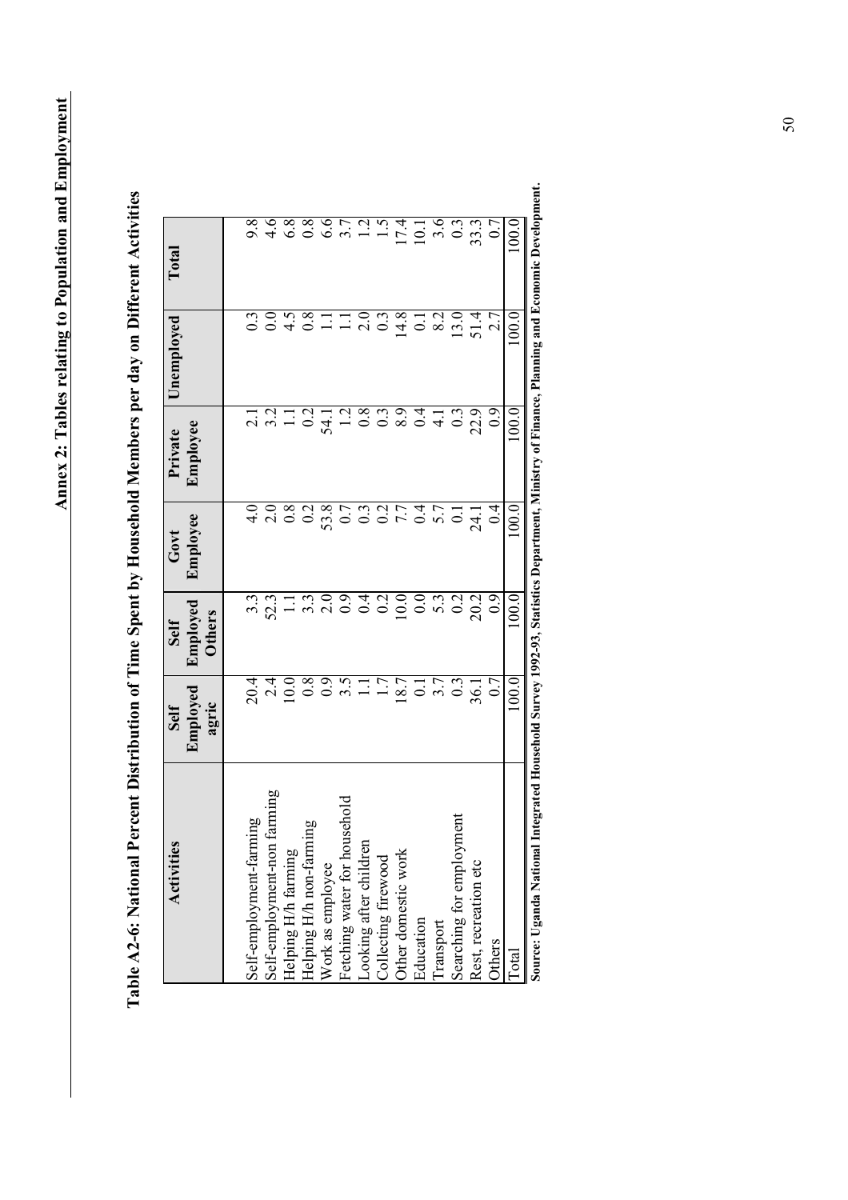## Table A2-6: National Percent Distribution of Time Spent by Household Members per day on Different Activities

| Activities | Self Employed agric | Self Employed Others | Govt Employee | Private Employee | Unemployed | Total |
|---|---|---|---|---|---|---|
| Self-employment-farming | 20.4 | 3.3 | 4.0 | 2.1 | 0.3 | 9.8 |
| Self-employment-non farming | 2.4 | 52.3 | 2.0 | 3.2 | 0.0 | 4.6 |
| Helping H/h farming | 10.0 | 1.1 | 0.8 | 1.1 | 4.5 | 6.8 |
| Helping H/h non-farming | 0.8 | 3.3 | 0.2 | 0.2 | 0.8 | 0.8 |
| Work as employee | 0.9 | 2.0 | 53.8 | 54.1 | 1.1 | 6.6 |
| Fetching water for household | 3.5 | 0.9 | 0.7 | 1.2 | 1.1 | 3.7 |
| Looking after children | 1.1 | 0.4 | 0.3 | 0.8 | 2.0 | 1.2 |
| Collecting firewood | 1.7 | 0.2 | 0.2 | 0.3 | 0.3 | 1.5 |
| Other domestic work | 18.7 | 10.0 | 7.7 | 8.9 | 14.8 | 17.4 |
| Education | 0.1 | 0.0 | 0.4 | 0.4 | 0.1 | 10.1 |
| Transport | 3.7 | 5.3 | 5.7 | 4.1 | 8.2 | 3.6 |
| Searching for employment | 0.3 | 0.2 | 0.1 | 0.3 | 13.0 | 0.3 |
| Rest, recreation etc | 36.1 | 20.2 | 24.1 | 22.9 | 51.4 | 33.3 |
| Others | 0.7 | 0.9 | 0.4 | 0.9 | 2.7 | 0.7 |
| Total | 100.0 | 100.0 | 100.0 | 100.0 | 100.0 | 100.0 |

**Source: Uganda National Integrated Household Survey 1992-93, Statistics Department, Ministry of Finance, Planning and Economic Development.**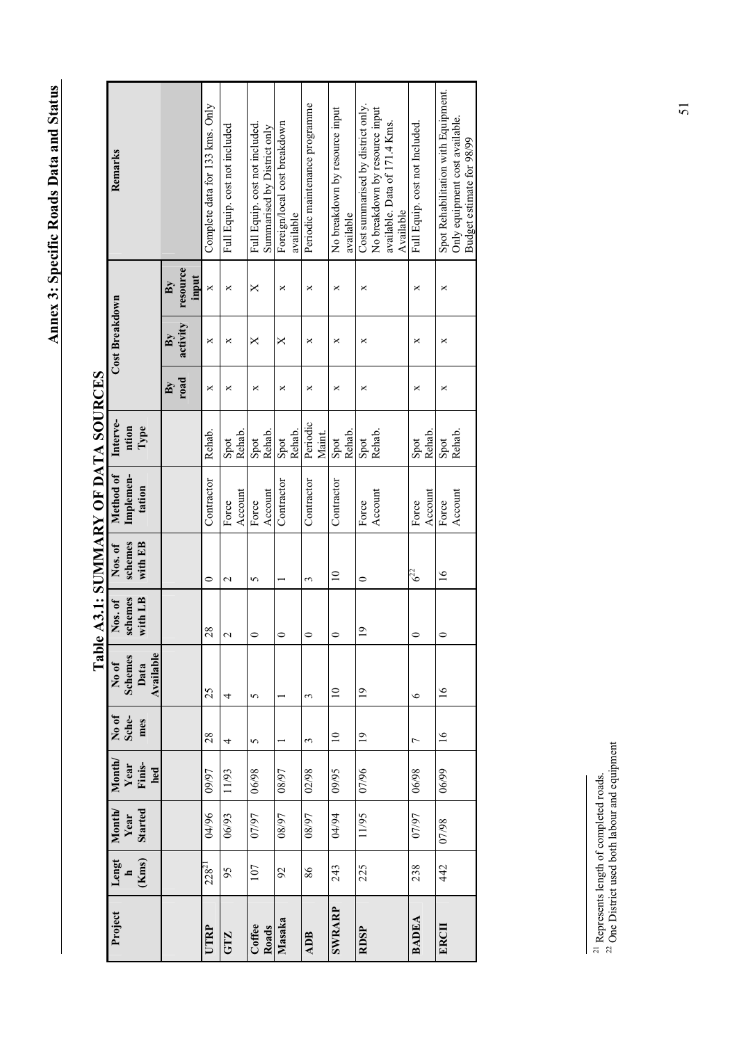## Annex 3: Specific Roads Data and Status

### Table A3.1: SUMMARY OF DATA SOURCES

| Project | Length (Kms) | Month/ Year Started | Month/ Year Finished | No of Schemes | No of Schemes Data Available | Nos. of schemes with LB | Nos. of schemes with EB | Method of Implementation | Intervention Type | Cost Breakdown | | | Remarks |
|---|---|---|---|---|---|---|---|---|---|---|---|---|---|
| | | | | | | | | | | By road | By activity | By resource input | |
| UTRP | 228[21] | 04/96 | 09/97 | 28 | 25 | 28 | 0 | Contractor | Rehab. | × | × | × | Complete data for 133 kms. Only |
| GTZ | 95 | 06/93 | 11/93 | 4 | 4 | 2 | 2 | Force Account | Spot Rehab. | × | × | × | Full Equip. cost not included |
| Coffee Roads | 107 | 07/97 | 06/98 | 5 | 5 | 0 | 5 | Force Account | Spot Rehab. | × | X | X | Full Equip. cost not included. Summarised by District only |
| Masaka | 92 | 08/97 | 08/97 | 1 | 1 | 0 | 1 | Contractor | Spot Rehab. | × | X | × | Foreign/local cost breakdown available |
| ADB | 86 | 08/97 | 02/98 | 3 | 3 | 0 | 3 | Contractor | Periodic Maint. | × | × | × | Periodic maintenance programme |
| SWRARP | 243 | 04/94 | 09/95 | 10 | 10 | 0 | 10 | Contractor | Spot Rehab. | × | × | × | No breakdown by resource input available |
| RDSP | 225 | 11/95 | 07/96 | 19 | 19 | 19 | 0 | Force Account | Spot Rehab. | × | × | × | Cost summarised by district only. No breakdown by resource input available. Data of 171.4 Kms. Available |
| BADEA | 238 | 07/97 | 06/98 | 7 | 6 | 0 | 6[22] | Force Account | Spot Rehab. | × | × | × | Full Equip. cost not Included. |
| ERCII | 442 | 07/98 | 06/99 | 16 | 16 | 0 | 16 | Force Account | Spot Rehab. | × | × | × | Spot Rehabilitation with Equipment. Only equipment cost available. Budget estimate for 98/99 |

[21] Represents length of completed roads.
[22] One District used both labour and equipment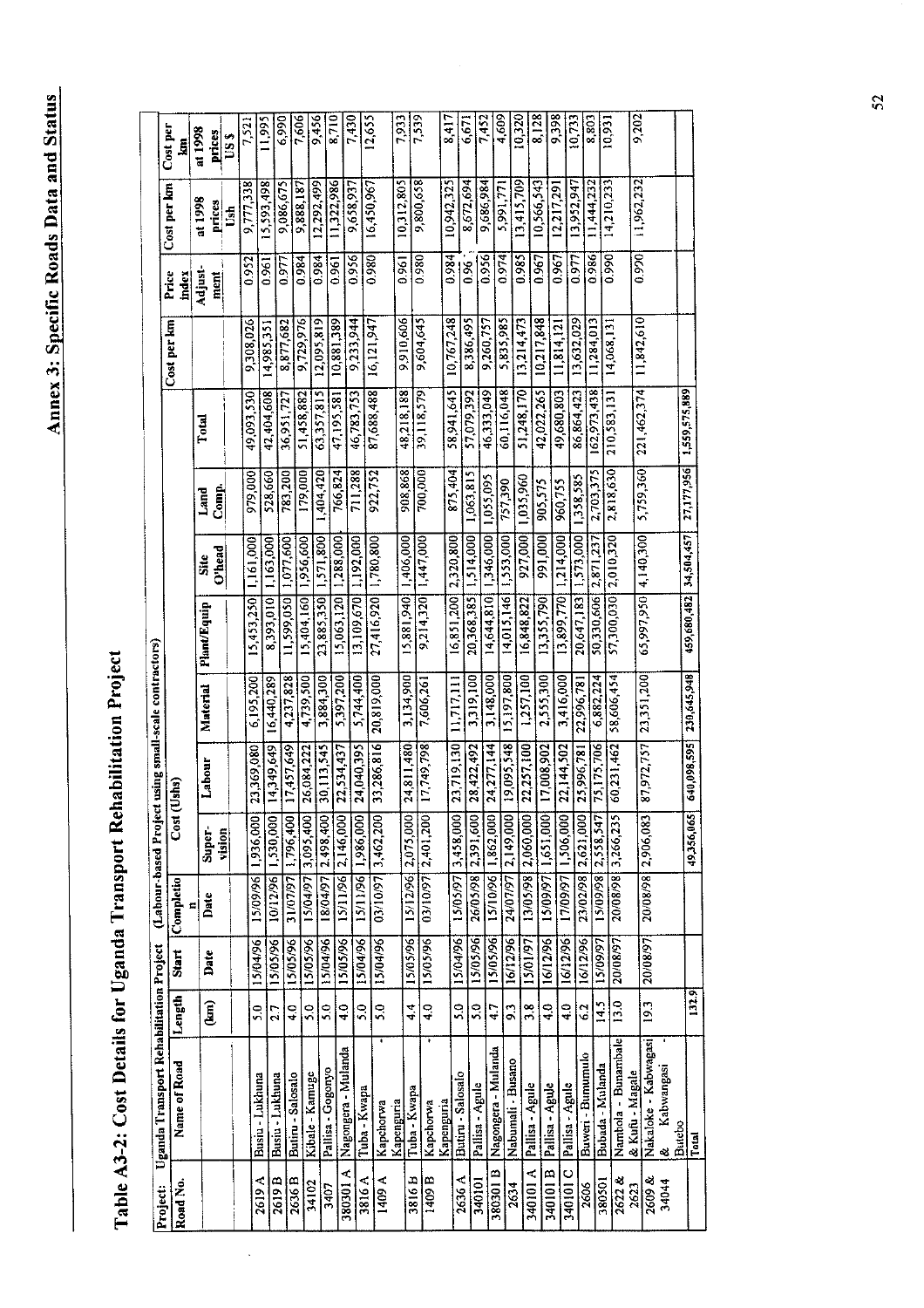## Annex 3: Specific Roads Data and Status

# Table A3-2: Cost Details for Uganda Transport Rehabilitation Project

| Project: | Uganda Transport Rehabilitation Project | | | (Labour-based Project using small-scale contractors) | | | | | | | | | | | |
|---|---|---|---|---|---|---|---|---|---|---|---|---|---|---|---|
| Road No. | Name of Road | Length | Start | Completion | Cost (Ushs) | | | | | | | Cost per km | Price index | Cost per km | Cost per km |
| | | (km) | Date | Date | Super-vision | Labour | Material | Plant/Equip | Site O'head | Land Comp. | Total | | Adjust-ment | at 1998 prices Ush | at 1998 prices US $ |
| 2619 A | Busiu - Lukhuna | 5.0 | 15/04/96 | 15/09/96 | 1,936,000 | 23,369,080 | 6,195,200 | 15,453,250 | 1,161,000 | 979,000 | 49,093,530 | 9,308,026 | 0.952 | 9,777,338 | 7,521 |
| 2619 B | Busiu - Lukhuna | 2.7 | 15/05/96 | 10/12/96 | 1,530,000 | 14,349,649 | 16,440,289 | 8,393,010 | 1,163,000 | 528,660 | 42,404,608 | 14,985,351 | 0.961 | 15,593,498 | 11,995 |
| 2636 B | Butiru - Salosalo | 4.0 | 15/05/96 | 31/07/97 | 1,796,400 | 17,457,649 | 4,237,828 | 11,599,050 | 1,077,600 | 783,200 | 36,951,727 | 8,877,682 | 0.977 | 9,086,675 | 6,990 |
| 34102 | Kibale - Kamuge | 5.0 | 15/05/96 | 15/04/97 | 3,095,400 | 26,084,222 | 4,739,500 | 15,404,160 | 1,956,600 | 179,000 | 51,458,882 | 9,729,976 | 0.984 | 9,888,187 | 7,606 |
| 3407 | Pallisa - Gogonyo | 5.0 | 15/04/96 | 18/04/97 | 2,498,400 | 30,113,545 | 3,884,300 | 23,885,350 | 1,571,800 | 1,404,420 | 63,357,815 | 12,095,819 | 0.984 | 12,292,499 | 9,456 |
| 380301 A | Nagongera - Mulanda | 4.0 | 15/05/96 | 15/11/96 | 2,146,000 | 22,534,437 | 5,397,200 | 15,063,120 | 1,288,000 | 766,824 | 47,195,581 | 10,881,389 | 0.961 | 11,322,986 | 8,710 |
| 3816 A | Tuba - Kwapa | 5.0 | 15/04/96 | 15/11/96 | 1,986,000 | 24,040,395 | 5,744,400 | 13,109,670 | 1,192,000 | 711,288 | 46,783,753 | 9,233,944 | 0.956 | 9,658,937 | 7,430 |
| 1409 A | Kapchorwa Kapenguria | 5.0 | 15/04/96 | 03/10/97 | 3,462,200 | 33,286,816 | 20,819,000 | 27,416,920 | 1,780,800 | 922,752 | 87,688,488 | 16,121,947 | 0.980 | 16,450,967 | 12,655 |
| 3816 B | Tuba - Kwapa | 4.4 | 15/05/96 | 15/12/96 | 2,075,000 | 24,811,480 | 3,134,900 | 15,881,940 | 1,406,000 | 908,868 | 48,218,188 | 9,910,606 | 0.961 | 10,312,805 | 7,933 |
| 1409 B | Kapchorwa Kapenguria | 4.0 | 15/05/96 | 03/10/97 | 2,401,200 | 17,749,798 | 7,606,261 | 9,214,320 | 1,447,000 | 700,000 | 39,118,579 | 9,604,645 | 0.980 | 9,800,658 | 7,539 |
| 2636 A | Butiru - Salosalo | 5.0 | 15/04/96 | 15/05/97 | 3,458,000 | 23,719,130 | 11,717,111 | 16,851,200 | 2,320,800 | 875,404 | 58,941,645 | 10,767,248 | 0.984 | 10,942,325 | 8,417 |
| 340101 | Pallisa - Agule | 5.0 | 15/05/96 | 26/05/98 | 2,391,600 | 28,422,492 | 3,319,100 | 20,368,385 | 1,514,000 | 1,063,815 | 57,079,392 | 8,386,495 | 0.96 | 8,672,694 | 6,671 |
| 380301 B | Nagongera - Mulanda | 4.7 | 15/05/96 | 15/10/96 | 1,862,000 | 24,277,144 | 3,148,000 | 14,644,810 | 1,346,000 | 1,055,095 | 46,333,049 | 9,260,757 | 0.956 | 9,686,984 | 7,452 |
| 2634 | Nabumali - Busano | 9.3 | 16/12/96 | 24/07/97 | 2,149,000 | 19,095,548 | 15,197,800 | 14,015,146 | 1,553,000 | 757,390 | 60,116,048 | 5,835,985 | 0.974 | 5,991,771 | 4,609 |
| 340101 A | Pallisa - Agule | 3.8 | 15/01/97 | 13/05/98 | 2,060,000 | 22,257,100 | 1,257,100 | 16,848,822 | 927,000 | 1,035,960 | 51,248,170 | 13,214,473 | 0.985 | 13,415,709 | 10,320 |
| 340101 B | Pallisa - Agule | 4.0 | 16/12/96 | 15/09/97 | 1,651,000 | 17,008,902 | 2,555,300 | 13,355,790 | 991,000 | 905,575 | 42,022,265 | 10,217,848 | 0.967 | 10,566,543 | 8,128 |
| 340101 C | Pallisa - Agule | 4.0 | 16/12/96 | 17/09/97 | 1,506,000 | 22,144,502 | 3,416,000 | 13,899,770 | 1,214,000 | 960,755 | 49,680,803 | 11,814,121 | 0.967 | 12,217,291 | 9,398 |
| 2606 | Buweri - Bumumulo | 6.2 | 16/12/96 | 23/02/98 | 2,621,000 | 25,996,781 | 22,996,781 | 20,647,183 | 1,573,000 | 1,358,585 | 86,864,423 | 13,632,029 | 0.977 | 13,952,947 | 10,733 |
| 380501 | Bubada - Mulanda | 14.5 | 15/09/97 | 15/09/98 | 2,558,547 | 75,175,706 | 6,882,224 | 50,330,606 | 2,871,237 | 2,703,375 | 162,973,438 | 11,284,013 | 0.986 | 11,444,232 | 8,803 |
| 2622 & 2623 | Nambola - Bunambale & Kufu - Magale | 13.0 | 20/08/97 | 20/08/98 | 3,266,235 | 60,231,462 | 58,606,454 | 57,300,030 | 2,010,320 | 2,818,630 | 210,583,131 | 14,068,131 | 0.990 | 14,210,233 | 10,931 |
| 2609 & 34044 | Nakaloke - Kabwagasi & Kabwangasi - Butebo | 19.3 | 20/08/97 | 20/08/98 | 2,906,083 | 87,972,757 | 23,351,200 | 65,997,950 | 4,140,300 | 5,759,360 | 221,462,374 | 11,842,610 | 0.990 | 11,962,232 | 9,202 |
| | Total | 132.9 | | | 49,356,065 | 640,098,595 | 239,645,948 | 459,680,482 | 34,504,457 | 27,177,956 | 1,559,575,889 | | | | |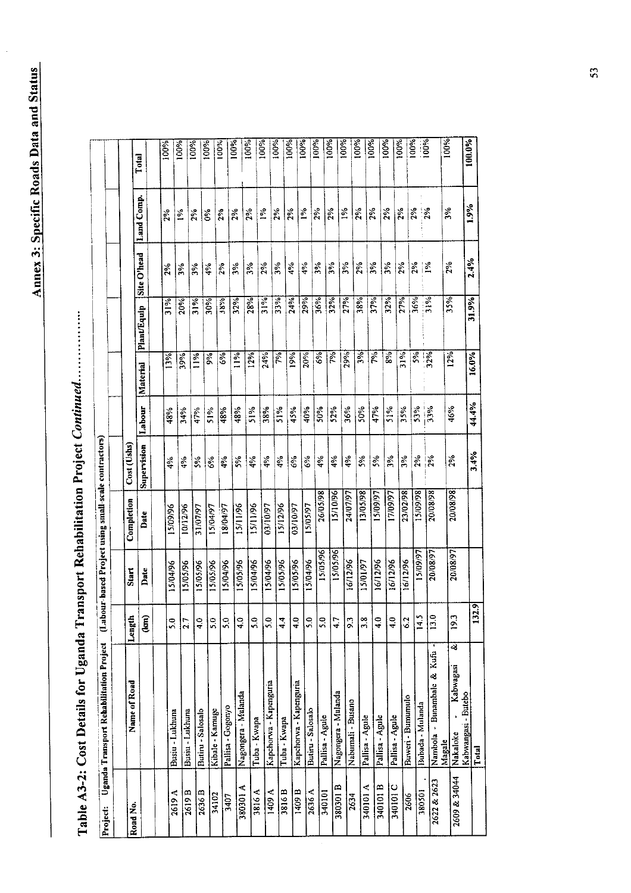## Annex 3: Specific Roads Data and Status

# Table A3-2: Cost Details for Uganda Transport Rehabilitation Project *Continued*……………

| Project: Uganda Transport Rehabilitation Project | (Labour-based Project using small scale contractors) | | | | | | | | | | | |
|---|---|---|---|---|---|---|---|---|---|---|---|---|
| Road No. | Name of Road | Length (km) | Start Date | Completion Date | Cost (Ushs) | | | | | | | |
| | | | | | Supervision | Labour | Material | Plant/Equip | Site O'head | Land Comp. | Total | |
| 2619 A | Busiu - Lukhuna | 5.0 | 15/04/96 | 15/09/96 | 4% | 48% | 13% | 31% | 2% | 2% | 100% | |
| 2619 B | Busiu - Lukhuna | 2.7 | 15/05/96 | 10/12/96 | 4% | 34% | 39% | 20% | 3% | 1% | 100% | |
| 2636 B | Butiru - Salosalo | 4.0 | 15/05/96 | 31/07/97 | 5% | 47% | 11% | 31% | 3% | 2% | 100% | |
| 34102 | Kibale - Kamuge | 5.0 | 15/05/96 | 15/04/97 | 6% | 51% | 9% | 30% | 4% | 0% | 100% | |
| 3407 | Pallisa - Gogonyo | 5.0 | 15/04/96 | 18/04/97 | 4% | 48% | 6% | 38% | 2% | 2% | 100% | |
| 380301 A | Nagongera - Mulanda | 4.0 | 15/05/96 | 15/11/96 | 5% | 48% | 11% | 32% | 3% | 2% | 100% | |
| 3816 A | Tuba - Kwapa | 5.0 | 15/04/96 | 15/11/96 | 4% | 51% | 12% | 28% | 3% | 2% | 100% | |
| 1409 A | Kapchorwa - Kapenguria | 5.0 | 15/04/96 | 03/10/97 | 4% | 38% | 24% | 31% | 2% | 1% | 100% | |
| 3816 B | Tuba - Kwapa | 4.4 | 15/05/96 | 15/12/96 | 4% | 51% | 7% | 33% | 3% | 2% | 100% | |
| 1409 B | Kapchorwa - Kapenguria | 4.0 | 15/05/96 | 03/10/97 | 6% | 45% | 19% | 24% | 4% | 2% | 100% | |
| 2636 A | Butiru - Salosalo | 5.0 | 15/04/96 | 15/05/97 | 6% | 40% | 20% | 29% | 4% | 1% | 100% | |
| 340101 | Pallisa - Agule | 5.0 | 15/05/96 | 26/05/98 | 4% | 50% | 6% | 36% | 3% | 2% | 100% | |
| 380301 B | Nagongera - Mulanda | 4.7 | 15/05/96 | 15/10/96 | 4% | 52% | 7% | 32% | 3% | 2% | 100% | |
| 2634 | Nabumali - Busano | 9.3 | 16/12/96 | 24/07/97 | 4% | 36% | 29% | 27% | 3% | 1% | 100% | |
| 340101 A | Pallisa - Agule | 3.8 | 15/01/97 | 13/05/98 | 5% | 50% | 3% | 38% | 2% | 2% | 100% | |
| 340101 B | Pallisa - Agule | 4.0 | 16/12/96 | 15/09/97 | 5% | 47% | 7% | 37% | 3% | 2% | 100% | |
| 340101 C | Pallisa - Agule | 4.0 | 16/12/96 | 17/09/97 | 3% | 51% | 8% | 32% | 3% | 2% | 100% | |
| 2606 | Buweri - Bumumulo | 6.2 | 16/12/96 | 23/02/98 | 3% | 35% | 31% | 27% | 2% | 2% | 100% | |
| 380501 | Bubada - Mulanda | 14.5 | 15/09/97 | 15/09/98 | 2% | 53% | 5% | 36% | 2% | 2% | 100% | |
| 2622 & 2623 | Nambola - Bunambale & Kufu - Magale | 13.0 | 20/08/97 | 20/08/98 | 2% | 33% | 32% | 31% | 1% | 2% | 100% | |
| 2609 & 34044 | Nakaloke - Kabwagasi & Kabwangasi - Butebo | 19.3 | 20/08/97 | 20/08/98 | 2% | 46% | 12% | 35% | 2% | 3% | 100% | |
| | Total | 132.9 | | | 3.4% | 44.4% | 16.0% | 31.9% | 2.4% | 1.9% | 100.0% | |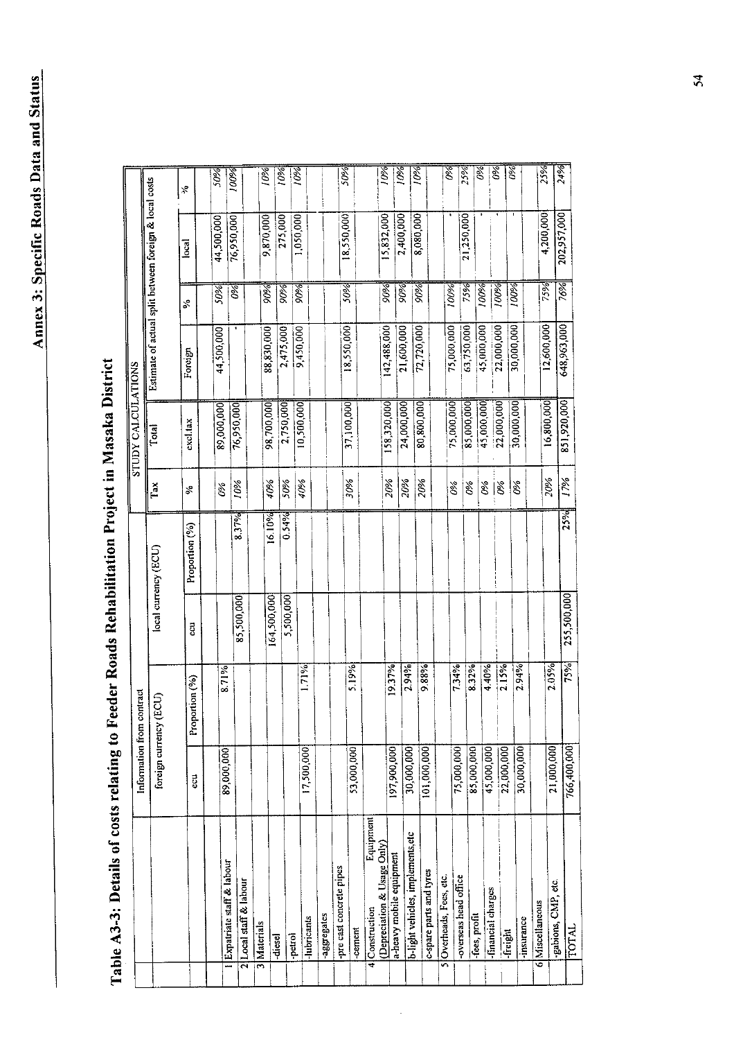# Table A3-3: Details of costs relating to Feeder Roads Rehabilitation Project in Masaka District

| | Information from contract | | | | STUDY CALCULATIONS | | | | | |
|---|---|---|---|---|---|---|---|---|---|---|
| | foreign currency (ECU) | | local currency (ECU) | | Tax | Total | Estimate of actual split between foreign & local costs | | | |
| | ecu | Proportion (%) | ecu | Proportion (%) | % | excl.tax | Foreign | % | local | % |
| 1 Expatriate staff & labour | 89,000,000 | 8.71% | | | 0% | 89,000,000 | 44,500,000 | 50% | 44,500,000 | 50% |
| 2 Local staff & labour | | | 85,500,000 | 8.37% | 10% | 76,950,000 | - | 0% | 76,950,000 | 100% |
| 3 Materials | | | | | | | | | | |
| -diesel | | | 164,500,000 | 16.10% | 40% | 98,700,000 | 88,830,000 | 90% | 9,870,000 | 10% |
| -petrol | | | 5,500,000 | 0.54% | 50% | 2,750,000 | 2,475,000 | 90% | 275,000 | 10% |
| -lubricants | 17,500,000 | 1.71% | | | 40% | 10,500,000 | 9,450,000 | 90% | 1,050,000 | 10% |
| -aggregates | | | | | | | | | | |
| -pre cast concrete pipes | | | | | | | | | | |
| -cement | 53,000,000 | 5.19% | | | 30% | 37,100,000 | 18,550,000 | 50% | 18,550,000 | 50% |
| 4 Construction Equipment (Depreciation & Usage Only) | | | | | | | | | | |
| a-heavy mobile equipment | 197,900,000 | 19.37% | | | 20% | 158,320,000 | 142,488,000 | 90% | 15,832,000 | 10% |
| b-light vehicles, implements,etc | 30,000,000 | 2.94% | | | 20% | 24,000,000 | 21,600,000 | 90% | 2,400,000 | 10% |
| c-spare parts and tyres | 101,000,000 | 9.88% | | | 20% | 80,800,000 | 72,720,000 | 90% | 8,080,000 | 10% |
| 5 Overheads, Fees, etc. | | | | | | | | | | |
| -overseas head office | 75,000,000 | 7.34% | | | 0% | 75,000,000 | 75,000,000 | 100% | - | 0% |
| -fees, profit | 85,000,000 | 8.32% | | | 0% | 85,000,000 | 63,750,000 | 75% | 21,250,000 | 25% |
| -financial charges | 45,000,000 | 4.40% | | | 0% | 45,000,000 | 45,000,000 | 100% | - | 0% |
| -freight | 22,000,000 | 2.15% | | | 0% | 22,000,000 | 22,000,000 | 100% | - | 0% |
| -insurance | 30,000,000 | 2.94% | | | 0% | 30,000,000 | 30,000,000 | 100% | - | 0% |
| 6 Miscellaneous | | | | | | | | | | |
| -gabions, CMP, etc. | 21,000,000 | 2.05% | | | 20% | 16,800,000 | 12,600,000 | 75% | 4,200,000 | 25% |
| TOTAL | 766,400,000 | 75% | 255,500,000 | 25% | 17% | 851,920,000 | 648,963,000 | 76% | 202,957,000 | 24% |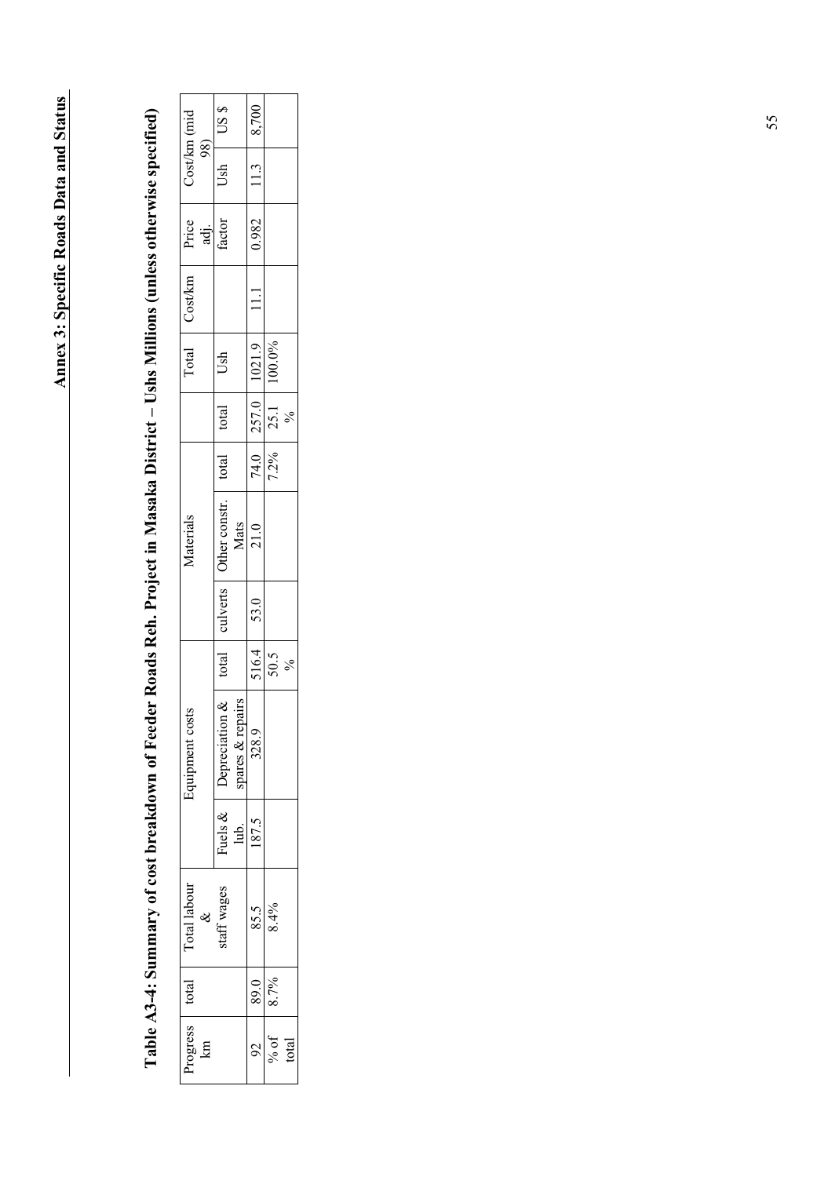## Table A3-4: Summary of cost breakdown of Feeder Roads Reh. Project in Masaka District – Ushs Millions (unless otherwise specified)

| Progress km | total | Total labour & staff wages | Equipment costs | | | Materials | | | | Total | Cost/km | Price adj. | Cost/km (mid 98) | |
|---|---|---|---|---|---|---|---|---|---|---|---|---|---|---|
| | | | Fuels & lub. | Depreciation & spares & repairs | total | culverts | Other constr. Mats | total | total | Ush | | factor | Ush | US $ |
| 92 | 89.0 | 85.5 | 187.5 | 328.9 | 516.4 | 53.0 | 21.0 | 74.0 | 257.0 | 1021.9 | 11.1 | 0.982 | 11.3 | 8,700 |
| % of total | 8.7% | 8.4% | | | 50.5 % | | | 7.2% | 25.1 % | 100.0% | | | | |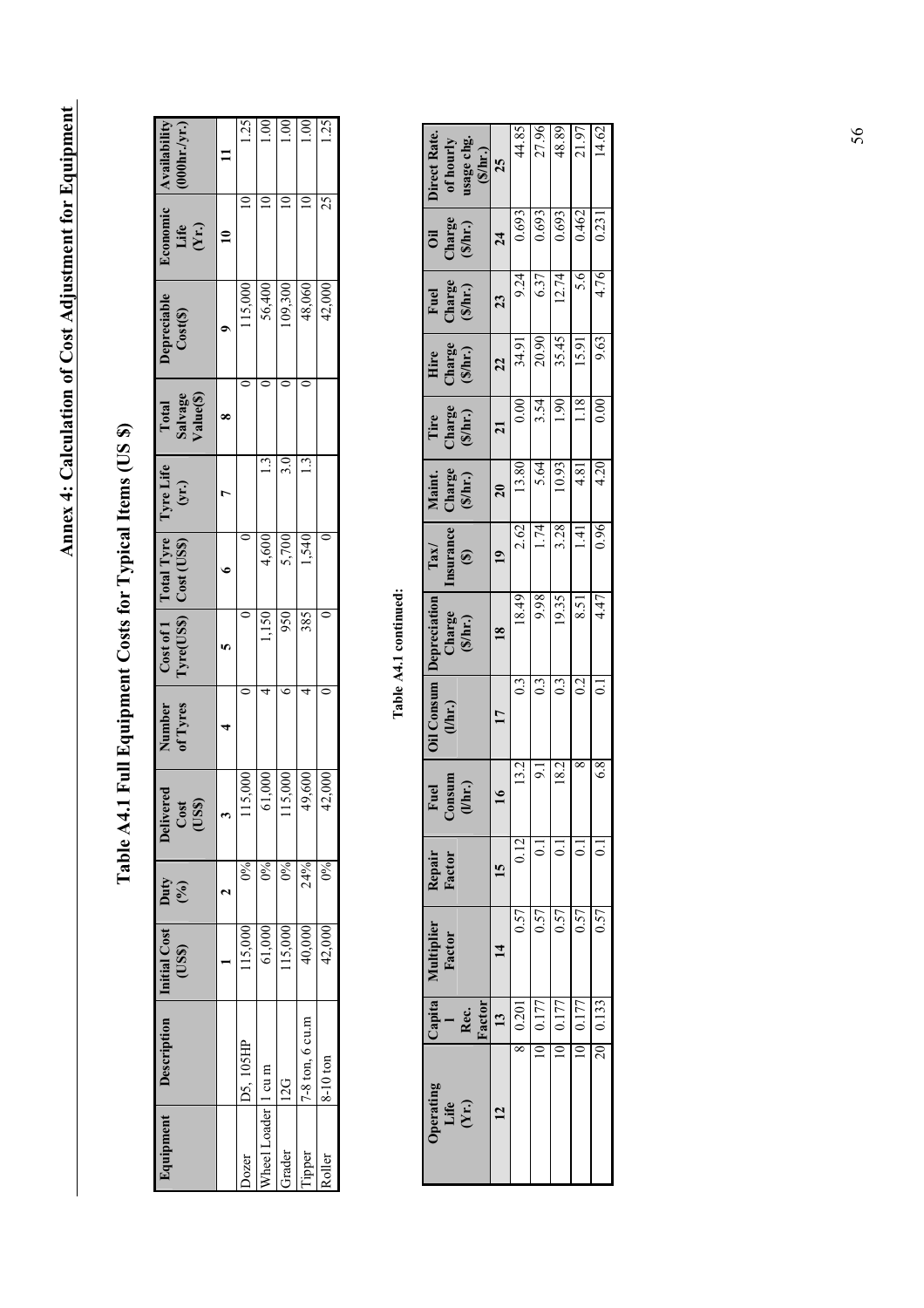# Annex 4: Calculation of Cost Adjustment for Equipment

## Table A4.1 Full Equipment Costs for Typical Items (US $)

| Equipment | Description | Initial Cost (US$) | Duty (%) | Delivered Cost (US$) | Number of Tyres | Cost of 1 Tyre(US$) | Total Tyre Cost (US$) | Tyre Life (yr.) | Total Salvage Value($) | Depreciable Cost($) | Economic Life (Yr.) | Availability (000hr./yr.) |
|---|---|---|---|---|---|---|---|---|---|---|---|---|
| | | 1 | 2 | 3 | 4 | 5 | 6 | 7 | 8 | 9 | 10 | 11 |
| Dozer | D5, 105HP | 115,000 | 0% | 115,000 | 0 | 0 | 0 | | 0 | 115,000 | 10 | 1.25 |
| Wheel Loader | 1 cu m | 61,000 | 0% | 61,000 | 4 | 1,150 | 4,600 | 1.3 | 0 | 56,400 | 10 | 1.00 |
| Grader | 12G | 115,000 | 0% | 115,000 | 6 | 950 | 5,700 | 3.0 | 0 | 109,300 | 10 | 1.00 |
| Tipper | 7-8 ton, 6 cu.m | 40,000 | 24% | 49,600 | 4 | 385 | 1,540 | 1.3 | 0 | 48,060 | 10 | 1.00 |
| Roller | 8-10 ton | 42,000 | 0% | 42,000 | 0 | 0 | 0 | | | 42,000 | 25 | 1.25 |

**Table A4.1 continued:**

| Operating Life (Yr.) | Capital Rec. Factor | Multiplier Factor | Repair Factor | Fuel Consum (l/hr.) | Oil Consum (l/hr.) | Depreciation Charge ($/hr.) | Tax/ Insurance ($) | Maint. Charge ($/hr.) | Tire Charge ($/hr.) | Hire Charge ($/hr.) | Fuel Charge ($/hr.) | Oil Charge ($/hr.) | Direct Rate. of hourly usage chg. ($/hr.) |
|---|---|---|---|---|---|---|---|---|---|---|---|---|---|
| 12 | 13 | 14 | 15 | 16 | 17 | 18 | 19 | 20 | 21 | 22 | 23 | 24 | 25 |
| 8 | 0.201 | 0.57 | 0.12 | 13.2 | 0.3 | 18.49 | 2.62 | 13.80 | 0.00 | 34.91 | 9.24 | 0.693 | 44.85 |
| 10 | 0.177 | 0.57 | 0.1 | 9.1 | 0.3 | 9.98 | 1.74 | 5.64 | 3.54 | 20.90 | 6.37 | 0.693 | 27.96 |
| 10 | 0.177 | 0.57 | 0.1 | 18.2 | 0.3 | 19.35 | 3.28 | 10.93 | 1.90 | 35.45 | 12.74 | 0.693 | 48.89 |
| 10 | 0.177 | 0.57 | 0.1 | 8 | 0.2 | 8.51 | 1.41 | 4.81 | 1.18 | 15.91 | 5.6 | 0.462 | 21.97 |
| 20 | 0.133 | 0.57 | 0.1 | 6.8 | 0.1 | 4.47 | 0.96 | 4.20 | 0.00 | 9.63 | 4.76 | 0.231 | 14.62 |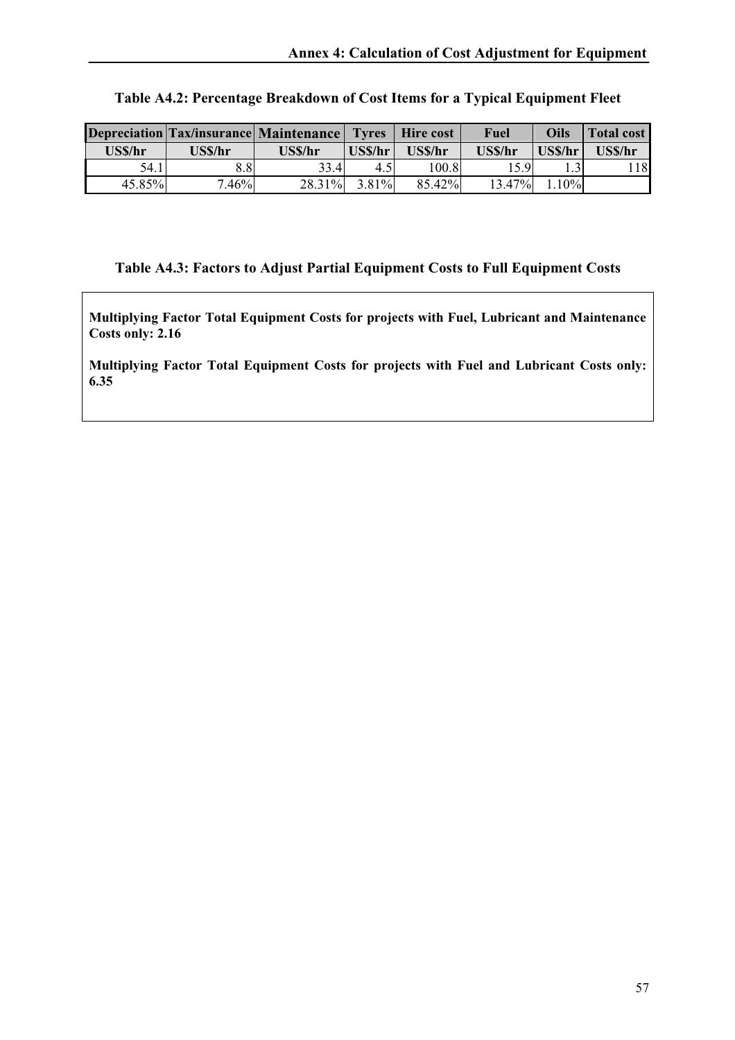**Table A4.2: Percentage Breakdown of Cost Items for a Typical Equipment Fleet**

| Depreciation | Tax/insurance | Maintenance | Tyres | Hire cost | Fuel | Oils | Total cost |
|---|---|---|---|---|---|---|---|
| US$/hr | US$/hr | US$/hr | US$/hr | US$/hr | US$/hr | US$/hr | US$/hr |
| 54.1 | 8.8 | 33.4 | 4.5 | 100.8 | 15.9 | 1.3 | 118 |
| 45.85% | 7.46% | 28.31% | 3.81% | 85.42% | 13.47% | 1.10% | |

**Table A4.3: Factors to Adjust Partial Equipment Costs to Full Equipment Costs**

**Multiplying Factor Total Equipment Costs for projects with Fuel, Lubricant and Maintenance Costs only: 2.16**

**Multiplying Factor Total Equipment Costs for projects with Fuel and Lubricant Costs only: 6.35**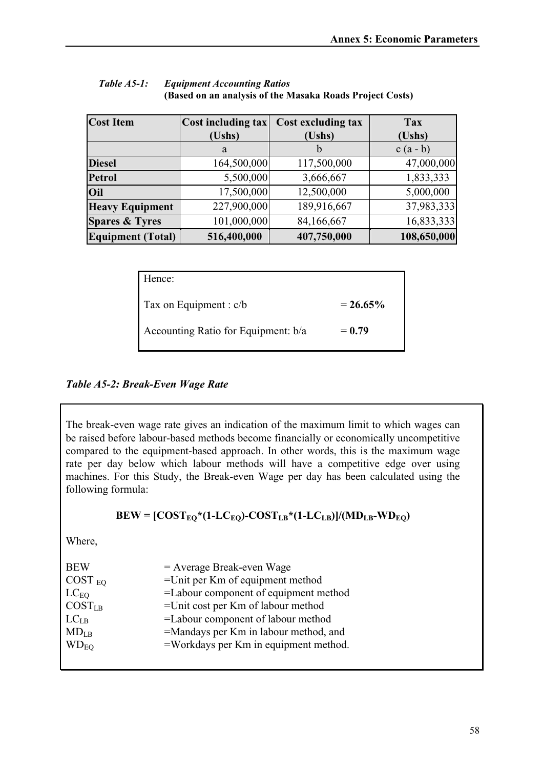*Table A5-1: Equipment Accounting Ratios*
**(Based on an analysis of the Masaka Roads Project Costs)**

| Cost Item | Cost including tax (Ushs) | Cost excluding tax (Ushs) | Tax (Ushs) |
|---|---|---|---|
| | a | b | c (a - b) |
| **Diesel** | 164,500,000 | 117,500,000 | 47,000,000 |
| **Petrol** | 5,500,000 | 3,666,667 | 1,833,333 |
| **Oil** | 17,500,000 | 12,500,000 | 5,000,000 |
| **Heavy Equipment** | 227,900,000 | 189,916,667 | 37,983,333 |
| **Spares & Tyres** | 101,000,000 | 84,166,667 | 16,833,333 |
| **Equipment (Total)** | **516,400,000** | **407,750,000** | **108,650,000** |

Hence:

Tax on Equipment : c/b = **26.65%**

Accounting Ratio for Equipment: b/a = **0.79**

*Table A5-2: Break-Even Wage Rate*

The break-even wage rate gives an indication of the maximum limit to which wages can be raised before labour-based methods become financially or economically uncompetitive compared to the equipment-based approach. In other words, this is the maximum wage rate per day below which labour methods will have a competitive edge over using machines. For this Study, the Break-even Wage per day has been calculated using the following formula:

$$\mathbf{BEW = [COST_{EQ}*(1-LC_{EQ})-COST_{LB}*(1-LC_{LB})]/(MD_{LB}-WD_{EQ})}$$

Where,

BEW = Average Break-even Wage
$COST_{EQ}$ =Unit per Km of equipment method
$LC_{EQ}$ =Labour component of equipment method
$COST_{LB}$ =Unit cost per Km of labour method
$LC_{LB}$ =Labour component of labour method
$MD_{LB}$ =Mandays per Km in labour method, and
$WD_{EQ}$ =Workdays per Km in equipment method.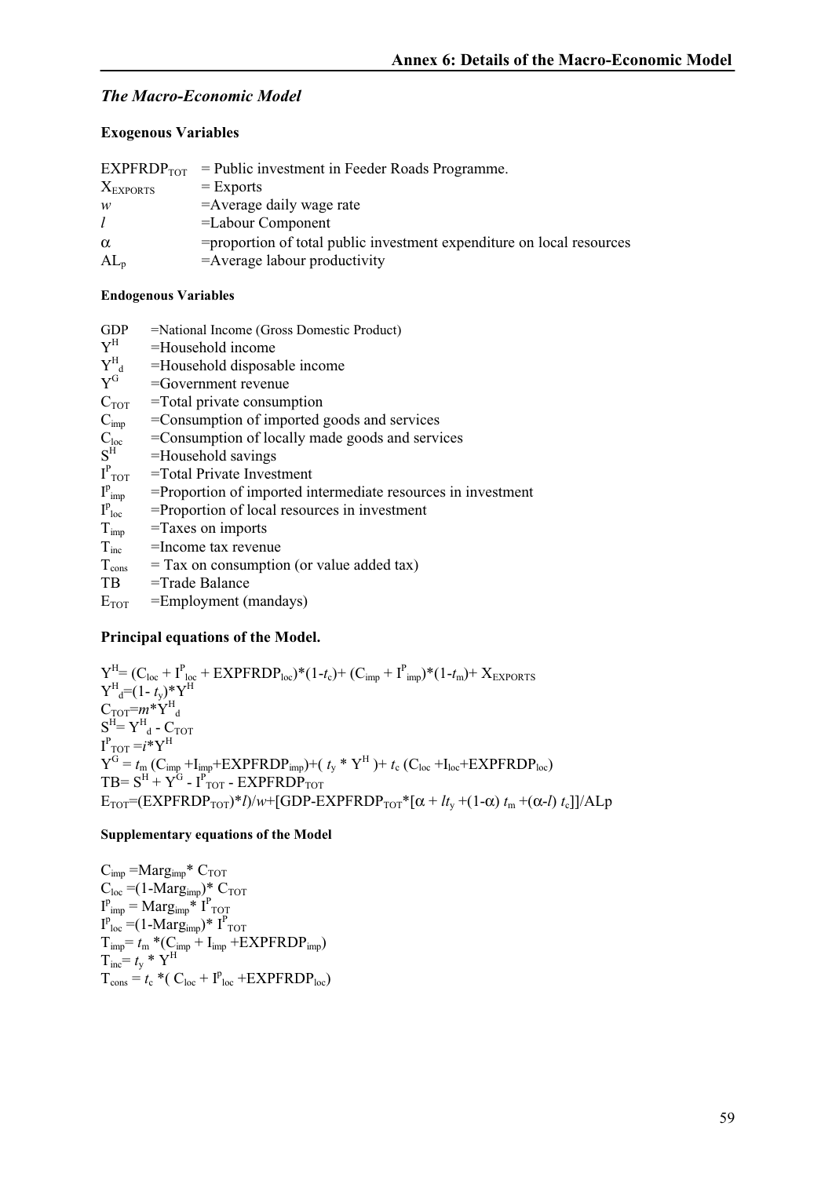## The Macro-Economic Model

### Exogenous Variables

$EXPFRDP_{TOT}$ = Public investment in Feeder Roads Programme.
$X_{EXPORTS}$ = Exports
$w$ =Average daily wage rate
$l$ =Labour Component
$\alpha$ =proportion of total public investment expenditure on local resources
$AL_p$ =Average labour productivity

#### Endogenous Variables

GDP =National Income (Gross Domestic Product)
$Y^H$ =Household income
$Y^H_d$ =Household disposable income
$Y^G$ =Government revenue
$C_{TOT}$ =Total private consumption
$C_{imp}$ =Consumption of imported goods and services
$C_{loc}$ =Consumption of locally made goods and services
$S^H$ =Household savings
$I^P_{TOT}$ =Total Private Investment
$I^P_{imp}$ =Proportion of imported intermediate resources in investment
$I^P_{loc}$ =Proportion of local resources in investment
$T_{imp}$ =Taxes on imports
$T_{inc}$ =Income tax revenue
$T_{cons}$ = Tax on consumption (or value added tax)
TB =Trade Balance
$E_{TOT}$ =Employment (mandays)

### Principal equations of the Model.

$$Y^H = (C_{loc} + I^P_{loc} + EXPFRDP_{loc})*(1-t_c) + (C_{imp} + I^P_{imp})*(1-t_m) + X_{EXPORTS}$$
$$Y^H_d = (1- t_y)*Y^H$$
$$C_{TOT} = m*Y^H_d$$
$$S^H = Y^H_d - C_{TOT}$$
$$I^P_{TOT} = i*Y^H$$
$$Y^G = t_m (C_{imp} + I_{imp} + EXPFRDP_{imp}) + (t_y * Y^H) + t_c (C_{loc} + I_{loc} + EXPFRDP_{loc})$$
$$TB = S^H + Y^G - I^P_{TOT} - EXPFRDP_{TOT}$$
$$E_{TOT} = (EXPFRDP_{TOT})*l)/w + [GDP - EXPFRDP_{TOT}*[\alpha + lt_y + (1-\alpha)\, t_m + (\alpha-l)\, t_c]]/ALp$$

#### Supplementary equations of the Model

$$C_{imp} = Marg_{imp} * C_{TOT}$$
$$C_{loc} = (1-Marg_{imp}) * C_{TOT}$$
$$I^P_{imp} = Marg_{imp} * I^P_{TOT}$$
$$I^P_{loc} = (1-Marg_{imp}) * I^P_{TOT}$$
$$T_{imp} = t_m *(C_{imp} + I_{imp} + EXPFRDP_{imp})$$
$$T_{inc} = t_y * Y^H$$
$$T_{cons} = t_c *( C_{loc} + I^P_{loc} + EXPFRDP_{loc})$$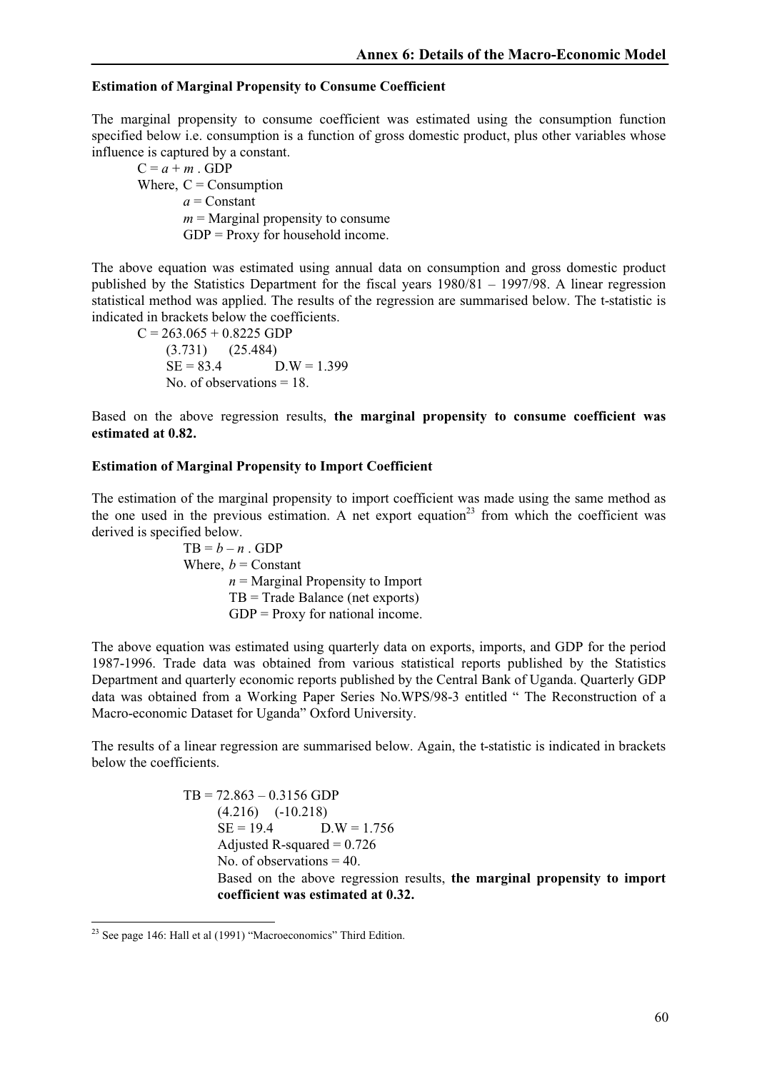### Estimation of Marginal Propensity to Consume Coefficient

The marginal propensity to consume coefficient was estimated using the consumption function specified below i.e. consumption is a function of gross domestic product, plus other variables whose influence is captured by a constant.

$$C = a + m \cdot GDP$$

Where, C = Consumption

$a$ = Constant

$m$ = Marginal propensity to consume

GDP = Proxy for household income.

The above equation was estimated using annual data on consumption and gross domestic product published by the Statistics Department for the fiscal years 1980/81 – 1997/98. A linear regression statistical method was applied. The results of the regression are summarised below. The t-statistic is indicated in brackets below the coefficients.

$$C = 263.065 + 0.8225\ GDP$$

(3.731) (25.484)

SE = 83.4 D.W = 1.399

No. of observations = 18.

Based on the above regression results, **the marginal propensity to consume coefficient was estimated at 0.82.**

### Estimation of Marginal Propensity to Import Coefficient

The estimation of the marginal propensity to import coefficient was made using the same method as the one used in the previous estimation. A net export equation[23] from which the coefficient was derived is specified below.

$$TB = b - n \cdot GDP$$

Where, $b$ = Constant

$n$ = Marginal Propensity to Import

TB = Trade Balance (net exports)

GDP = Proxy for national income.

The above equation was estimated using quarterly data on exports, imports, and GDP for the period 1987-1996. Trade data was obtained from various statistical reports published by the Statistics Department and quarterly economic reports published by the Central Bank of Uganda. Quarterly GDP data was obtained from a Working Paper Series No.WPS/98-3 entitled " The Reconstruction of a Macro-economic Dataset for Uganda" Oxford University.

The results of a linear regression are summarised below. Again, the t-statistic is indicated in brackets below the coefficients.

$$TB = 72.863 - 0.3156\ GDP$$

(4.216) (-10.218)

SE = 19.4 D.W = 1.756

Adjusted R-squared = 0.726

No. of observations = 40.

Based on the above regression results, **the marginal propensity to import coefficient was estimated at 0.32.**

[23] See page 146: Hall et al (1991) "Macroeconomics" Third Edition.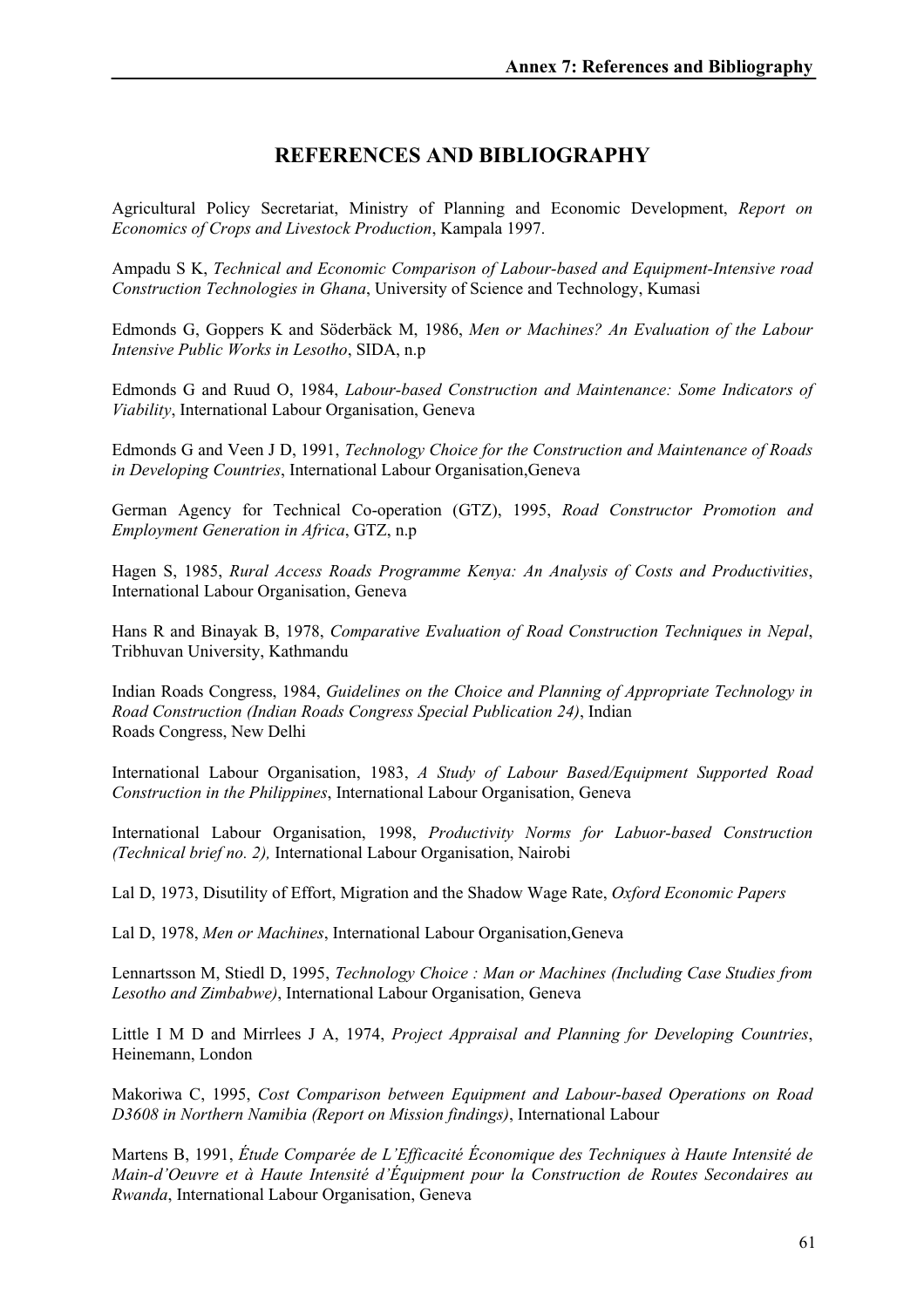# REFERENCES AND BIBLIOGRAPHY

Agricultural Policy Secretariat, Ministry of Planning and Economic Development, *Report on Economics of Crops and Livestock Production*, Kampala 1997.

Ampadu S K, *Technical and Economic Comparison of Labour-based and Equipment-Intensive road Construction Technologies in Ghana*, University of Science and Technology, Kumasi

Edmonds G, Goppers K and Söderbäck M, 1986, *Men or Machines? An Evaluation of the Labour Intensive Public Works in Lesotho*, SIDA, n.p

Edmonds G and Ruud O, 1984, *Labour-based Construction and Maintenance: Some Indicators of Viability*, International Labour Organisation, Geneva

Edmonds G and Veen J D, 1991, *Technology Choice for the Construction and Maintenance of Roads in Developing Countries*, International Labour Organisation,Geneva

German Agency for Technical Co-operation (GTZ), 1995, *Road Constructor Promotion and Employment Generation in Africa*, GTZ, n.p

Hagen S, 1985, *Rural Access Roads Programme Kenya: An Analysis of Costs and Productivities*, International Labour Organisation, Geneva

Hans R and Binayak B, 1978, *Comparative Evaluation of Road Construction Techniques in Nepal*, Tribhuvan University, Kathmandu

Indian Roads Congress, 1984, *Guidelines on the Choice and Planning of Appropriate Technology in Road Construction (Indian Roads Congress Special Publication 24)*, Indian Roads Congress, New Delhi

International Labour Organisation, 1983, *A Study of Labour Based/Equipment Supported Road Construction in the Philippines*, International Labour Organisation, Geneva

International Labour Organisation, 1998, *Productivity Norms for Labuor-based Construction (Technical brief no. 2),* International Labour Organisation, Nairobi

Lal D, 1973, Disutility of Effort, Migration and the Shadow Wage Rate, *Oxford Economic Papers*

Lal D, 1978, *Men or Machines*, International Labour Organisation,Geneva

Lennartsson M, Stiedl D, 1995, *Technology Choice : Man or Machines (Including Case Studies from Lesotho and Zimbabwe)*, International Labour Organisation, Geneva

Little I M D and Mirrlees J A, 1974, *Project Appraisal and Planning for Developing Countries*, Heinemann, London

Makoriwa C, 1995, *Cost Comparison between Equipment and Labour-based Operations on Road D3608 in Northern Namibia (Report on Mission findings)*, International Labour

Martens B, 1991, *Étude Comparée de L'Efficacité Économique des Techniques à Haute Intensité de Main-d'Oeuvre et à Haute Intensité d'Équipment pour la Construction de Routes Secondaires au Rwanda*, International Labour Organisation, Geneva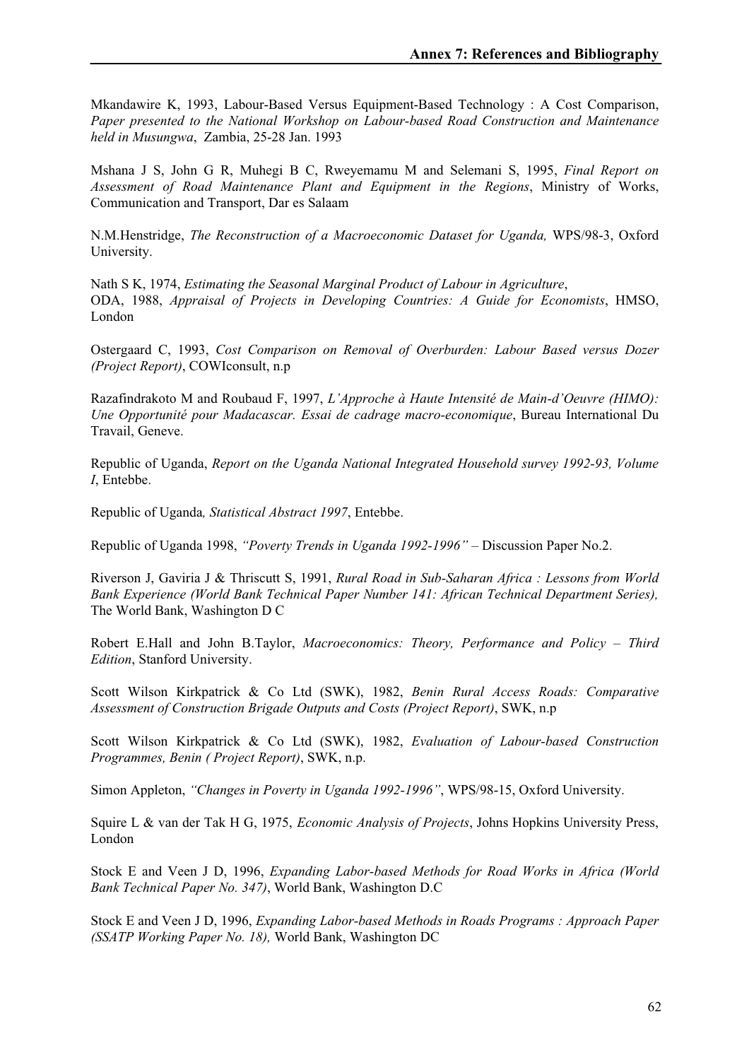Mkandawire K, 1993, Labour-Based Versus Equipment-Based Technology : A Cost Comparison, *Paper presented to the National Workshop on Labour-based Road Construction and Maintenance held in Musungwa*, Zambia, 25-28 Jan. 1993

Mshana J S, John G R, Muhegi B C, Rweyemamu M and Selemani S, 1995, *Final Report on Assessment of Road Maintenance Plant and Equipment in the Regions*, Ministry of Works, Communication and Transport, Dar es Salaam

N.M.Henstridge, *The Reconstruction of a Macroeconomic Dataset for Uganda,* WPS/98-3, Oxford University.

Nath S K, 1974, *Estimating the Seasonal Marginal Product of Labour in Agriculture*,
ODA, 1988, *Appraisal of Projects in Developing Countries: A Guide for Economists*, HMSO, London

Ostergaard C, 1993, *Cost Comparison on Removal of Overburden: Labour Based versus Dozer (Project Report)*, COWIconsult, n.p

Razafindrakoto M and Roubaud F, 1997, *L'Approche à Haute Intensité de Main-d'Oeuvre (HIMO): Une Opportunité pour Madacascar. Essai de cadrage macro-economique*, Bureau International Du Travail, Geneve.

Republic of Uganda, *Report on the Uganda National Integrated Household survey 1992-93, Volume I*, Entebbe.

Republic of Uganda*, Statistical Abstract 1997*, Entebbe.

Republic of Uganda 1998, *"Poverty Trends in Uganda 1992-1996"* – Discussion Paper No.2.

Riverson J, Gaviria J & Thriscutt S, 1991, *Rural Road in Sub-Saharan Africa : Lessons from World Bank Experience (World Bank Technical Paper Number 141: African Technical Department Series),* The World Bank, Washington D C

Robert E.Hall and John B.Taylor, *Macroeconomics: Theory, Performance and Policy – Third Edition*, Stanford University.

Scott Wilson Kirkpatrick & Co Ltd (SWK), 1982, *Benin Rural Access Roads: Comparative Assessment of Construction Brigade Outputs and Costs (Project Report)*, SWK, n.p

Scott Wilson Kirkpatrick & Co Ltd (SWK), 1982, *Evaluation of Labour-based Construction Programmes, Benin ( Project Report)*, SWK, n.p.

Simon Appleton, *"Changes in Poverty in Uganda 1992-1996"*, WPS/98-15, Oxford University.

Squire L & van der Tak H G, 1975, *Economic Analysis of Projects*, Johns Hopkins University Press, London

Stock E and Veen J D, 1996, *Expanding Labor-based Methods for Road Works in Africa (World Bank Technical Paper No. 347)*, World Bank, Washington D.C

Stock E and Veen J D, 1996, *Expanding Labor-based Methods in Roads Programs : Approach Paper (SSATP Working Paper No. 18),* World Bank, Washington DC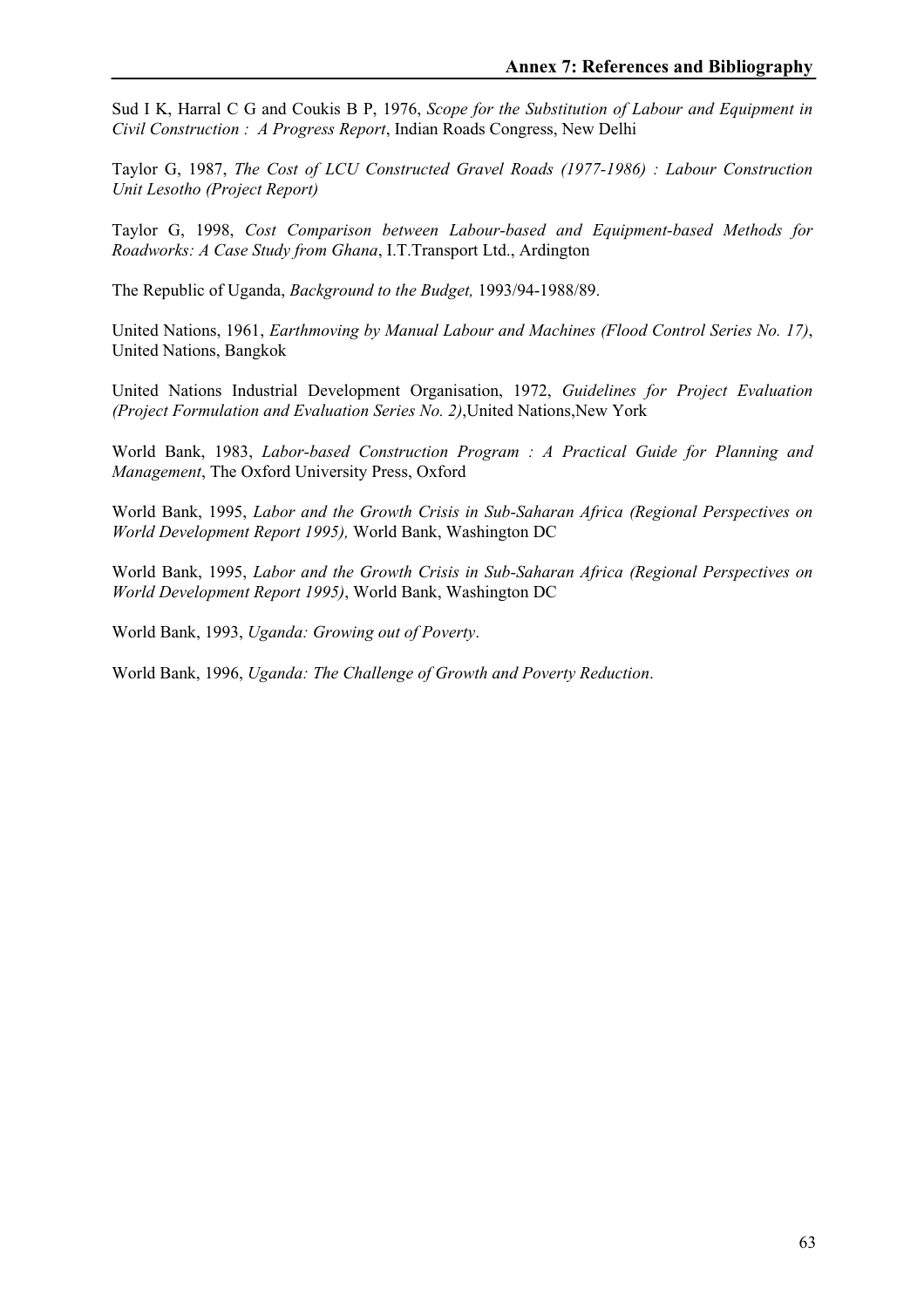Sud I K, Harral C G and Coukis B P, 1976, *Scope for the Substitution of Labour and Equipment in Civil Construction : A Progress Report*, Indian Roads Congress, New Delhi

Taylor G, 1987, *The Cost of LCU Constructed Gravel Roads (1977-1986) : Labour Construction Unit Lesotho (Project Report)*

Taylor G, 1998, *Cost Comparison between Labour-based and Equipment-based Methods for Roadworks: A Case Study from Ghana*, I.T.Transport Ltd., Ardington

The Republic of Uganda, *Background to the Budget,* 1993/94-1988/89.

United Nations, 1961, *Earthmoving by Manual Labour and Machines (Flood Control Series No. 17)*, United Nations, Bangkok

United Nations Industrial Development Organisation, 1972, *Guidelines for Project Evaluation (Project Formulation and Evaluation Series No. 2)*,United Nations,New York

World Bank, 1983, *Labor-based Construction Program : A Practical Guide for Planning and Management*, The Oxford University Press, Oxford

World Bank, 1995, *Labor and the Growth Crisis in Sub-Saharan Africa (Regional Perspectives on World Development Report 1995),* World Bank, Washington DC

World Bank, 1995, *Labor and the Growth Crisis in Sub-Saharan Africa (Regional Perspectives on World Development Report 1995)*, World Bank, Washington DC

World Bank, 1993, *Uganda: Growing out of Poverty*.

World Bank, 1996, *Uganda: The Challenge of Growth and Poverty Reduction*.